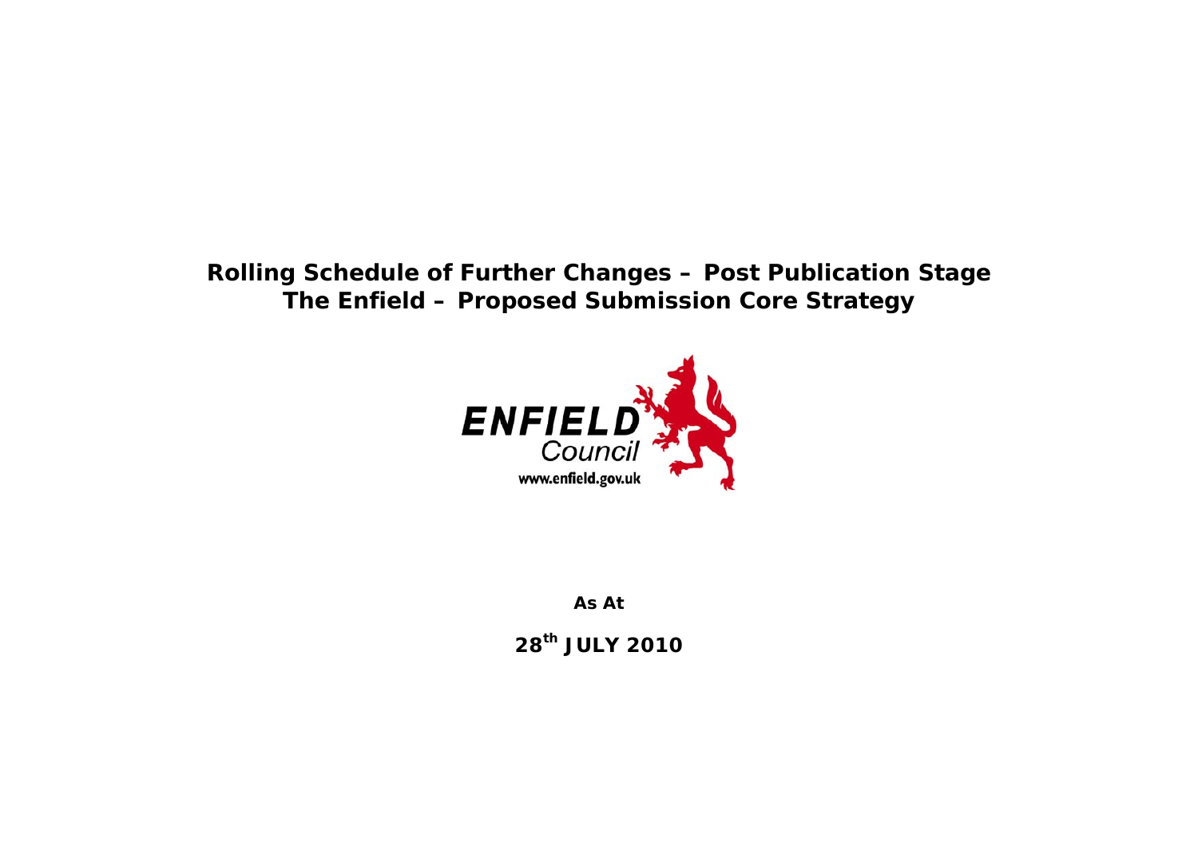# Rolling Schedule of Further Changes – Post Publication Stage
# The Enfield – Proposed Submission Core Strategy

ENFIELD Council
www.enfield.gov.uk

**As At**

**28th JULY 2010**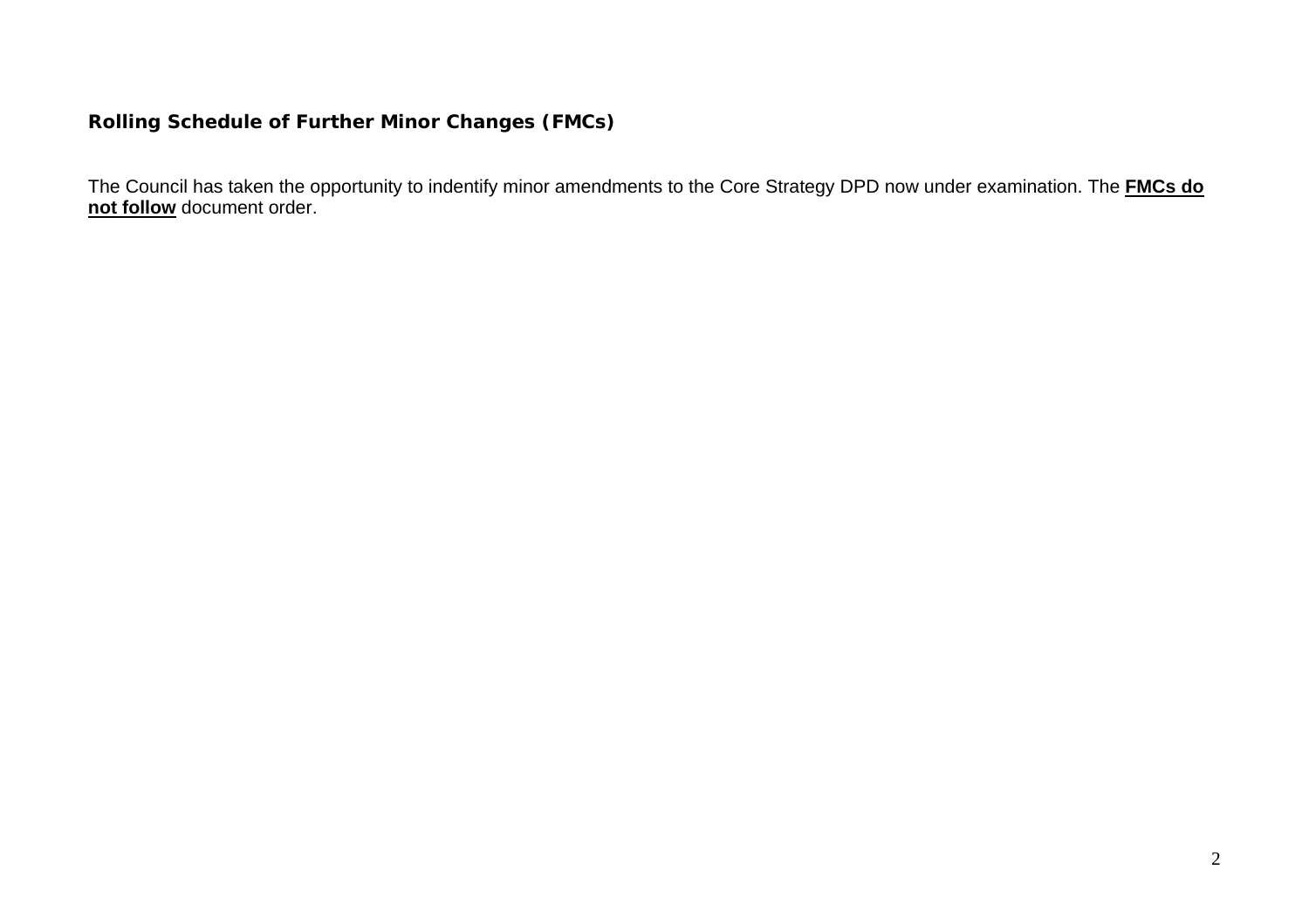## Rolling Schedule of Further Minor Changes (FMCs)

The Council has taken the opportunity to indentify minor amendments to the Core Strategy DPD now under examination. The **FMCs do not follow** document order.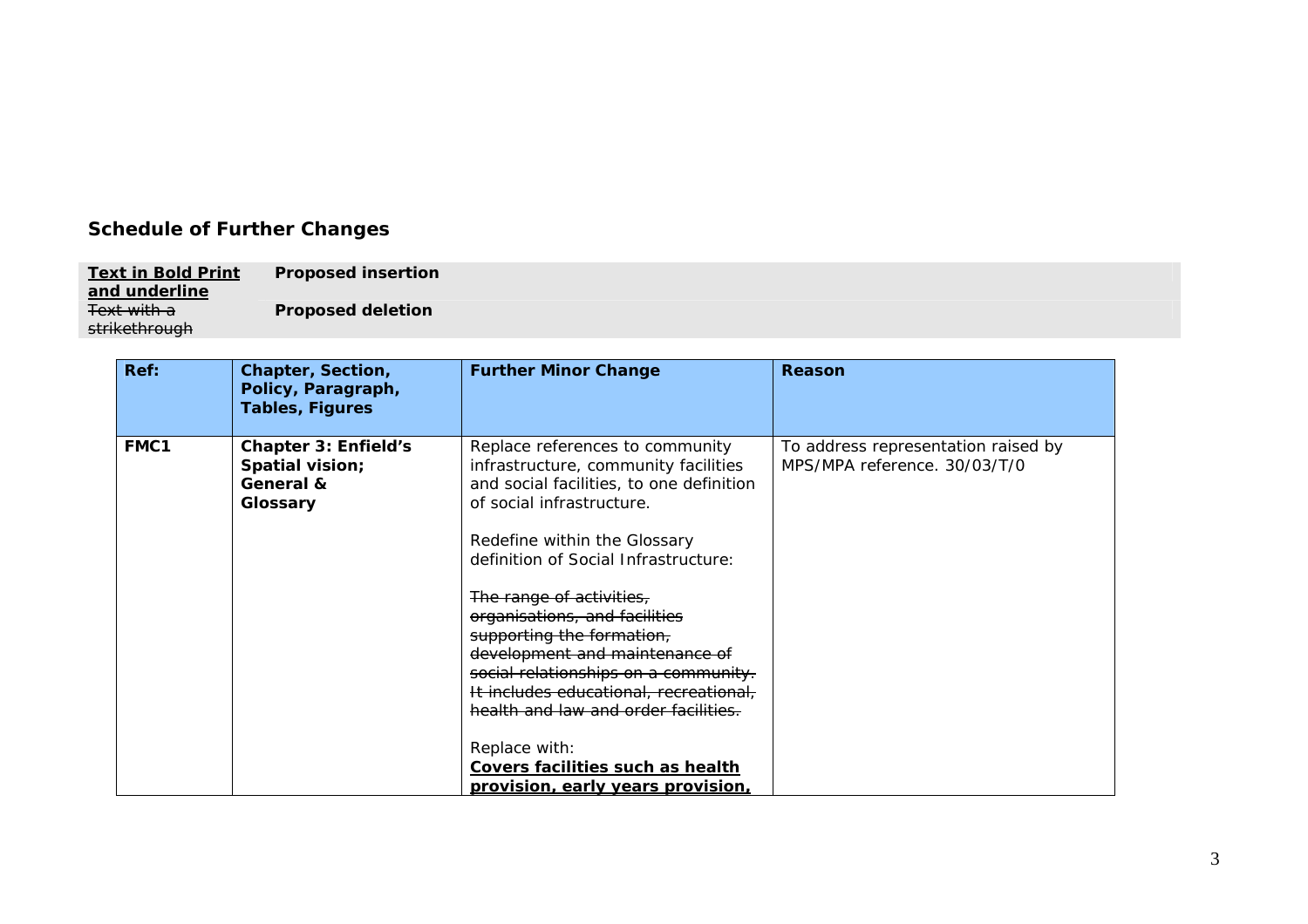## Schedule of Further Changes

| **<u>Text in Bold Print and underline</u>** | **Proposed insertion** |
|---|---|
| ~~Text with a strikethrough~~ | **Proposed deletion** |

| Ref: | Chapter, Section, Policy, Paragraph, Tables, Figures | Further Minor Change | Reason |
|---|---|---|---|
| **FMC1** | **Chapter 3: Enfield's Spatial vision; General & Glossary** | Replace references to community infrastructure, community facilities and social facilities, to one definition of social infrastructure.<br><br>Redefine within the Glossary definition of Social Infrastructure:<br><br>~~The range of activities, organisations, and facilities supporting the formation, development and maintenance of social relationships on a community. It includes educational, recreational, health and law and order facilities.~~<br><br>Replace with:<br>**<u>Covers facilities such as health provision, early years provision,</u>** | To address representation raised by MPS/MPA reference. 30/03/T/0 |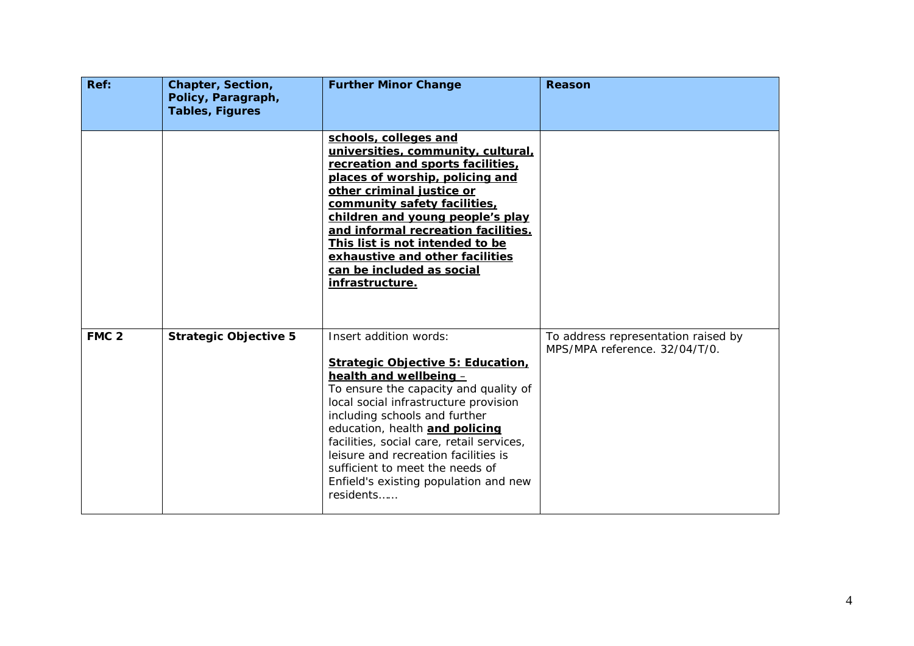| Ref: | Chapter, Section, Policy, Paragraph, Tables, Figures | Further Minor Change | Reason |
|---|---|---|---|
| | | **schools, colleges and universities, community, cultural, recreation and sports facilities, places of worship, policing and other criminal justice or community safety facilities, children and young people's play and informal recreation facilities. This list is not intended to be exhaustive and other facilities can be included as social infrastructure.** | |
| **FMC 2** | **Strategic Objective 5** | Insert addition words:<br><br>**Strategic Objective 5: Education, health and wellbeing** –<br>To ensure the capacity and quality of local social infrastructure provision including schools and further education, health **and policing** facilities, social care, retail services, leisure and recreation facilities is sufficient to meet the needs of Enfield's existing population and new residents…… | To address representation raised by MPS/MPA reference. 32/04/T/0. |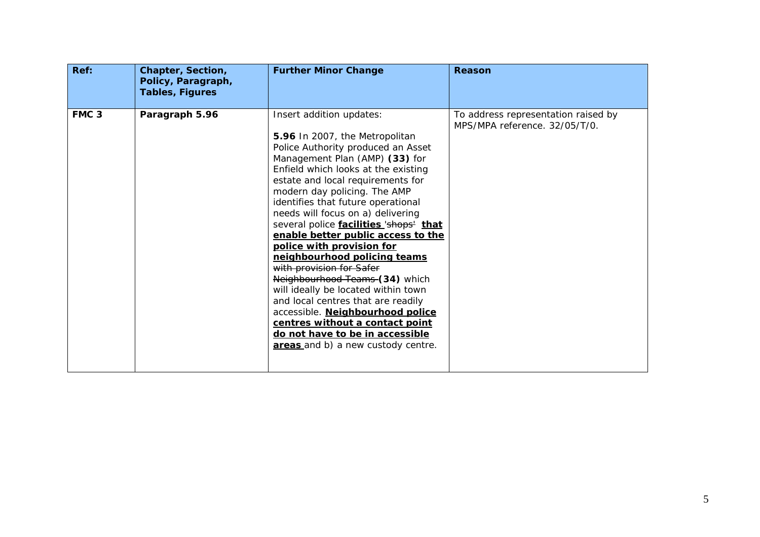| Ref: | Chapter, Section, Policy, Paragraph, Tables, Figures | Further Minor Change | Reason |
|---|---|---|---|
| FMC 3 | Paragraph 5.96 | Insert addition updates:<br><br>**5.96** In 2007, the Metropolitan Police Authority produced an Asset Management Plan (AMP) **(33)** for Enfield which looks at the existing estate and local requirements for modern day policing. The AMP identifies that future operational needs will focus on a) delivering several police <u>**facilities**</u> ~~'shops'~~ <u>**that enable better public access to the police with provision for neighbourhood policing teams**</u> ~~with provision for Safer Neighbourhood Teams~~ **(34)** which will ideally be located within town and local centres that are readily accessible. <u>**Neighbourhood police centres without a contact point do not have to be in accessible areas**</u> and b) a new custody centre. | To address representation raised by MPS/MPA reference. 32/05/T/0. |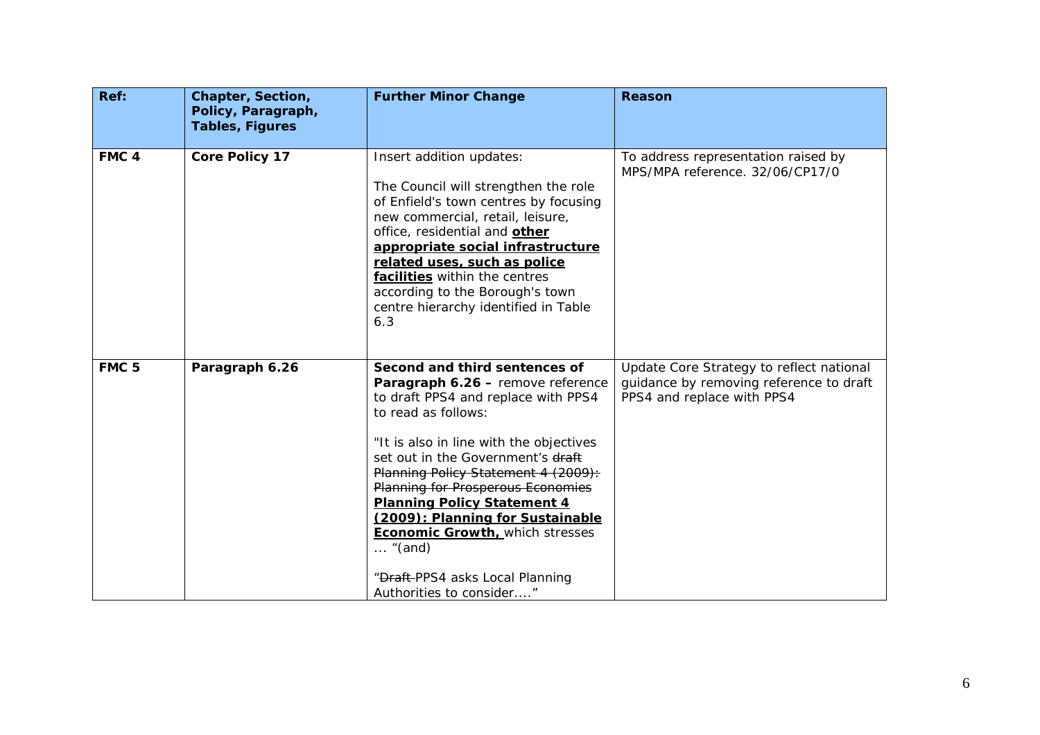| Ref: | Chapter, Section, Policy, Paragraph, Tables, Figures | Further Minor Change | Reason |
|---|---|---|---|
| FMC 4 | Core Policy 17 | Insert addition updates:<br><br>The Council will strengthen the role of Enfield's town centres by focusing new commercial, retail, leisure, office, residential and **<u>other appropriate social infrastructure related uses, such as police facilities</u>** within the centres according to the Borough's town centre hierarchy identified in Table 6.3 | To address representation raised by MPS/MPA reference. 32/06/CP17/0 |
| FMC 5 | Paragraph 6.26 | **Second and third sentences of Paragraph 6.26 –** remove reference to draft PPS4 and replace with PPS4 to read as follows:<br><br>"It is also in line with the objectives set out in the Government's ~~draft Planning Policy Statement 4 (2009): Planning for Prosperous Economies~~ **<u>Planning Policy Statement 4 (2009): Planning for Sustainable Economic Growth,</u>** which stresses … "(and)<br><br>"~~Draft~~ PPS4 asks Local Planning Authorities to consider…." | Update Core Strategy to reflect national guidance by removing reference to draft PPS4 and replace with PPS4 |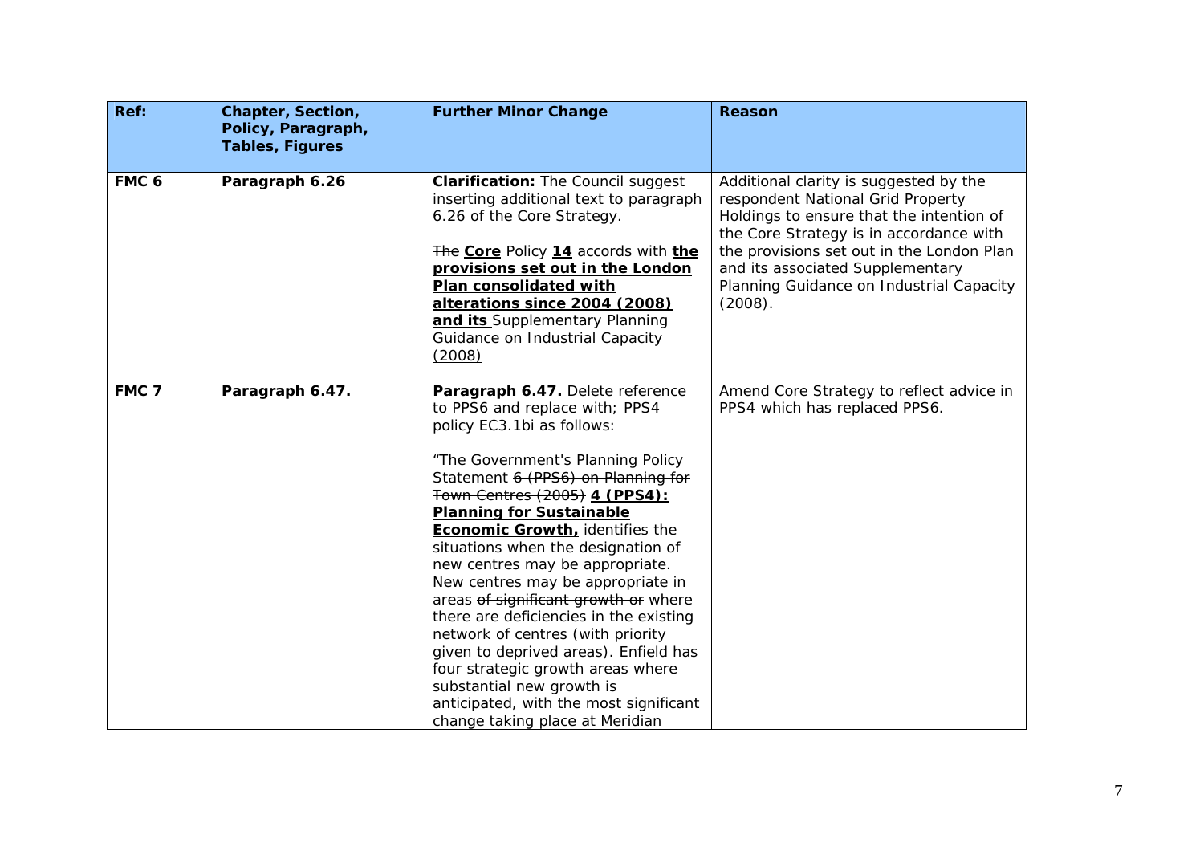| Ref: | Chapter, Section, Policy, Paragraph, Tables, Figures | Further Minor Change | Reason |
|---|---|---|---|
| **FMC 6** | **Paragraph 6.26** | **Clarification:** The Council suggest inserting additional text to paragraph 6.26 of the Core Strategy.<br><br>~~The~~ **<u>Core</u>** Policy **<u>14</u>** accords with **<u>the provisions set out in the London Plan consolidated with alterations since 2004 (2008) and its</u>** Supplementary Planning Guidance on Industrial Capacity <u>(2008)</u> | Additional clarity is suggested by the respondent National Grid Property Holdings to ensure that the intention of the Core Strategy is in accordance with the provisions set out in the London Plan and its associated Supplementary Planning Guidance on Industrial Capacity (2008). |
| **FMC 7** | **Paragraph 6.47.** | **Paragraph 6.47.** Delete reference to PPS6 and replace with; PPS4 policy EC3.1bi as follows:<br><br>"The Government's Planning Policy Statement ~~6 (PPS6) on Planning for Town Centres (2005)~~ **<u>4 (PPS4): Planning for Sustainable Economic Growth,</u>** identifies the situations when the designation of new centres may be appropriate. New centres may be appropriate in areas ~~of significant growth or~~ where there are deficiencies in the existing network of centres (with priority given to deprived areas). Enfield has four strategic growth areas where substantial new growth is anticipated, with the most significant change taking place at Meridian | Amend Core Strategy to reflect advice in PPS4 which has replaced PPS6. |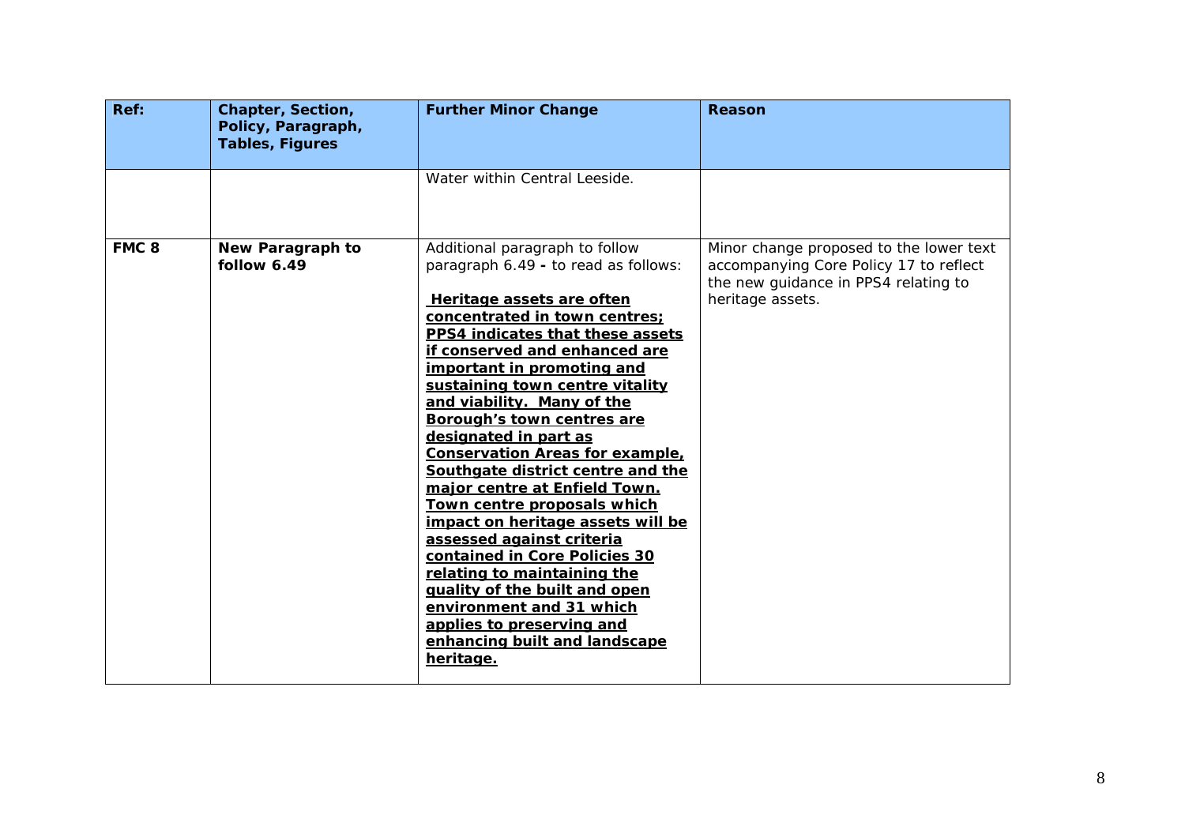| Ref: | Chapter, Section, Policy, Paragraph, Tables, Figures | Further Minor Change | Reason |
|---|---|---|---|
| | | Water within Central Leeside. | |
| **FMC 8** | **New Paragraph to follow 6.49** | Additional paragraph to follow paragraph 6.49 **-** to read as follows:<br><br>**Heritage assets are often concentrated in town centres; PPS4 indicates that these assets if conserved and enhanced are important in promoting and sustaining town centre vitality and viability. Many of the Borough's town centres are designated in part as Conservation Areas for example, Southgate district centre and the major centre at Enfield Town. Town centre proposals which impact on heritage assets will be assessed against criteria contained in Core Policies 30 relating to maintaining the quality of the built and open environment and 31 which applies to preserving and enhancing built and landscape heritage.** | Minor change proposed to the lower text accompanying Core Policy 17 to reflect the new guidance in PPS4 relating to heritage assets. |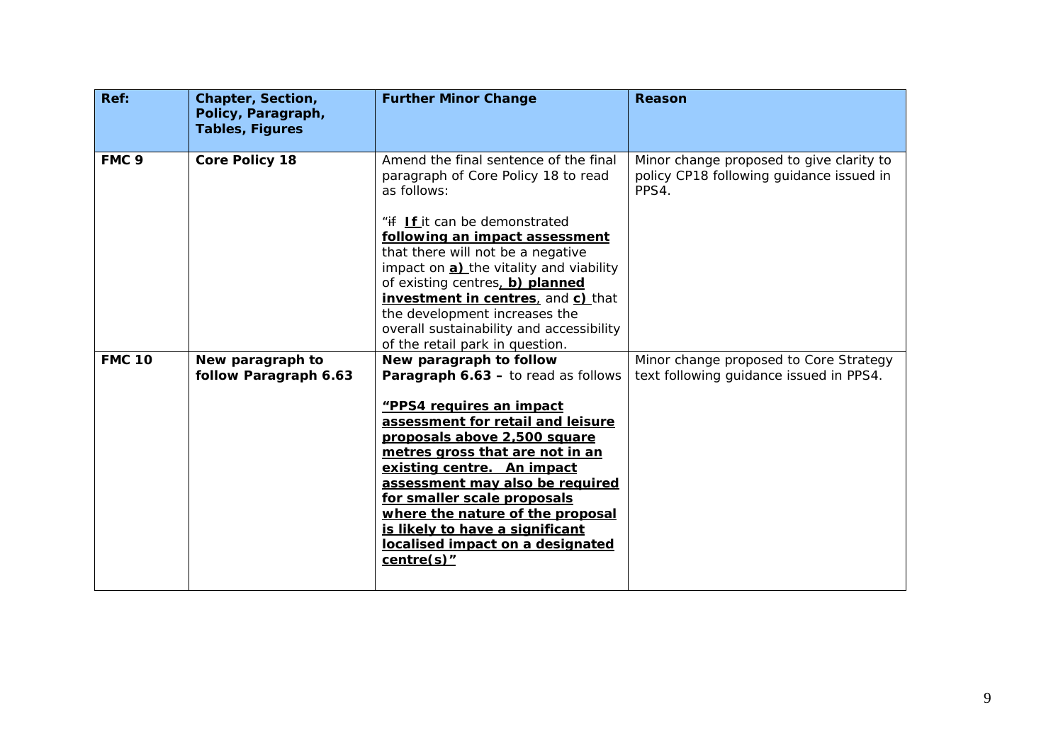| Ref: | Chapter, Section, Policy, Paragraph, Tables, Figures | Further Minor Change | Reason |
|---|---|---|---|
| **FMC 9** | **Core Policy 18** | Amend the final sentence of the final paragraph of Core Policy 18 to read as follows:<br><br>"~~if~~ **<u>If</u>** it can be demonstrated **<u>following an impact assessment</u>** that there will not be a negative impact on **<u>a)</u>** the vitality and viability of existing centres**<u>, b) planned investment in centres</u>**, and **<u>c)</u>** that the development increases the overall sustainability and accessibility of the retail park in question. | Minor change proposed to give clarity to policy CP18 following guidance issued in PPS4. |
| **FMC 10** | **New paragraph to follow Paragraph 6.63** | **New paragraph to follow Paragraph 6.63 –** to read as follows<br><br>**<u>"PPS4 requires an impact assessment for retail and leisure proposals above 2,500 square metres gross that are not in an existing centre. An impact assessment may also be required for smaller scale proposals where the nature of the proposal is likely to have a significant localised impact on a designated centre(s)"</u>** | Minor change proposed to Core Strategy text following guidance issued in PPS4. |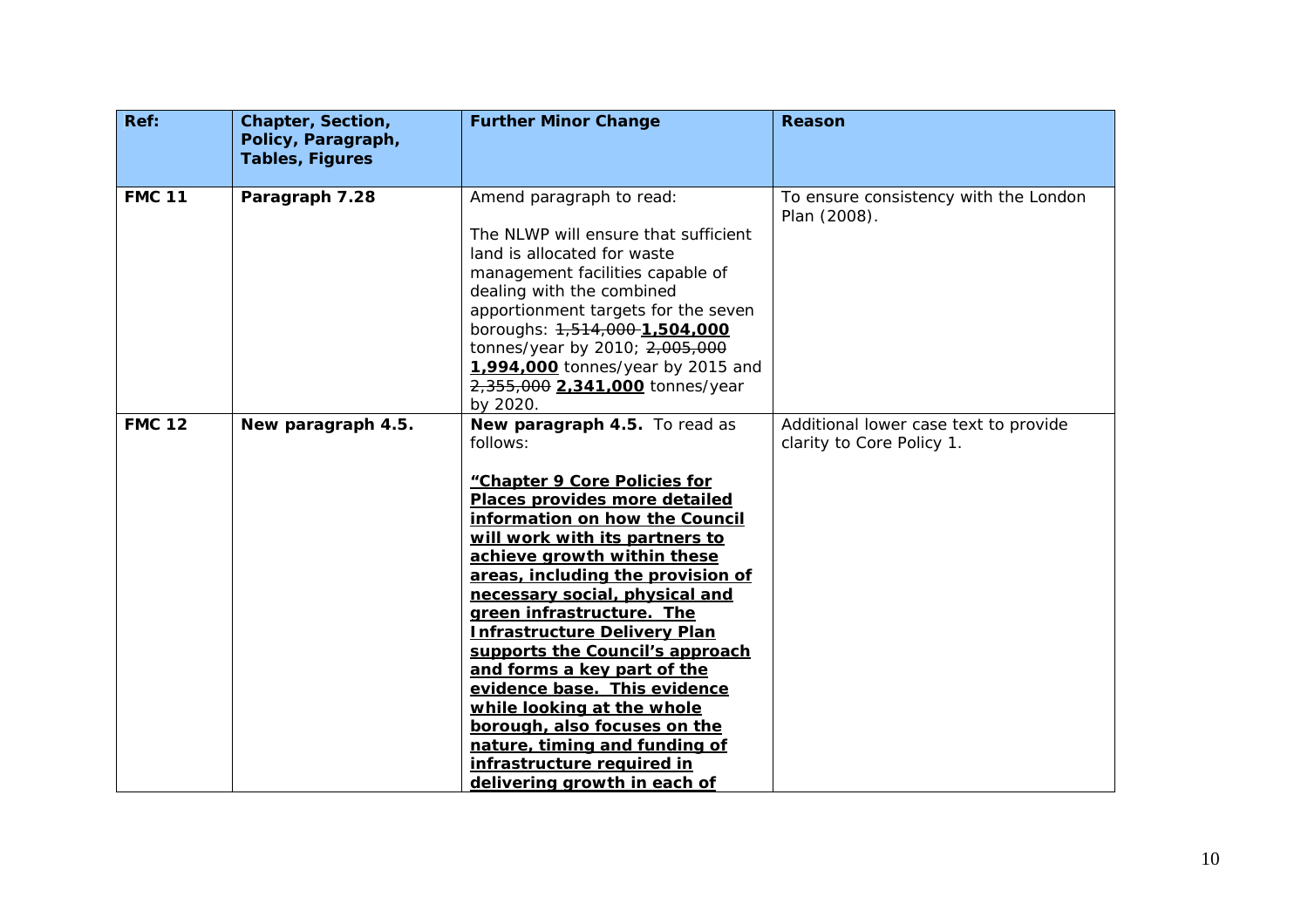| Ref: | Chapter, Section, Policy, Paragraph, Tables, Figures | Further Minor Change | Reason |
|---|---|---|---|
| **FMC 11** | **Paragraph 7.28** | Amend paragraph to read:<br><br>The NLWP will ensure that sufficient land is allocated for waste management facilities capable of dealing with the combined apportionment targets for the seven boroughs: ~~1,514,000~~ <u>**1,504,000**</u> tonnes/year by 2010; ~~2,005,000~~ <u>**1,994,000**</u> tonnes/year by 2015 and ~~2,355,000~~ <u>**2,341,000**</u> tonnes/year by 2020. | To ensure consistency with the London Plan (2008). |
| **FMC 12** | **New paragraph 4.5.** | **New paragraph 4.5.** To read as follows:<br><br><u>**"Chapter 9 Core Policies for Places provides more detailed information on how the Council will work with its partners to achieve growth within these areas, including the provision of necessary social, physical and green infrastructure. The Infrastructure Delivery Plan supports the Council's approach and forms a key part of the evidence base. This evidence while looking at the whole borough, also focuses on the nature, timing and funding of infrastructure required in delivering growth in each of**</u> | Additional lower case text to provide clarity to Core Policy 1. |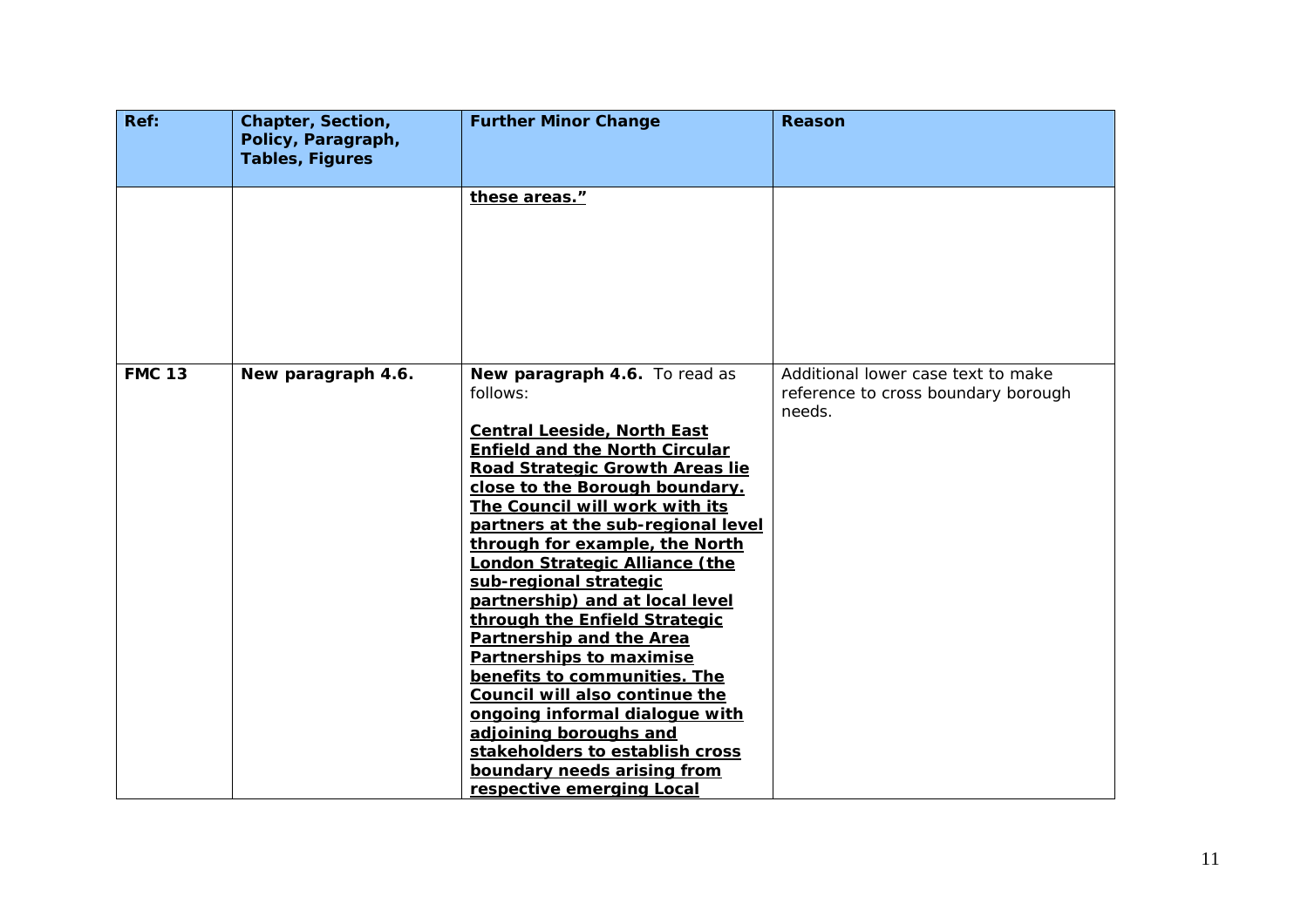| Ref: | Chapter, Section, Policy, Paragraph, Tables, Figures | Further Minor Change | Reason |
|---|---|---|---|
| | | **these areas."** | |
| **FMC 13** | **New paragraph 4.6.** | **New paragraph 4.6.** To read as follows:<br><br>**Central Leeside, North East Enfield and the North Circular Road Strategic Growth Areas lie close to the Borough boundary. The Council will work with its partners at the sub-regional level through for example, the North London Strategic Alliance (the sub-regional strategic partnership) and at local level through the Enfield Strategic Partnership and the Area Partnerships to maximise benefits to communities. The Council will also continue the ongoing informal dialogue with adjoining boroughs and stakeholders to establish cross boundary needs arising from respective emerging Local** | Additional lower case text to make reference to cross boundary borough needs. |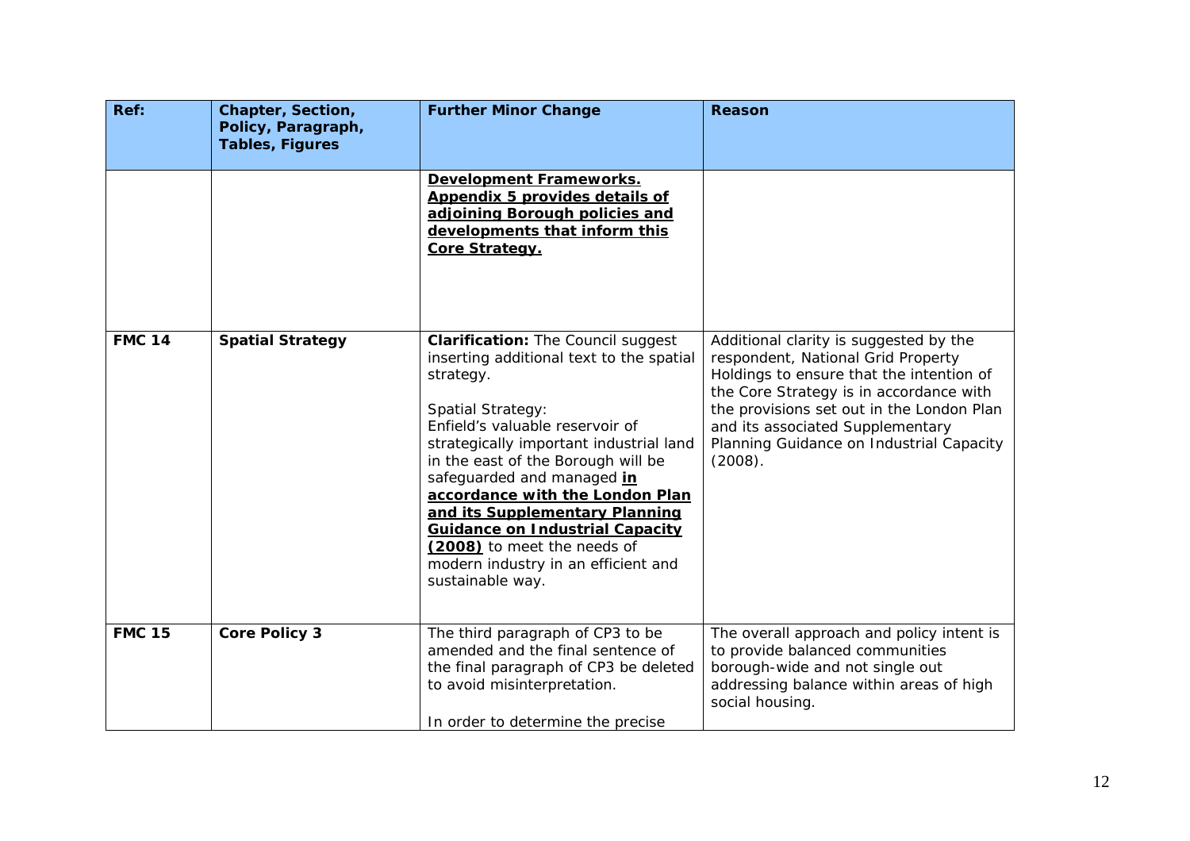| Ref: | Chapter, Section, Policy, Paragraph, Tables, Figures | Further Minor Change | Reason |
|---|---|---|---|
| | | **Development Frameworks. Appendix 5 provides details of adjoining Borough policies and developments that inform this Core Strategy.** | |
| **FMC 14** | **Spatial Strategy** | **Clarification:** The Council suggest inserting additional text to the spatial strategy.<br><br>Spatial Strategy:<br>Enfield's valuable reservoir of strategically important industrial land in the east of the Borough will be safeguarded and managed **in accordance with the London Plan and its Supplementary Planning Guidance on Industrial Capacity (2008)** to meet the needs of modern industry in an efficient and sustainable way. | Additional clarity is suggested by the respondent, National Grid Property Holdings to ensure that the intention of the Core Strategy is in accordance with the provisions set out in the London Plan and its associated Supplementary Planning Guidance on Industrial Capacity (2008). |
| **FMC 15** | **Core Policy 3** | The third paragraph of CP3 to be amended and the final sentence of the final paragraph of CP3 be deleted to avoid misinterpretation.<br><br>In order to determine the precise | The overall approach and policy intent is to provide balanced communities borough-wide and not single out addressing balance within areas of high social housing. |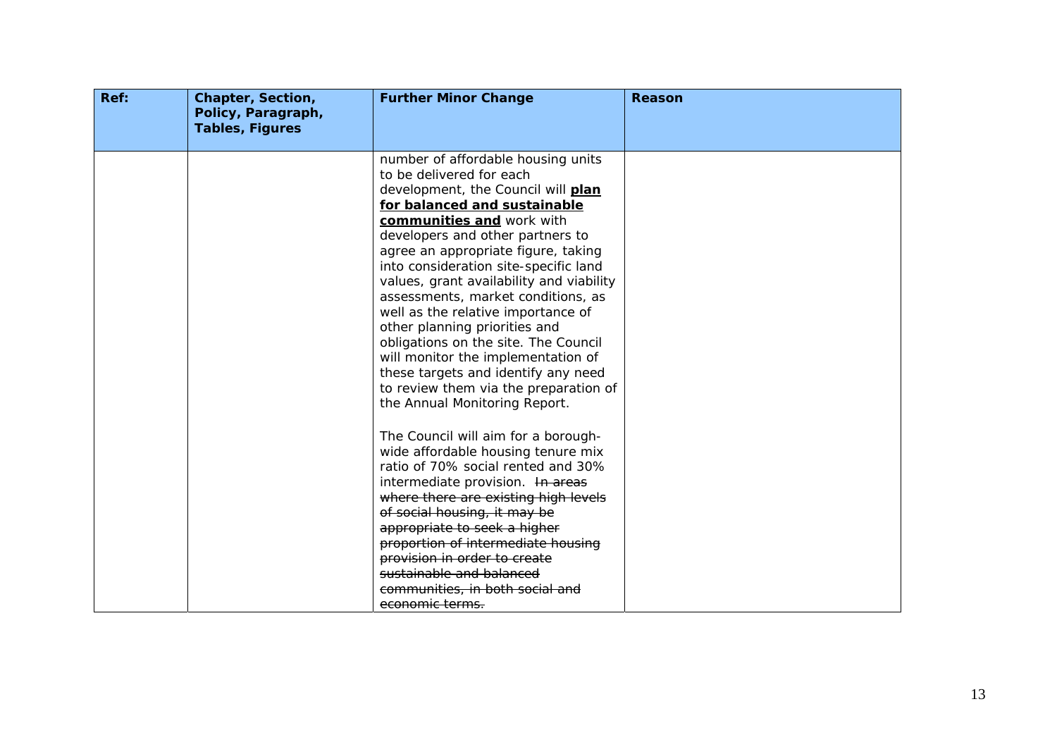| Ref: | Chapter, Section, Policy, Paragraph, Tables, Figures | Further Minor Change | Reason |
|---|---|---|---|
| | | number of affordable housing units to be delivered for each development, the Council will **plan for balanced and sustainable communities and** work with developers and other partners to agree an appropriate figure, taking into consideration site-specific land values, grant availability and viability assessments, market conditions, as well as the relative importance of other planning priorities and obligations on the site. The Council will monitor the implementation of these targets and identify any need to review them via the preparation of the Annual Monitoring Report.<br><br>The Council will aim for a borough-wide affordable housing tenure mix ratio of 70% social rented and 30% intermediate provision. ~~In areas where there are existing high levels of social housing, it may be appropriate to seek a higher proportion of intermediate housing provision in order to create sustainable and balanced communities, in both social and economic terms.~~ | |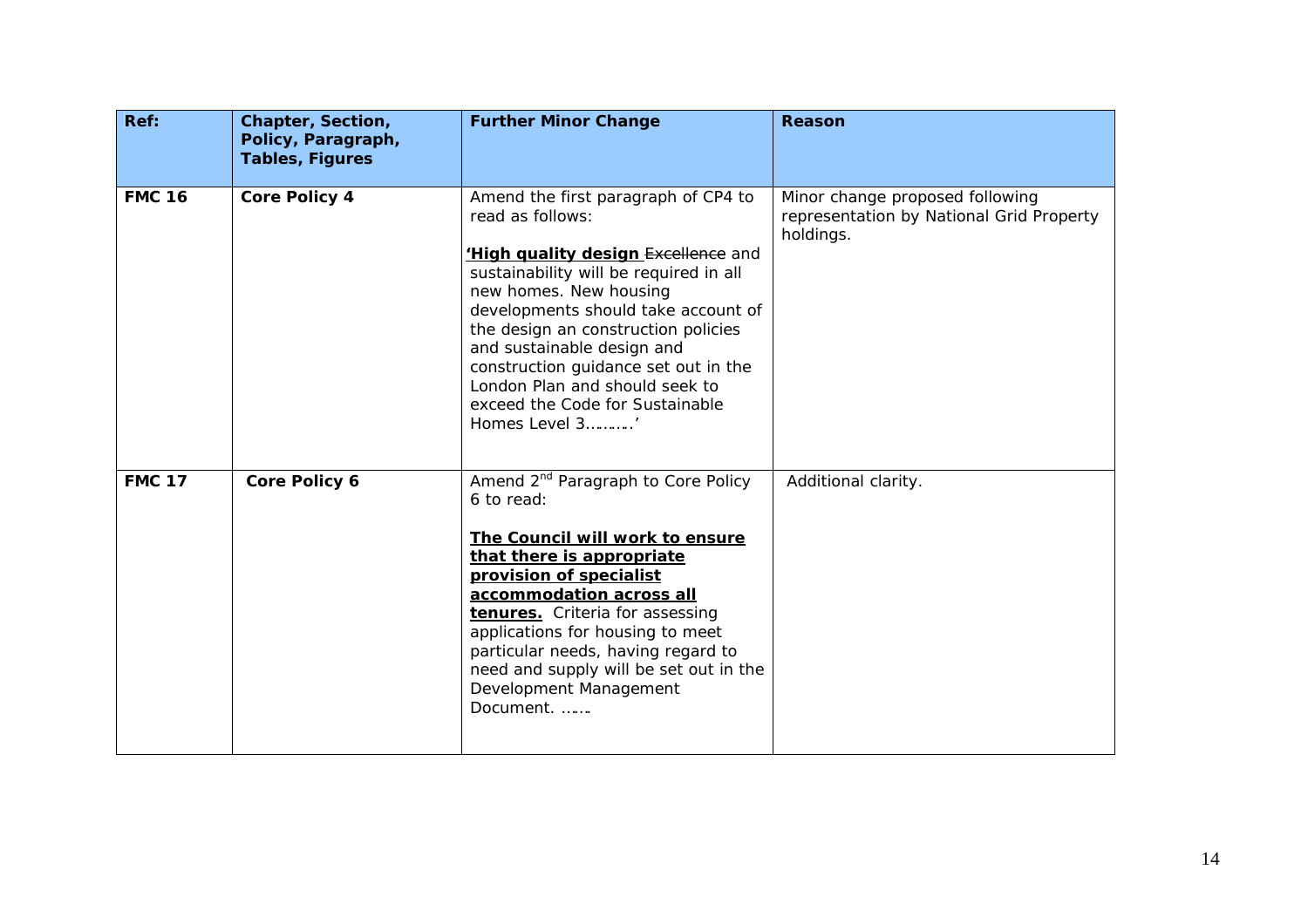| Ref: | Chapter, Section, Policy, Paragraph, Tables, Figures | Further Minor Change | Reason |
|---|---|---|---|
| **FMC 16** | **Core Policy 4** | Amend the first paragraph of CP4 to read as follows:<br><br>**'<u>High quality design</u>** ~~Excellence~~ and sustainability will be required in all new homes. New housing developments should take account of the design an construction policies and sustainable design and construction guidance set out in the London Plan and should seek to exceed the Code for Sustainable Homes Level 3……….' | Minor change proposed following representation by National Grid Property holdings. |
| **FMC 17** | **Core Policy 6** | Amend 2nd Paragraph to Core Policy 6 to read:<br><br>**<u>The Council will work to ensure that there is appropriate provision of specialist accommodation across all tenures.</u>** Criteria for assessing applications for housing to meet particular needs, having regard to need and supply will be set out in the Development Management Document. ……. | Additional clarity. |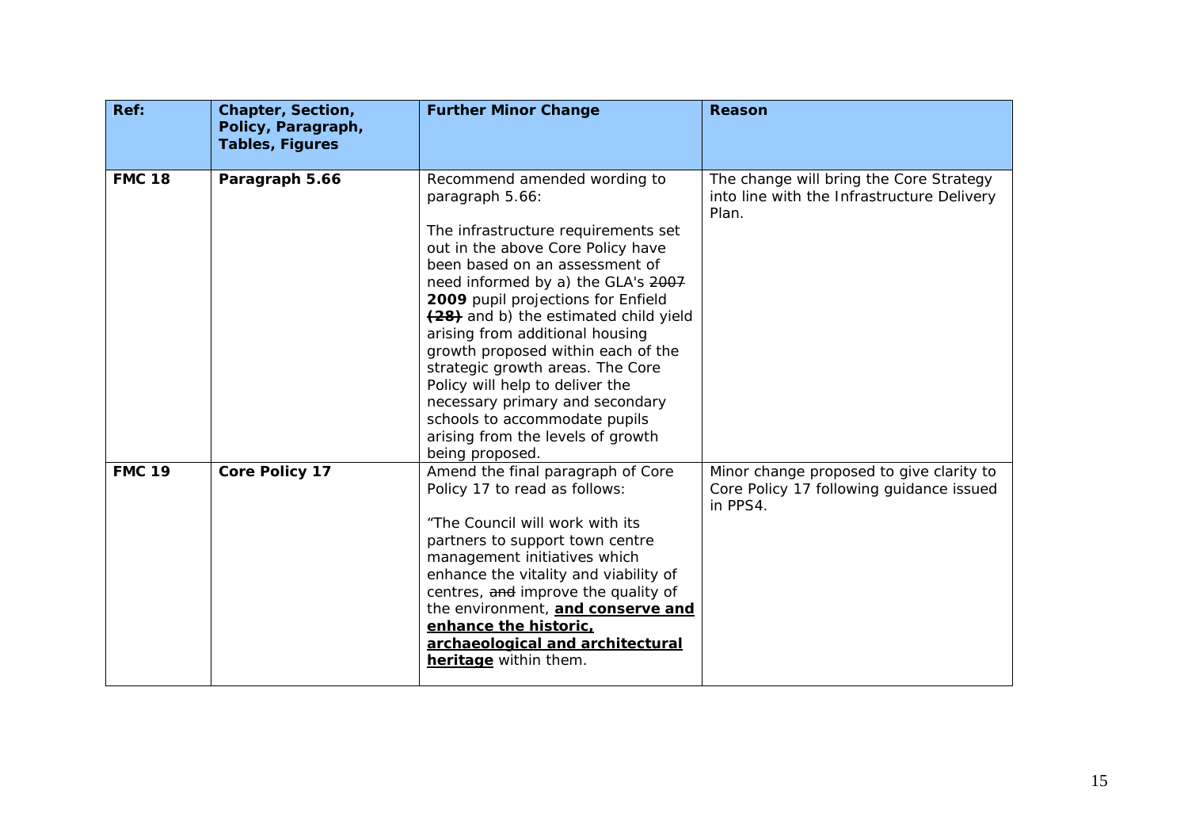| Ref: | Chapter, Section, Policy, Paragraph, Tables, Figures | Further Minor Change | Reason |
|---|---|---|---|
| **FMC 18** | **Paragraph 5.66** | Recommend amended wording to paragraph 5.66:<br><br>The infrastructure requirements set out in the above Core Policy have been based on an assessment of need informed by a) the GLA's ~~2007~~ **2009** pupil projections for Enfield ~~**(28)**~~ and b) the estimated child yield arising from additional housing growth proposed within each of the strategic growth areas. The Core Policy will help to deliver the necessary primary and secondary schools to accommodate pupils arising from the levels of growth being proposed. | The change will bring the Core Strategy into line with the Infrastructure Delivery Plan. |
| **FMC 19** | **Core Policy 17** | Amend the final paragraph of Core Policy 17 to read as follows:<br><br>"The Council will work with its partners to support town centre management initiatives which enhance the vitality and viability of centres, ~~and~~ improve the quality of the environment, **and conserve and enhance the historic, archaeological and architectural heritage** within them. | Minor change proposed to give clarity to Core Policy 17 following guidance issued in PPS4. |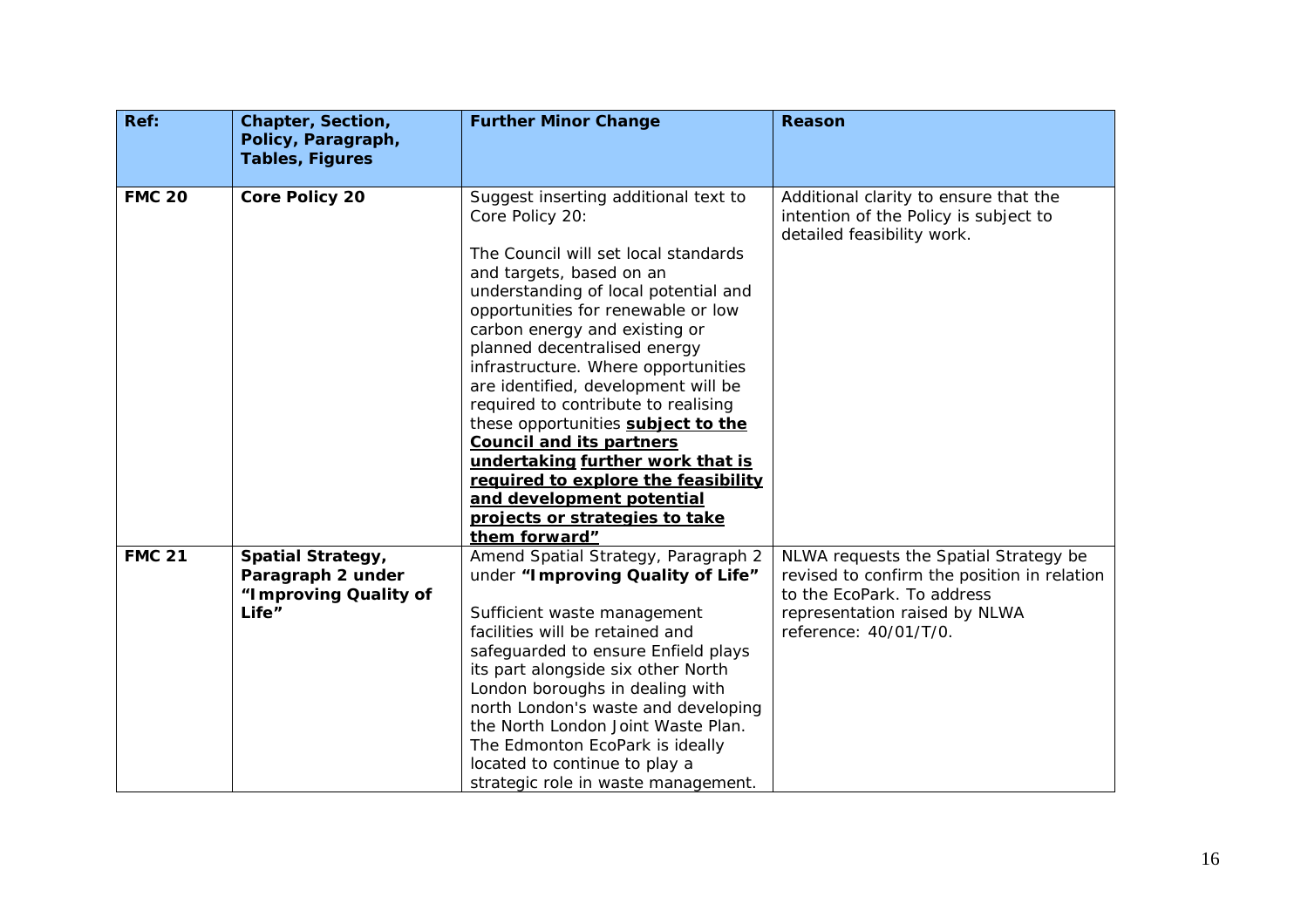| Ref: | Chapter, Section, Policy, Paragraph, Tables, Figures | Further Minor Change | Reason |
|---|---|---|---|
| **FMC 20** | **Core Policy 20** | Suggest inserting additional text to Core Policy 20:<br><br>The Council will set local standards and targets, based on an understanding of local potential and opportunities for renewable or low carbon energy and existing or planned decentralised energy infrastructure. Where opportunities are identified, development will be required to contribute to realising these opportunities <u>**subject to the Council and its partners undertaking further work that is required to explore the feasibility and development potential projects or strategies to take them forward"**</u> | Additional clarity to ensure that the intention of the Policy is subject to detailed feasibility work. |
| **FMC 21** | **Spatial Strategy, Paragraph 2 under "Improving Quality of Life"** | Amend Spatial Strategy, Paragraph 2 under **"Improving Quality of Life"**<br><br>Sufficient waste management facilities will be retained and safeguarded to ensure Enfield plays its part alongside six other North London boroughs in dealing with north London's waste and developing the North London Joint Waste Plan. The Edmonton EcoPark is ideally located to continue to play a strategic role in waste management. | NLWA requests the Spatial Strategy be revised to confirm the position in relation to the EcoPark. To address representation raised by NLWA reference: 40/01/T/0. |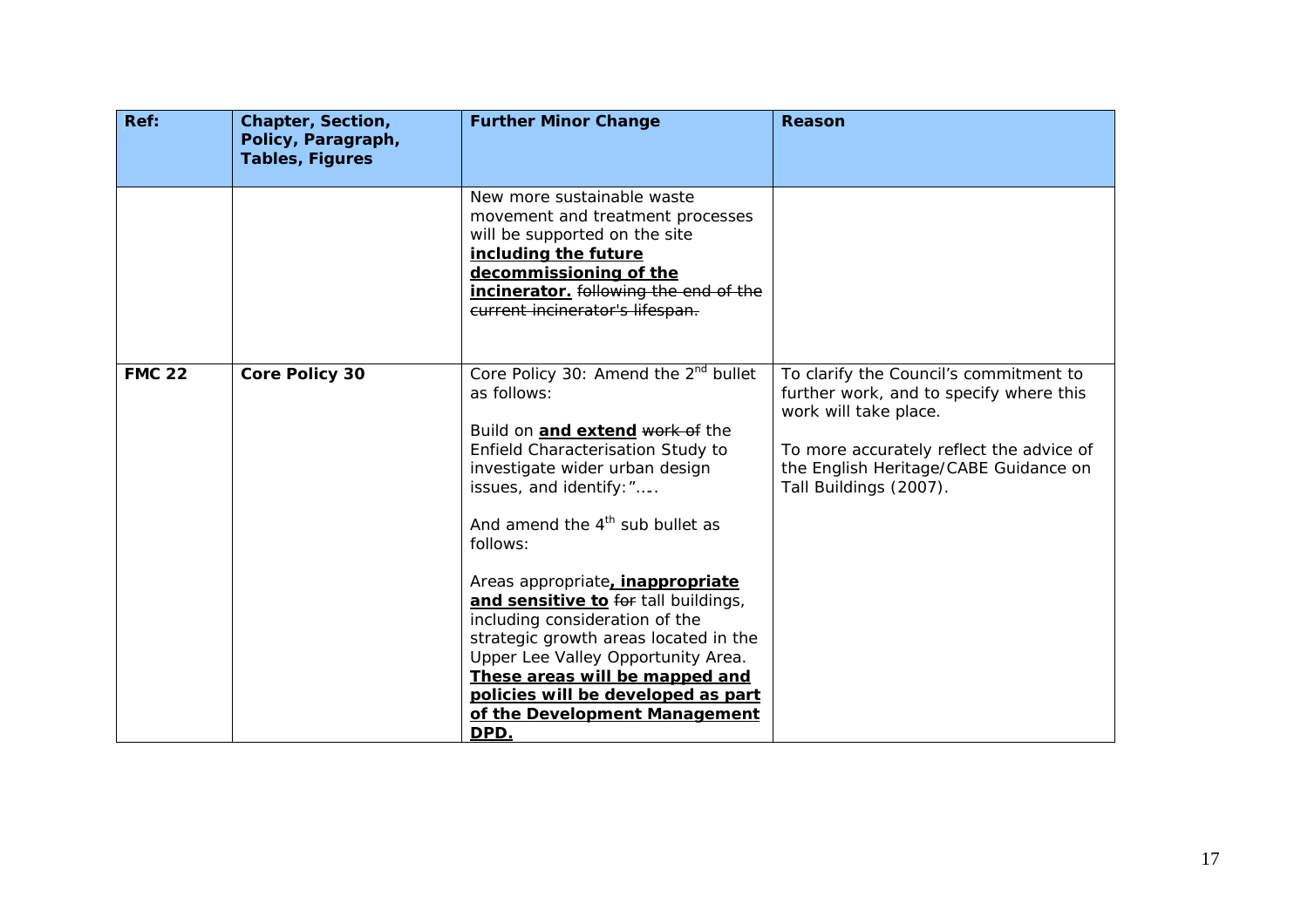| Ref: | Chapter, Section, Policy, Paragraph, Tables, Figures | Further Minor Change | Reason |
|---|---|---|---|
| | | New more sustainable waste movement and treatment processes will be supported on the site **including the future decommissioning of the incinerator.** ~~following the end of the current incinerator's lifespan.~~ | |
| **FMC 22** | **Core Policy 30** | Core Policy 30: Amend the 2nd bullet as follows:<br><br>Build on **and extend** ~~work of~~ the Enfield Characterisation Study to investigate wider urban design issues, and identify:"…..<br><br>And amend the 4th sub bullet as follows:<br><br>Areas appropriate**, inappropriate and sensitive to** ~~for~~ tall buildings, including consideration of the strategic growth areas located in the Upper Lee Valley Opportunity Area. **These areas will be mapped and policies will be developed as part of the Development Management DPD.** | To clarify the Council's commitment to further work, and to specify where this work will take place.<br><br>To more accurately reflect the advice of the English Heritage/CABE Guidance on Tall Buildings (2007). |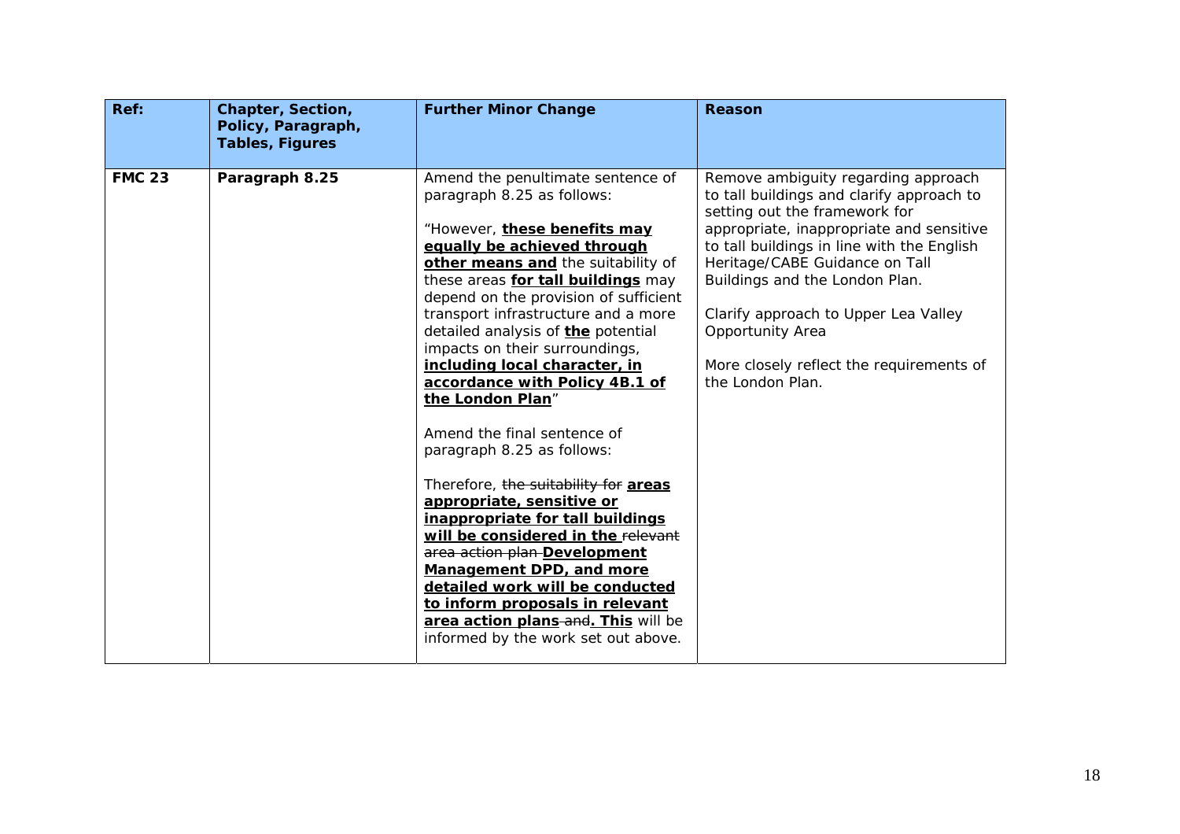| Ref: | Chapter, Section, Policy, Paragraph, Tables, Figures | Further Minor Change | Reason |
|---|---|---|---|
| **FMC 23** | **Paragraph 8.25** | Amend the penultimate sentence of paragraph 8.25 as follows:<br><br>"However, <u>**these benefits may equally be achieved through other means and**</u> the suitability of these areas <u>**for tall buildings**</u> may depend on the provision of sufficient transport infrastructure and a more detailed analysis of <u>**the**</u> potential impacts on their surroundings, <u>**including local character, in accordance with Policy 4B.1 of the London Plan**</u>"<br><br>Amend the final sentence of paragraph 8.25 as follows:<br><br>Therefore, ~~the suitability for~~ <u>**areas appropriate, sensitive or inappropriate for tall buildings will be considered in the**</u> ~~relevant area action plan~~ <u>**Development Management DPD, and more detailed work will be conducted to inform proposals in relevant area action plans**</u> ~~and~~<u>**. This**</u> will be informed by the work set out above. | Remove ambiguity regarding approach to tall buildings and clarify approach to setting out the framework for appropriate, inappropriate and sensitive to tall buildings in line with the English Heritage/CABE Guidance on Tall Buildings and the London Plan.<br><br>Clarify approach to Upper Lea Valley Opportunity Area<br><br>More closely reflect the requirements of the London Plan. |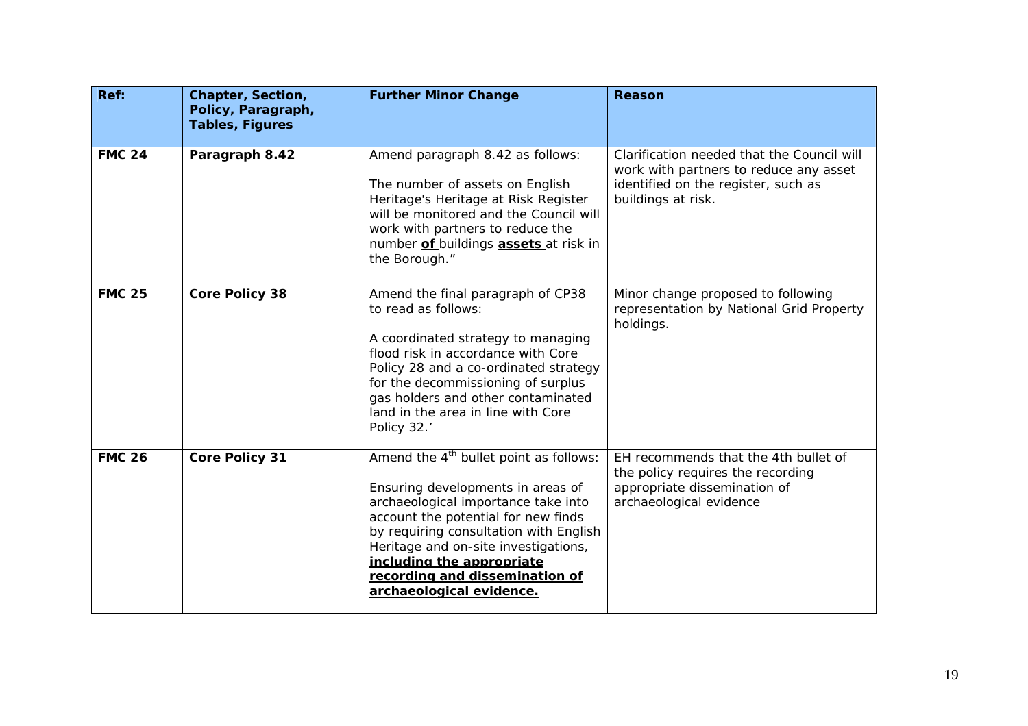| Ref: | Chapter, Section, Policy, Paragraph, Tables, Figures | Further Minor Change | Reason |
|---|---|---|---|
| **FMC 24** | **Paragraph 8.42** | Amend paragraph 8.42 as follows:<br><br>The number of assets on English Heritage's Heritage at Risk Register will be monitored and the Council will work with partners to reduce the number **<u>of</u>** ~~buildings~~ **<u>assets</u>** at risk in the Borough." | Clarification needed that the Council will work with partners to reduce any asset identified on the register, such as buildings at risk. |
| **FMC 25** | **Core Policy 38** | Amend the final paragraph of CP38 to read as follows:<br><br>A coordinated strategy to managing flood risk in accordance with Core Policy 28 and a co-ordinated strategy for the decommissioning of ~~surplus~~ gas holders and other contaminated land in the area in line with Core Policy 32.' | Minor change proposed to following representation by National Grid Property holdings. |
| **FMC 26** | **Core Policy 31** | Amend the 4th bullet point as follows:<br><br>Ensuring developments in areas of archaeological importance take into account the potential for new finds by requiring consultation with English Heritage and on-site investigations, **<u>including the appropriate recording and dissemination of archaeological evidence.</u>** | EH recommends that the 4th bullet of the policy requires the recording appropriate dissemination of archaeological evidence |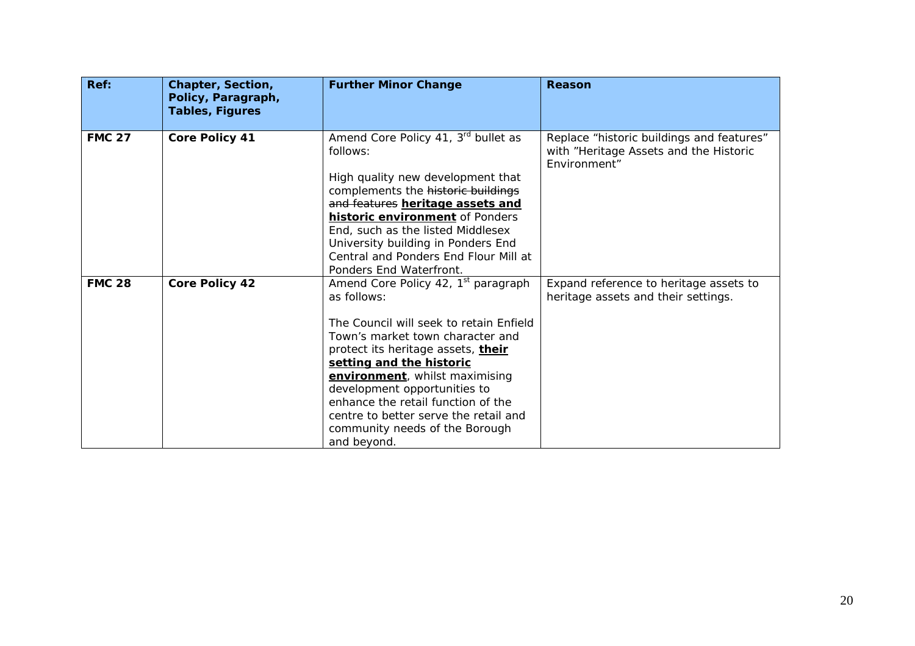| Ref: | Chapter, Section, Policy, Paragraph, Tables, Figures | Further Minor Change | Reason |
|---|---|---|---|
| **FMC 27** | **Core Policy 41** | Amend Core Policy 41, 3rd bullet as follows:<br><br>High quality new development that complements the ~~historic buildings and features~~ **<u>heritage assets and historic environment</u>** of Ponders End, such as the listed Middlesex University building in Ponders End Central and Ponders End Flour Mill at Ponders End Waterfront. | Replace "historic buildings and features" with "Heritage Assets and the Historic Environment" |
| **FMC 28** | **Core Policy 42** | Amend Core Policy 42, 1st paragraph as follows:<br><br>The Council will seek to retain Enfield Town's market town character and protect its heritage assets, **<u>their setting and the historic environment</u>**, whilst maximising development opportunities to enhance the retail function of the centre to better serve the retail and community needs of the Borough and beyond. | Expand reference to heritage assets to heritage assets and their settings. |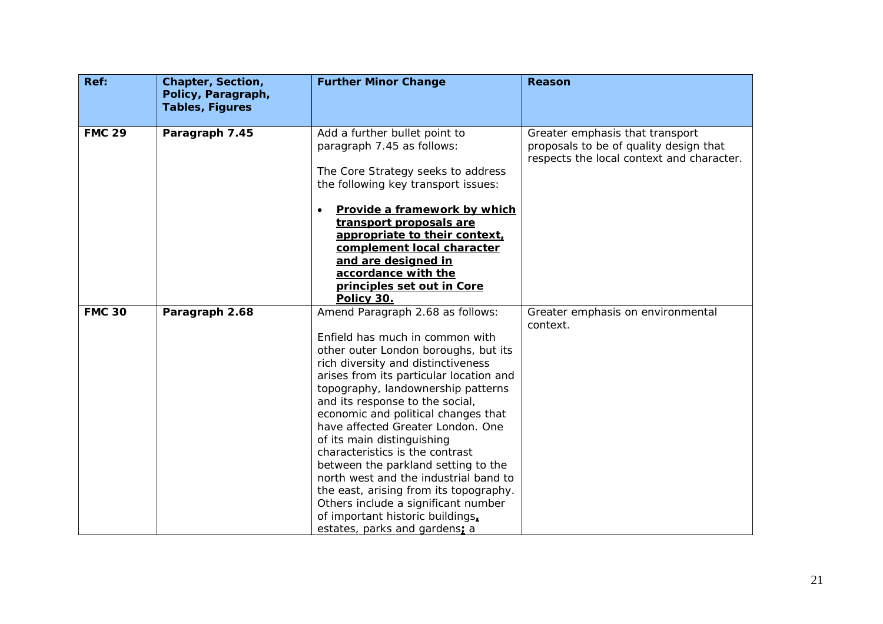| Ref: | Chapter, Section, Policy, Paragraph, Tables, Figures | Further Minor Change | Reason |
|---|---|---|---|
| **FMC 29** | **Paragraph 7.45** | Add a further bullet point to paragraph 7.45 as follows:<br><br>The Core Strategy seeks to address the following key transport issues:<br><br>• <u>**Provide a framework by which transport proposals are appropriate to their context, complement local character and are designed in accordance with the principles set out in Core Policy 30.**</u> | Greater emphasis that transport proposals to be of quality design that respects the local context and character. |
| **FMC 30** | **Paragraph 2.68** | Amend Paragraph 2.68 as follows:<br><br>Enfield has much in common with other outer London boroughs, but its rich diversity and distinctiveness arises from its particular location and topography, landownership patterns and its response to the social, economic and political changes that have affected Greater London. One of its main distinguishing characteristics is the contrast between the parkland setting to the north west and the industrial band to the east, arising from its topography. Others include a significant number of important historic buildings<u>**,**</u> estates, parks and gardens<u>**;**</u> a | Greater emphasis on environmental context. |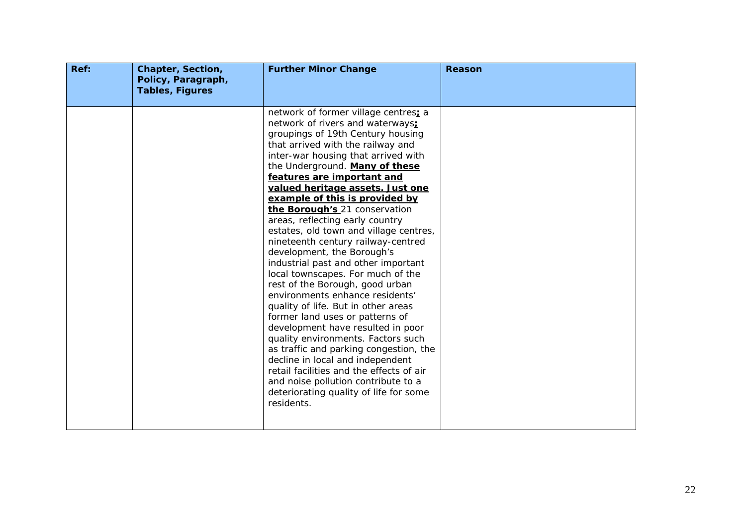| Ref: | Chapter, Section, Policy, Paragraph, Tables, Figures | Further Minor Change | Reason |
|---|---|---|---|
| | | network of former village centres<u>**;**</u> a network of rivers and waterways<u>**;**</u> groupings of 19th Century housing that arrived with the railway and inter-war housing that arrived with the Underground. <u>**Many of these features are important and valued heritage assets. Just one example of this is provided by the Borough's**</u> 21 conservation areas, reflecting early country estates, old town and village centres, nineteenth century railway-centred development, the Borough's industrial past and other important local townscapes. For much of the rest of the Borough, good urban environments enhance residents' quality of life. But in other areas former land uses or patterns of development have resulted in poor quality environments. Factors such as traffic and parking congestion, the decline in local and independent retail facilities and the effects of air and noise pollution contribute to a deteriorating quality of life for some residents. | |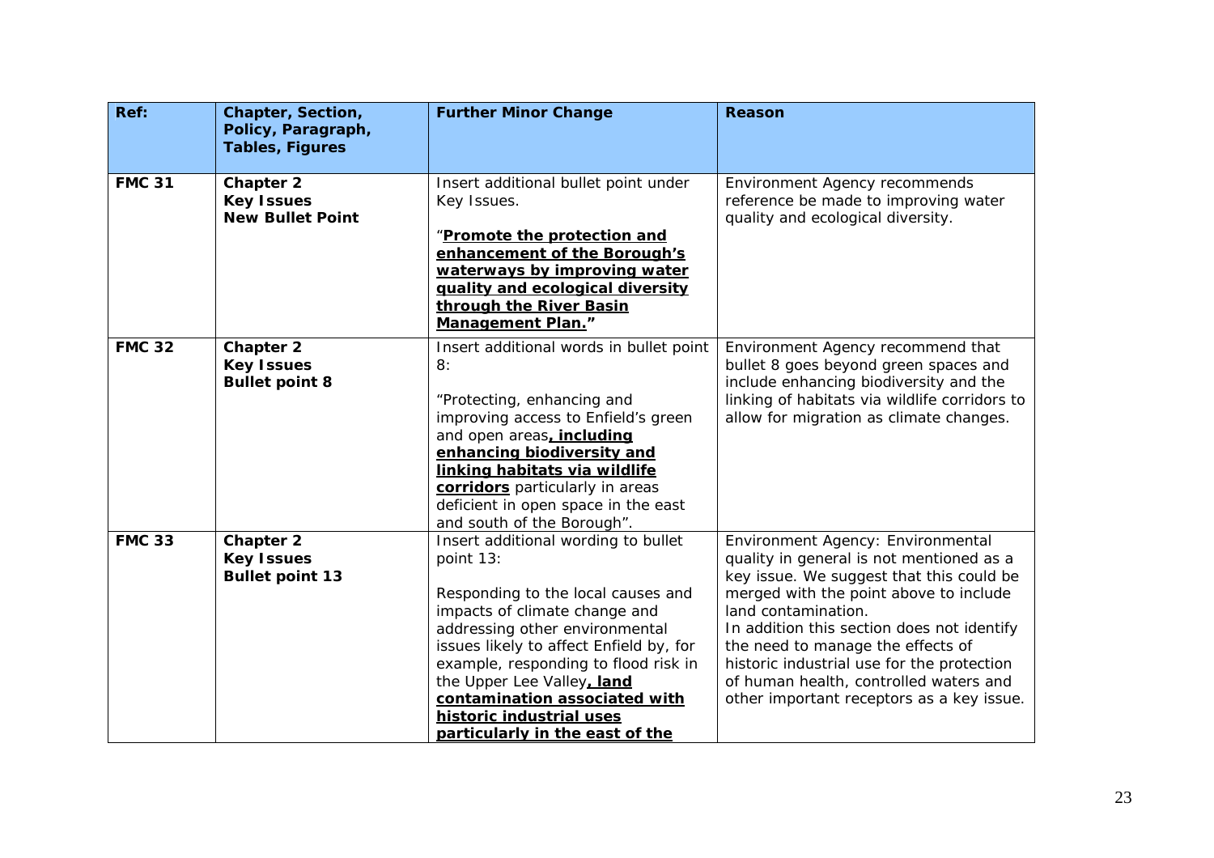| Ref: | Chapter, Section, Policy, Paragraph, Tables, Figures | Further Minor Change | Reason |
|---|---|---|---|
| **FMC 31** | **Chapter 2**<br>**Key Issues**<br>**New Bullet Point** | Insert additional bullet point under Key Issues.<br><br>"**<u>Promote the protection and enhancement of the Borough's waterways by improving water quality and ecological diversity through the River Basin Management Plan.</u>**" | Environment Agency recommends reference be made to improving water quality and ecological diversity. |
| **FMC 32** | **Chapter 2**<br>**Key Issues**<br>**Bullet point 8** | Insert additional words in bullet point 8:<br><br>"Protecting, enhancing and improving access to Enfield's green and open areas**<u>, including enhancing biodiversity and linking habitats via wildlife corridors</u>** particularly in areas deficient in open space in the east and south of the Borough". | Environment Agency recommend that bullet 8 goes beyond green spaces and include enhancing biodiversity and the linking of habitats via wildlife corridors to allow for migration as climate changes. |
| **FMC 33** | **Chapter 2**<br>**Key Issues**<br>**Bullet point 13** | Insert additional wording to bullet point 13:<br><br>Responding to the local causes and impacts of climate change and addressing other environmental issues likely to affect Enfield by, for example, responding to flood risk in the Upper Lee Valley**<u>, land contamination associated with historic industrial uses particularly in the east of the</u>** | Environment Agency: Environmental quality in general is not mentioned as a key issue. We suggest that this could be merged with the point above to include land contamination.<br>In addition this section does not identify the need to manage the effects of historic industrial use for the protection of human health, controlled waters and other important receptors as a key issue. |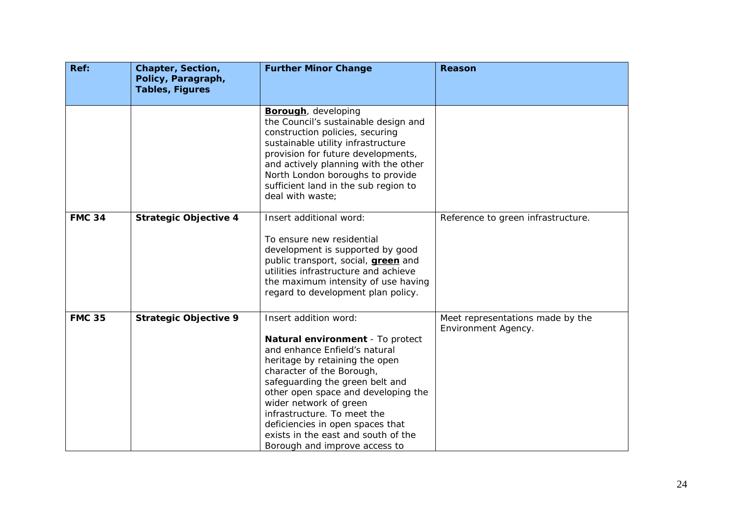| Ref: | Chapter, Section, Policy, Paragraph, Tables, Figures | Further Minor Change | Reason |
|---|---|---|---|
| | | **Borough**, developing the Council's sustainable design and construction policies, securing sustainable utility infrastructure provision for future developments, and actively planning with the other North London boroughs to provide sufficient land in the sub region to deal with waste; | |
| **FMC 34** | **Strategic Objective 4** | Insert additional word:<br><br>To ensure new residential development is supported by good public transport, social, **green** and utilities infrastructure and achieve the maximum intensity of use having regard to development plan policy. | Reference to green infrastructure. |
| **FMC 35** | **Strategic Objective 9** | Insert addition word:<br><br>**Natural environment** - To protect and enhance Enfield's natural heritage by retaining the open character of the Borough, safeguarding the green belt and other open space and developing the wider network of green infrastructure. To meet the deficiencies in open spaces that exists in the east and south of the Borough and improve access to | Meet representations made by the Environment Agency. |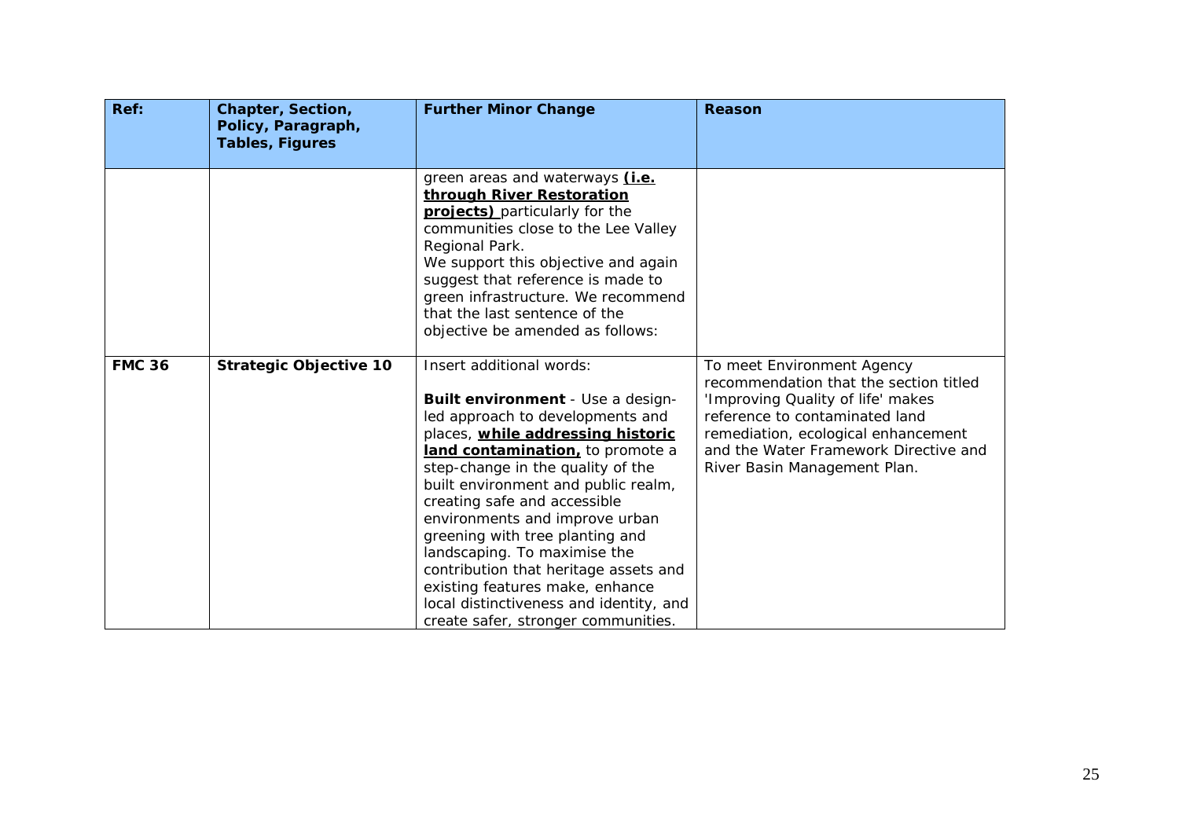| Ref: | Chapter, Section, Policy, Paragraph, Tables, Figures | Further Minor Change | Reason |
|---|---|---|---|
| | | green areas and waterways **(i.e. through River Restoration projects)** particularly for the communities close to the Lee Valley Regional Park.<br>We support this objective and again suggest that reference is made to green infrastructure. We recommend that the last sentence of the objective be amended as follows: | |
| **FMC 36** | **Strategic Objective 10** | Insert additional words:<br><br>**Built environment** - Use a design-led approach to developments and places, **while addressing historic land contamination,** to promote a step-change in the quality of the built environment and public realm, creating safe and accessible environments and improve urban greening with tree planting and landscaping. To maximise the contribution that heritage assets and existing features make, enhance local distinctiveness and identity, and create safer, stronger communities. | To meet Environment Agency recommendation that the section titled 'Improving Quality of life' makes reference to contaminated land remediation, ecological enhancement and the Water Framework Directive and River Basin Management Plan. |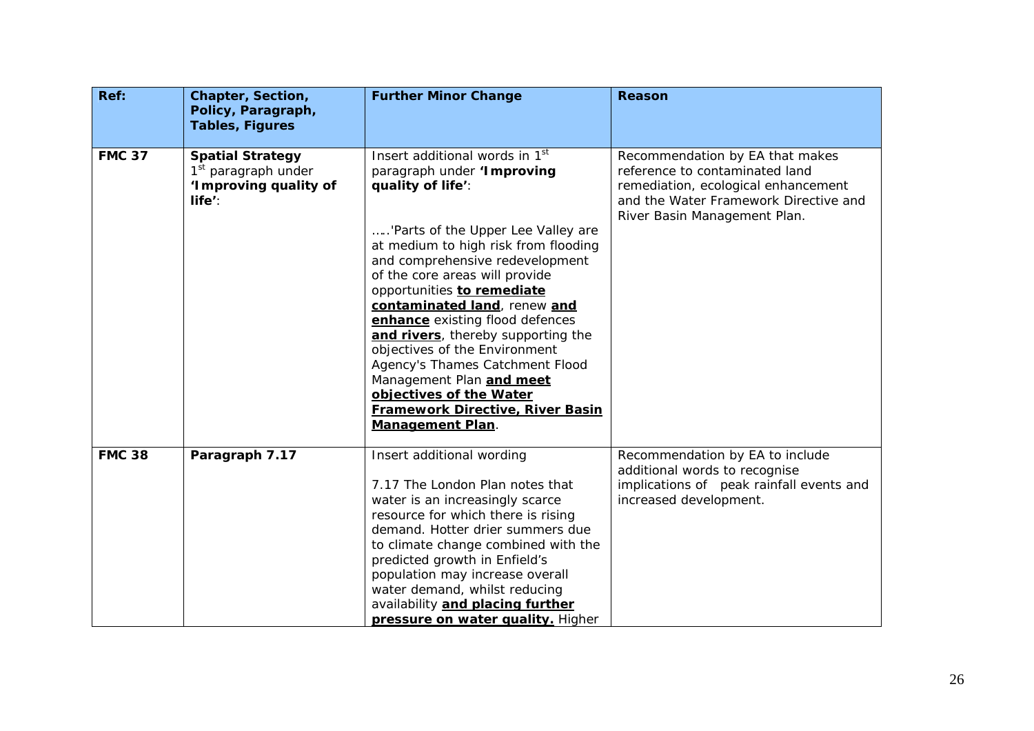| Ref: | Chapter, Section, Policy, Paragraph, Tables, Figures | Further Minor Change | Reason |
|---|---|---|---|
| **FMC 37** | **Spatial Strategy** 1st paragraph under **'Improving quality of life'**: | Insert additional words in 1st paragraph under **'Improving quality of life'**:<br><br>…..'Parts of the Upper Lee Valley are at medium to high risk from flooding and comprehensive redevelopment of the core areas will provide opportunities **to remediate contaminated land**, renew **and enhance** existing flood defences **and rivers**, thereby supporting the objectives of the Environment Agency's Thames Catchment Flood Management Plan **and meet objectives of the Water Framework Directive, River Basin Management Plan**. | Recommendation by EA that makes reference to contaminated land remediation, ecological enhancement and the Water Framework Directive and River Basin Management Plan. |
| **FMC 38** | **Paragraph 7.17** | Insert additional wording<br><br>7.17 The London Plan notes that water is an increasingly scarce resource for which there is rising demand. Hotter drier summers due to climate change combined with the predicted growth in Enfield's population may increase overall water demand, whilst reducing availability **and placing further pressure on water quality.** Higher | Recommendation by EA to include additional words to recognise implications of peak rainfall events and increased development. |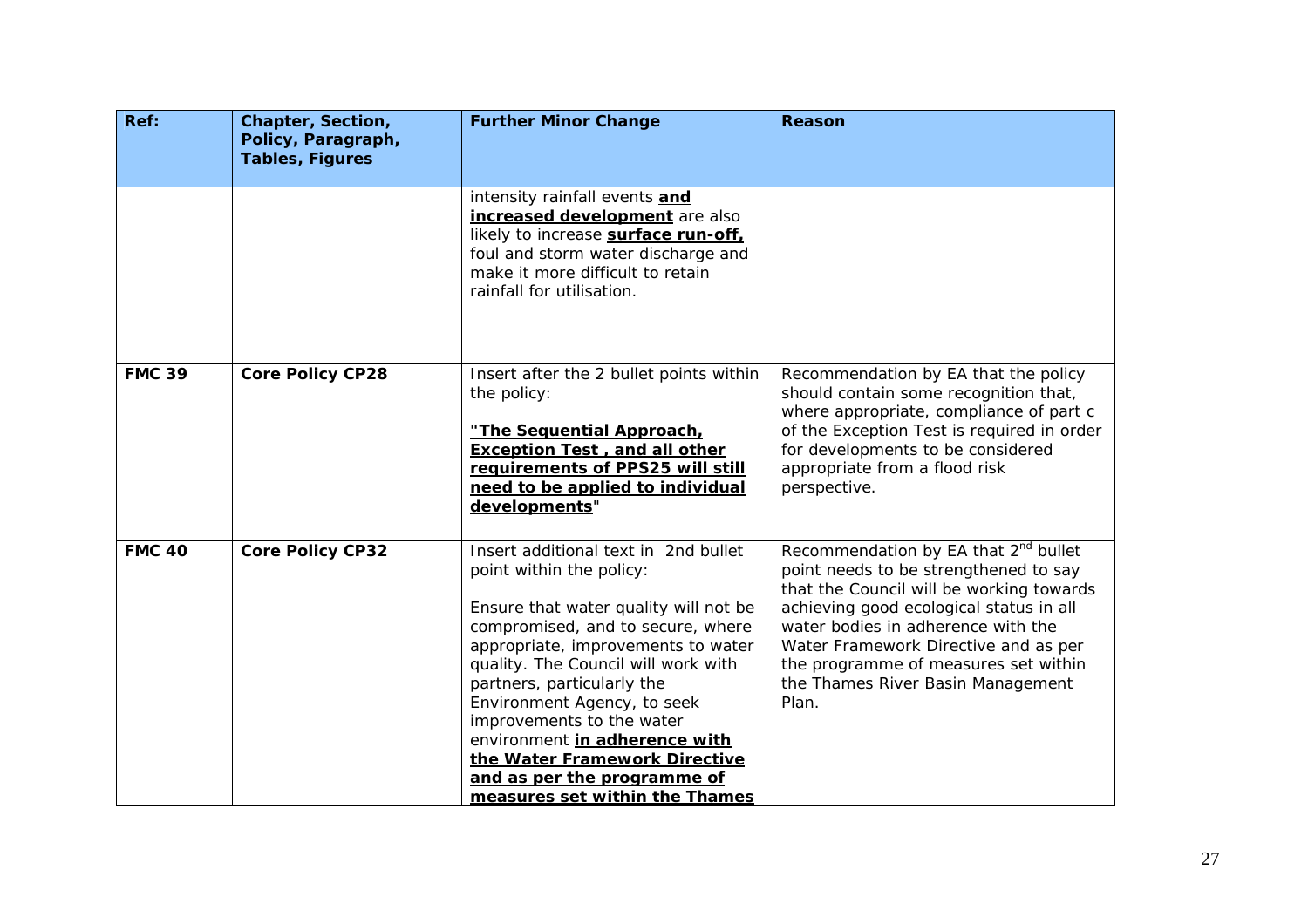| Ref: | Chapter, Section, Policy, Paragraph, Tables, Figures | Further Minor Change | Reason |
|---|---|---|---|
| | | intensity rainfall events **<u>and increased development</u>** are also likely to increase **<u>surface run-off,</u>** foul and storm water discharge and make it more difficult to retain rainfall for utilisation. | |
| **FMC 39** | **Core Policy CP28** | Insert after the 2 bullet points within the policy: <br><br> **<u>"The Sequential Approach, Exception Test , and all other requirements of PPS25 will still need to be applied to individual developments</u>**" | Recommendation by EA that the policy should contain some recognition that, where appropriate, compliance of part c of the Exception Test is required in order for developments to be considered appropriate from a flood risk perspective. |
| **FMC 40** | **Core Policy CP32** | Insert additional text in 2nd bullet point within the policy: <br><br> Ensure that water quality will not be compromised, and to secure, where appropriate, improvements to water quality. The Council will work with partners, particularly the Environment Agency, to seek improvements to the water environment **<u>in adherence with the Water Framework Directive and as per the programme of measures set within the Thames</u>** | Recommendation by EA that 2nd bullet point needs to be strengthened to say that the Council will be working towards achieving good ecological status in all water bodies in adherence with the Water Framework Directive and as per the programme of measures set within the Thames River Basin Management Plan. |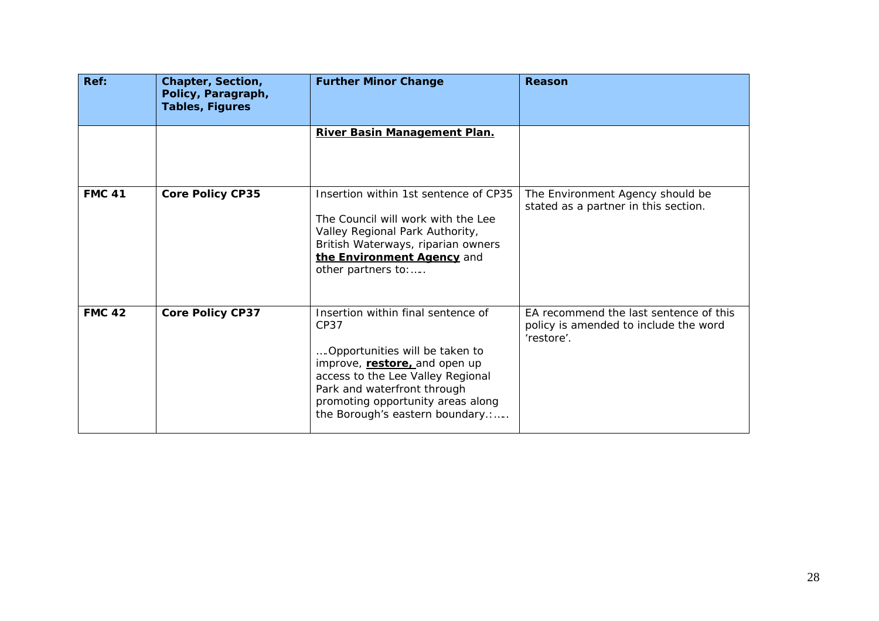| Ref: | Chapter, Section, Policy, Paragraph, Tables, Figures | Further Minor Change | Reason |
|---|---|---|---|
| | | **River Basin Management Plan.** | |
| **FMC 41** | **Core Policy CP35** | Insertion within 1st sentence of CP35<br><br>The Council will work with the Lee Valley Regional Park Authority, British Waterways, riparian owners **the Environment Agency** and other partners to:….. | The Environment Agency should be stated as a partner in this section. |
| **FMC 42** | **Core Policy CP37** | Insertion within final sentence of CP37<br><br>….Opportunities will be taken to improve, **restore,** and open up access to the Lee Valley Regional Park and waterfront through promoting opportunity areas along the Borough's eastern boundary.:….. | EA recommend the last sentence of this policy is amended to include the word 'restore'. |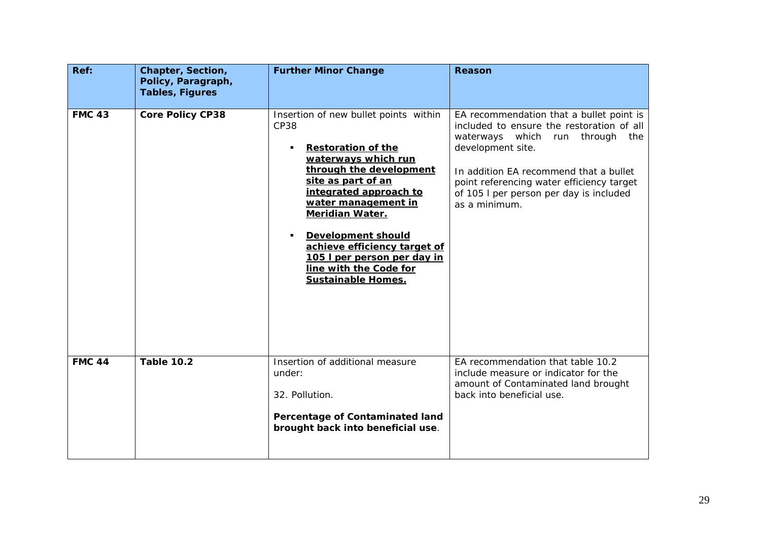| Ref: | Chapter, Section, Policy, Paragraph, Tables, Figures | Further Minor Change | Reason |
|---|---|---|---|
| **FMC 43** | **Core Policy CP38** | Insertion of new bullet points within CP38<br><br>▪ **<u>Restoration of the waterways which run through the development site as part of an integrated approach to water management in Meridian Water.</u>**<br><br>▪ **<u>Development should achieve efficiency target of 105 l per person per day in line with the Code for Sustainable Homes.</u>** | EA recommendation that a bullet point is included to ensure the restoration of all waterways which run through the development site.<br><br>In addition EA recommend that a bullet point referencing water efficiency target of 105 l per person per day is included as a minimum. |
| **FMC 44** | **Table 10.2** | Insertion of additional measure under:<br><br>32. Pollution.<br><br>**Percentage of Contaminated land brought back into beneficial use**. | EA recommendation that table 10.2 include measure or indicator for the amount of Contaminated land brought back into beneficial use. |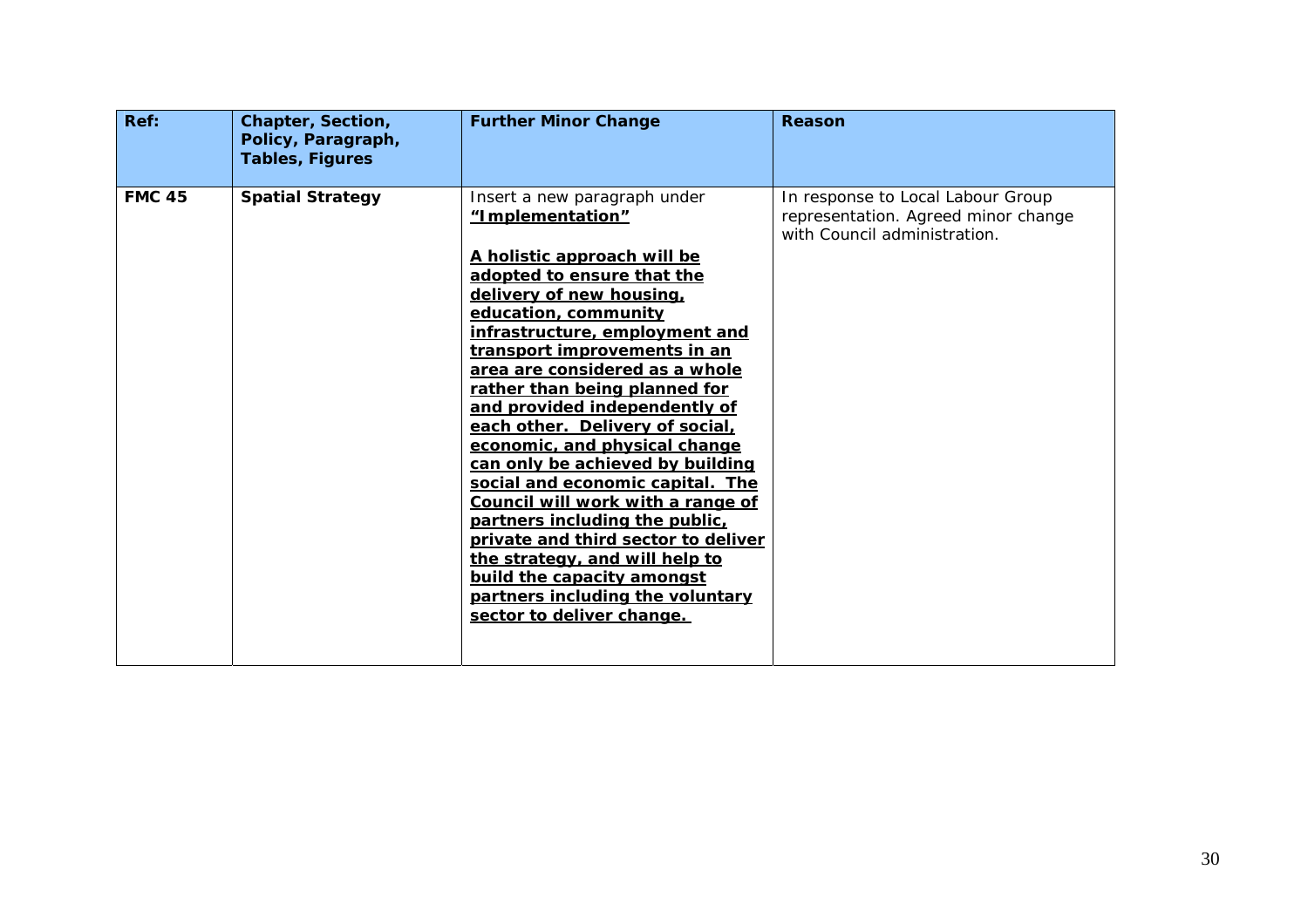| Ref: | Chapter, Section, Policy, Paragraph, Tables, Figures | Further Minor Change | Reason |
|---|---|---|---|
| **FMC 45** | **Spatial Strategy** | Insert a new paragraph under **"Implementation"**<br><br>**A holistic approach will be adopted to ensure that the delivery of new housing, education, community infrastructure, employment and transport improvements in an area are considered as a whole rather than being planned for and provided independently of each other. Delivery of social, economic, and physical change can only be achieved by building social and economic capital. The Council will work with a range of partners including the public, private and third sector to deliver the strategy, and will help to build the capacity amongst partners including the voluntary sector to deliver change.** | In response to Local Labour Group representation. Agreed minor change with Council administration. |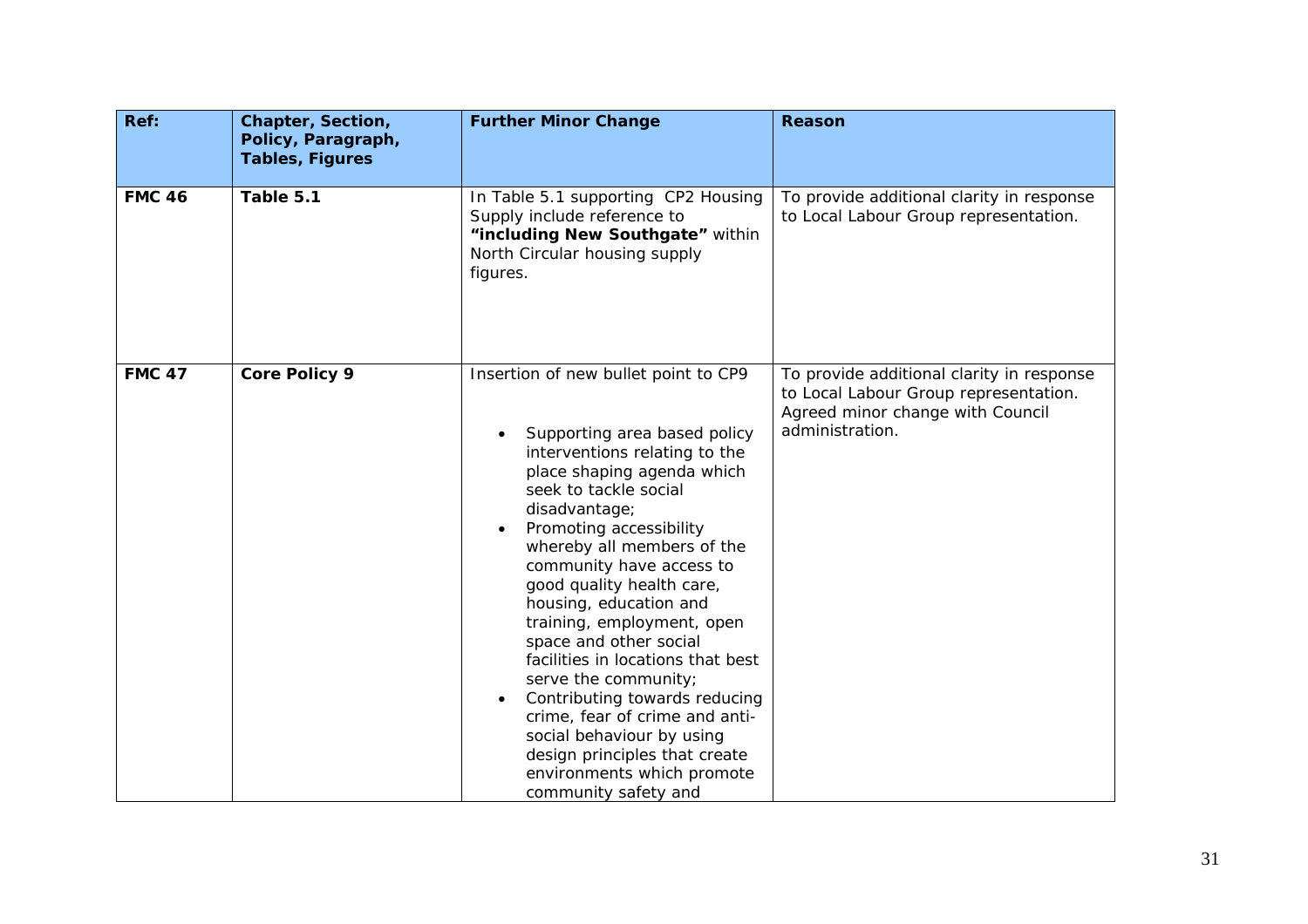| Ref: | Chapter, Section, Policy, Paragraph, Tables, Figures | Further Minor Change | Reason |
|---|---|---|---|
| **FMC 46** | **Table 5.1** | In Table 5.1 supporting CP2 Housing Supply include reference to **"including New Southgate"** within North Circular housing supply figures. | To provide additional clarity in response to Local Labour Group representation. |
| **FMC 47** | **Core Policy 9** | Insertion of new bullet point to CP9<br><br>• Supporting area based policy interventions relating to the place shaping agenda which seek to tackle social disadvantage;<br>• Promoting accessibility whereby all members of the community have access to good quality health care, housing, education and training, employment, open space and other social facilities in locations that best serve the community;<br>• Contributing towards reducing crime, fear of crime and anti-social behaviour by using design principles that create environments which promote community safety and | To provide additional clarity in response to Local Labour Group representation. Agreed minor change with Council administration. |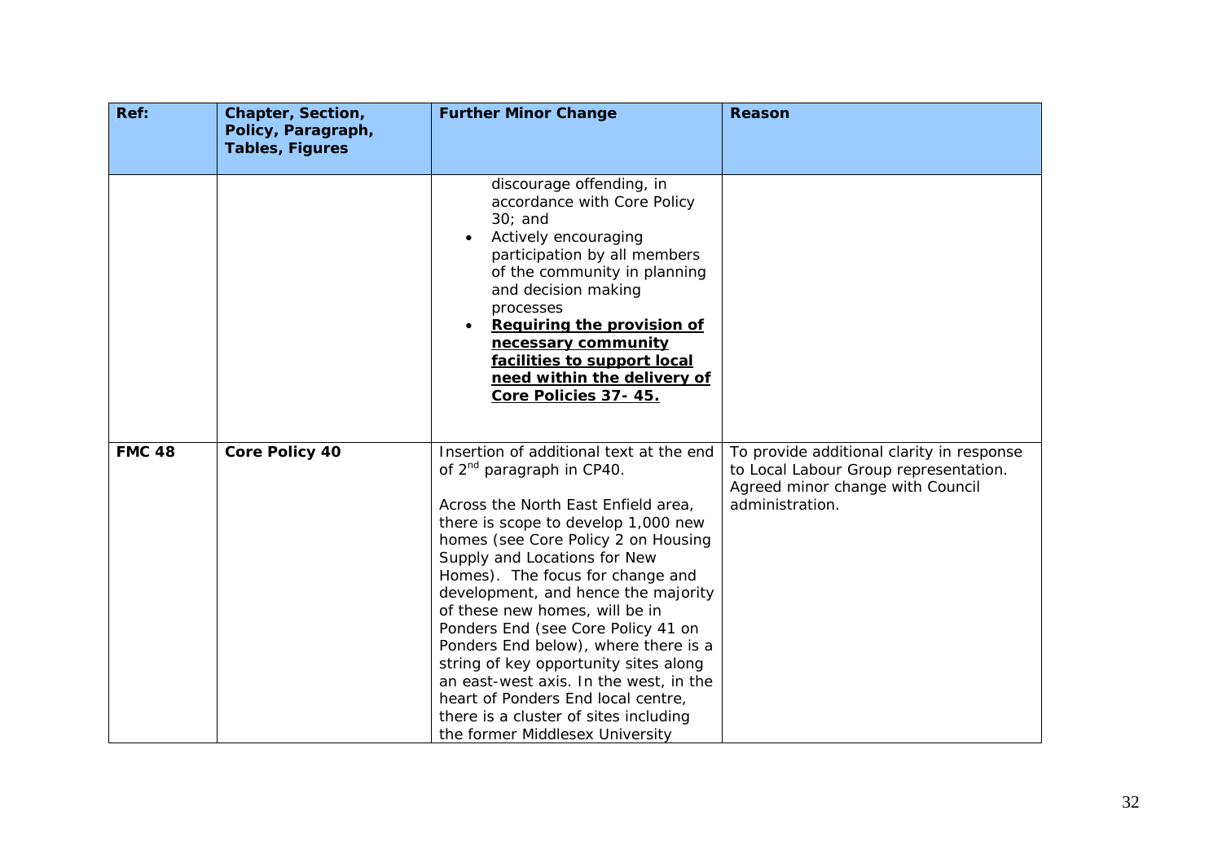| Ref: | Chapter, Section, Policy, Paragraph, Tables, Figures | Further Minor Change | Reason |
|---|---|---|---|
| | | discourage offending, in accordance with Core Policy 30; and<br>• Actively encouraging participation by all members of the community in planning and decision making processes<br>• **<u>Requiring the provision of necessary community facilities to support local need within the delivery of Core Policies 37- 45.</u>** | |
| **FMC 48** | **Core Policy 40** | Insertion of additional text at the end of 2nd paragraph in CP40.<br><br>Across the North East Enfield area, there is scope to develop 1,000 new homes (see Core Policy 2 on Housing Supply and Locations for New Homes). The focus for change and development, and hence the majority of these new homes, will be in Ponders End (see Core Policy 41 on Ponders End below), where there is a string of key opportunity sites along an east-west axis. In the west, in the heart of Ponders End local centre, there is a cluster of sites including the former Middlesex University | To provide additional clarity in response to Local Labour Group representation. Agreed minor change with Council administration. |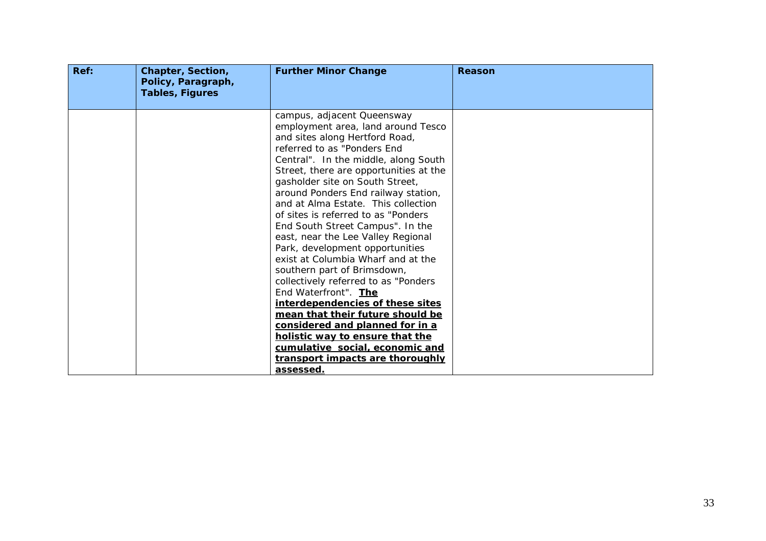| Ref: | Chapter, Section, Policy, Paragraph, Tables, Figures | Further Minor Change | Reason |
|---|---|---|---|
| | | campus, adjacent Queensway employment area, land around Tesco and sites along Hertford Road, referred to as "Ponders End Central". In the middle, along South Street, there are opportunities at the gasholder site on South Street, around Ponders End railway station, and at Alma Estate. This collection of sites is referred to as "Ponders End South Street Campus". In the east, near the Lee Valley Regional Park, development opportunities exist at Columbia Wharf and at the southern part of Brimsdown, collectively referred to as "Ponders End Waterfront". <u>**The interdependencies of these sites mean that their future should be considered and planned for in a holistic way to ensure that the cumulative social, economic and transport impacts are thoroughly assessed.**</u> | |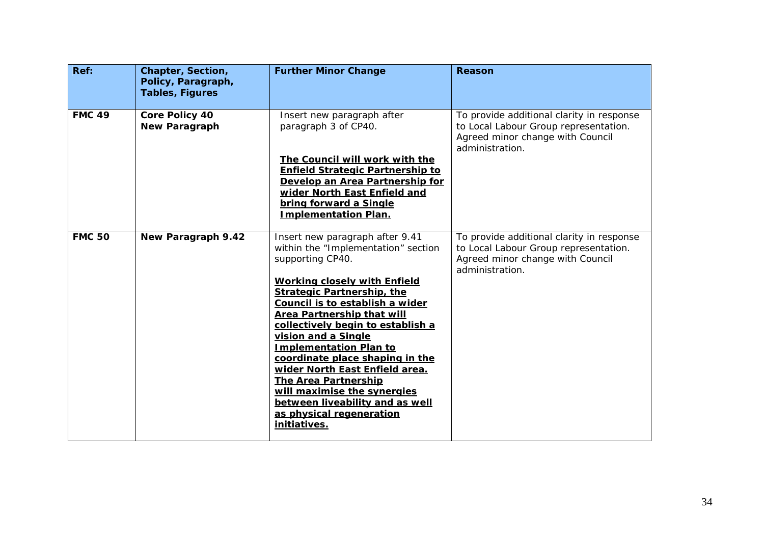| Ref: | Chapter, Section, Policy, Paragraph, Tables, Figures | Further Minor Change | Reason |
|---|---|---|---|
| **FMC 49** | **Core Policy 40 New Paragraph** | Insert new paragraph after paragraph 3 of CP40.<br><br>**<u>The Council will work with the Enfield Strategic Partnership to Develop an Area Partnership for wider North East Enfield and bring forward a Single Implementation Plan.</u>** | To provide additional clarity in response to Local Labour Group representation. Agreed minor change with Council administration. |
| **FMC 50** | **New Paragraph 9.42** | Insert new paragraph after 9.41 within the "Implementation" section supporting CP40.<br><br>**<u>Working closely with Enfield Strategic Partnership, the Council is to establish a wider Area Partnership that will collectively begin to establish a vision and a Single Implementation Plan to coordinate place shaping in the wider North East Enfield area. The Area Partnership will maximise the synergies between liveability and as well as physical regeneration initiatives.</u>** | To provide additional clarity in response to Local Labour Group representation. Agreed minor change with Council administration. |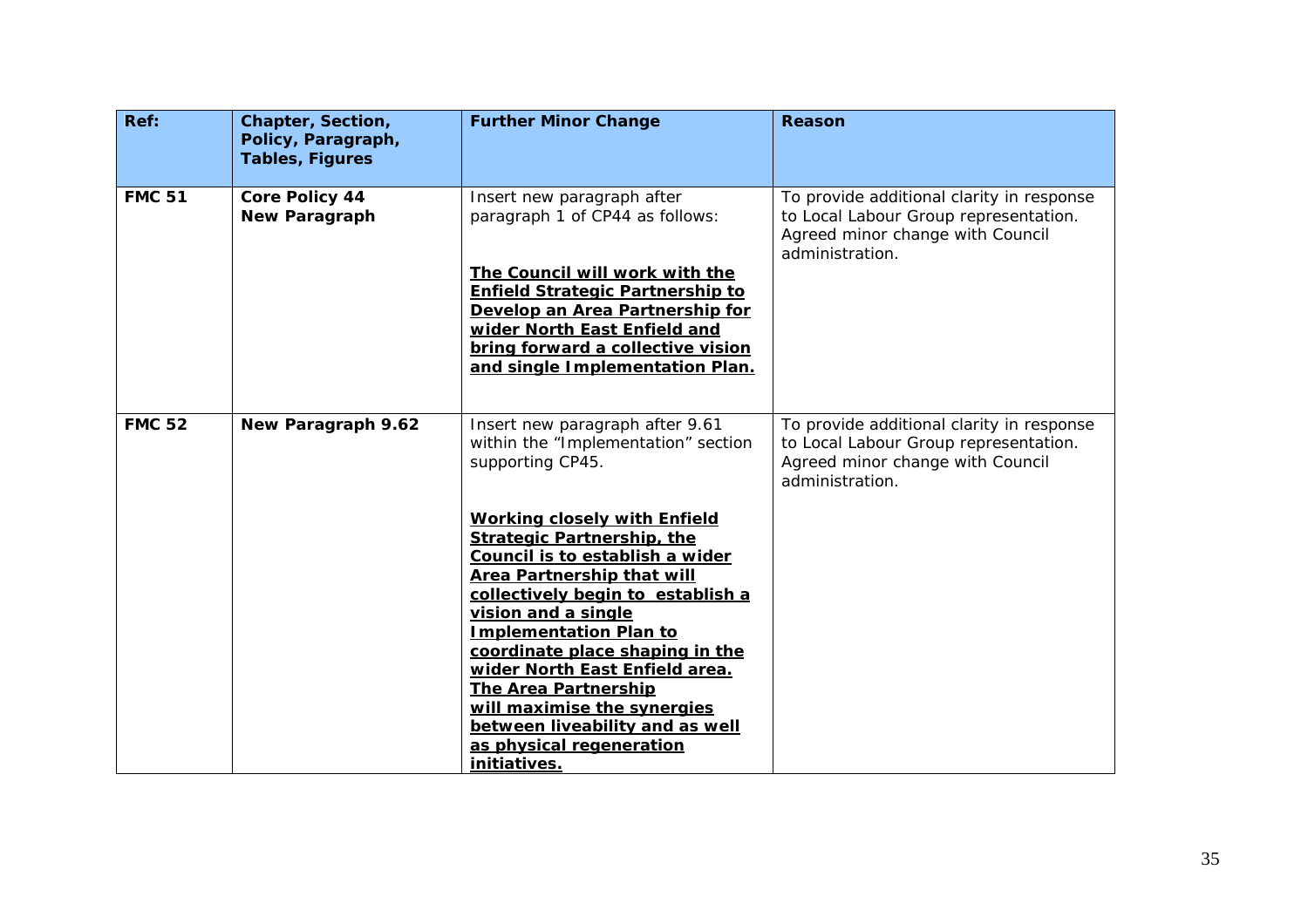| Ref: | Chapter, Section, Policy, Paragraph, Tables, Figures | Further Minor Change | Reason |
|---|---|---|---|
| **FMC 51** | **Core Policy 44**<br>**New Paragraph** | Insert new paragraph after paragraph 1 of CP44 as follows:<br><br>**<u>The Council will work with the Enfield Strategic Partnership to Develop an Area Partnership for wider North East Enfield and bring forward a collective vision and single Implementation Plan.</u>** | To provide additional clarity in response to Local Labour Group representation. Agreed minor change with Council administration. |
| **FMC 52** | **New Paragraph 9.62** | Insert new paragraph after 9.61 within the "Implementation" section supporting CP45.<br><br>**<u>Working closely with Enfield Strategic Partnership, the Council is to establish a wider Area Partnership that will collectively begin to establish a vision and a single Implementation Plan to coordinate place shaping in the wider North East Enfield area. The Area Partnership will maximise the synergies between liveability and as well as physical regeneration initiatives.</u>** | To provide additional clarity in response to Local Labour Group representation. Agreed minor change with Council administration. |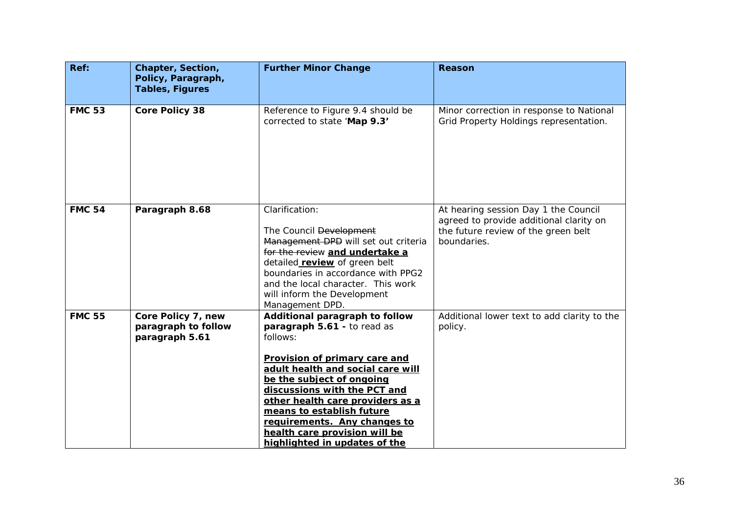| Ref: | Chapter, Section, Policy, Paragraph, Tables, Figures | Further Minor Change | Reason |
|---|---|---|---|
| **FMC 53** | **Core Policy 38** | Reference to Figure 9.4 should be corrected to state '**Map 9.3'** | Minor correction in response to National Grid Property Holdings representation. |
| **FMC 54** | **Paragraph 8.68** | Clarification:<br><br>The Council ~~Development Management DPD~~ will set out criteria ~~for the review~~ **<u>and undertake a</u>** detailed **<u>review</u>** of green belt boundaries in accordance with PPG2 and the local character. This work will inform the Development Management DPD. | At hearing session Day 1 the Council agreed to provide additional clarity on the future review of the green belt boundaries. |
| **FMC 55** | **Core Policy 7, new paragraph to follow paragraph 5.61** | **Additional paragraph to follow paragraph 5.61 -** to read as follows:<br><br>**<u>Provision of primary care and adult health and social care will be the subject of ongoing discussions with the PCT and other health care providers as a means to establish future requirements. Any changes to health care provision will be highlighted in updates of the</u>** | Additional lower text to add clarity to the policy. |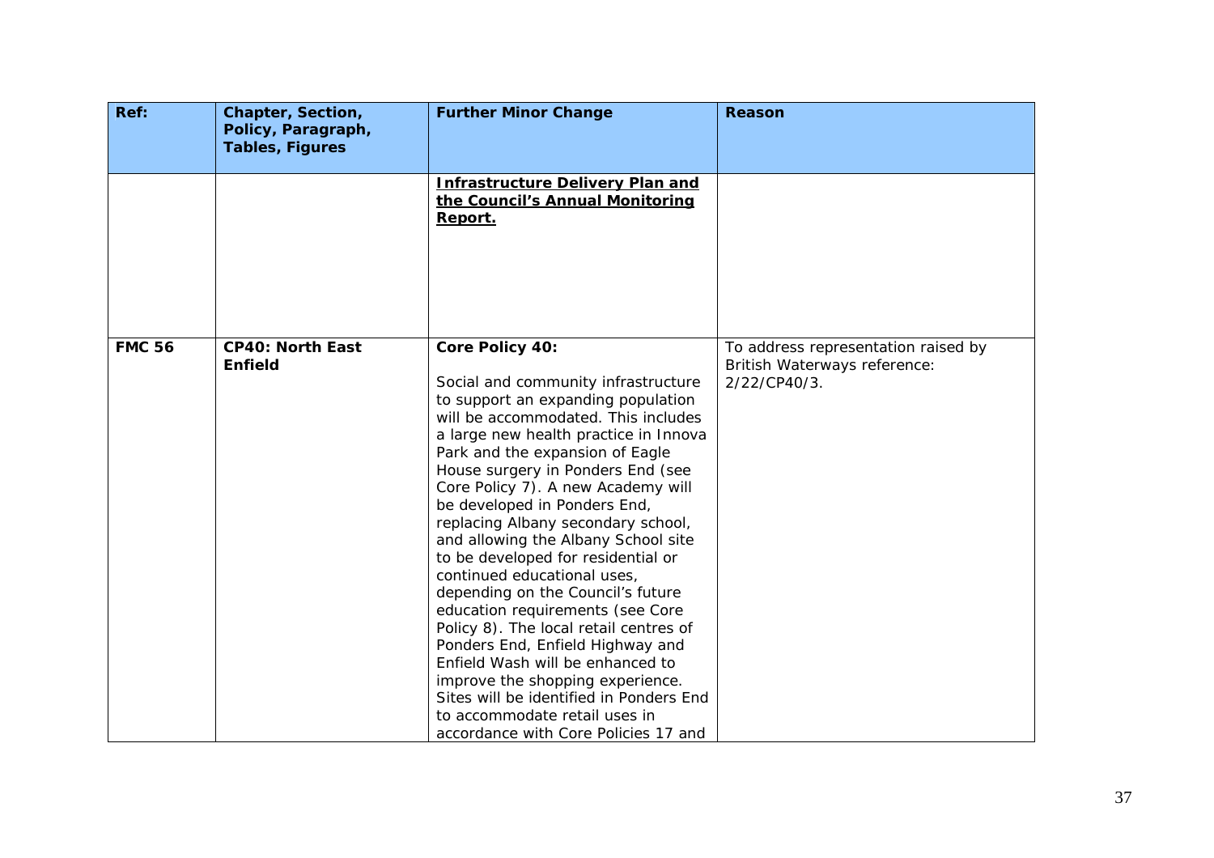| Ref: | Chapter, Section, Policy, Paragraph, Tables, Figures | Further Minor Change | Reason |
|---|---|---|---|
| | | <u>**Infrastructure Delivery Plan and the Council's Annual Monitoring Report.**</u> | |
| **FMC 56** | **CP40: North East Enfield** | **Core Policy 40:**<br><br>Social and community infrastructure to support an expanding population will be accommodated. This includes a large new health practice in Innova Park and the expansion of Eagle House surgery in Ponders End (see Core Policy 7). A new Academy will be developed in Ponders End, replacing Albany secondary school, and allowing the Albany School site to be developed for residential or continued educational uses, depending on the Council's future education requirements (see Core Policy 8). The local retail centres of Ponders End, Enfield Highway and Enfield Wash will be enhanced to improve the shopping experience. Sites will be identified in Ponders End to accommodate retail uses in accordance with Core Policies 17 and | To address representation raised by British Waterways reference: 2/22/CP40/3. |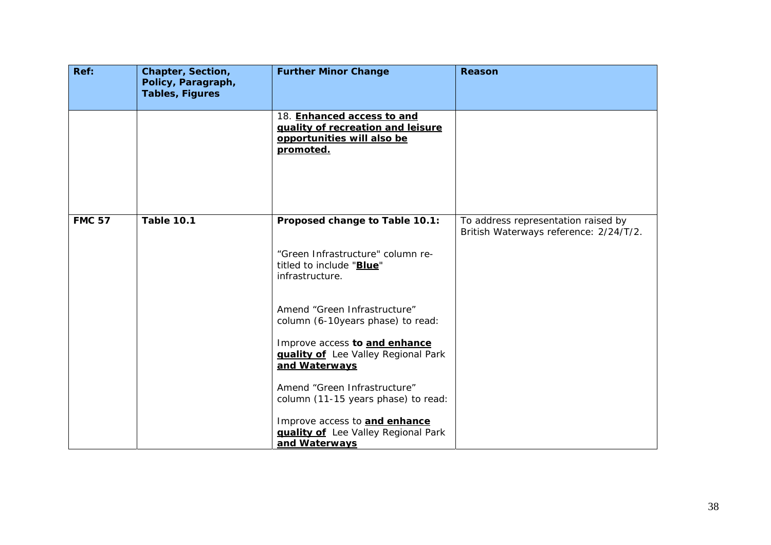| Ref: | Chapter, Section, Policy, Paragraph, Tables, Figures | Further Minor Change | Reason |
|---|---|---|---|
| | | 18. **<u>Enhanced access to and quality of recreation and leisure opportunities will also be promoted.</u>** | |
| **FMC 57** | **Table 10.1** | **Proposed change to Table 10.1:**<br><br>"Green Infrastructure" column re-titled to include "**<u>Blue</u>**" infrastructure.<br><br>Amend "Green Infrastructure" column (6-10years phase) to read:<br><br>Improve access **to <u>and enhance quality of</u>** Lee Valley Regional Park **<u>and Waterways</u>**<br><br>Amend "Green Infrastructure" column (11-15 years phase) to read:<br><br>Improve access to **<u>and enhance quality of</u>** Lee Valley Regional Park **<u>and Waterways</u>** | To address representation raised by British Waterways reference: 2/24/T/2. |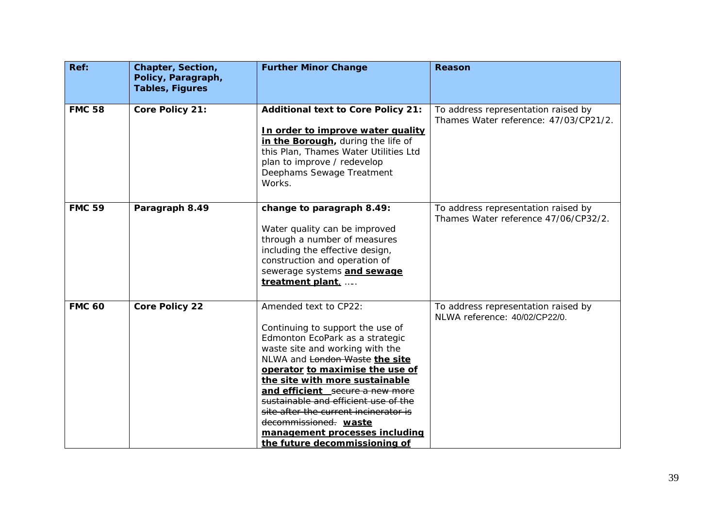| Ref: | Chapter, Section, Policy, Paragraph, Tables, Figures | Further Minor Change | Reason |
|---|---|---|---|
| **FMC 58** | **Core Policy 21:** | **Additional text to Core Policy 21:**<br><br>**<u>In order to improve water quality in the Borough,</u>** during the life of this Plan, Thames Water Utilities Ltd plan to improve / redevelop Deephams Sewage Treatment Works. | To address representation raised by Thames Water reference: 47/03/CP21/2. |
| **FMC 59** | **Paragraph 8.49** | **change to paragraph 8.49:**<br><br>Water quality can be improved through a number of measures including the effective design, construction and operation of sewerage systems **<u>and sewage treatment plant</u>**, ….. | To address representation raised by Thames Water reference 47/06/CP32/2. |
| **FMC 60** | **Core Policy 22** | Amended text to CP22:<br><br>Continuing to support the use of Edmonton EcoPark as a strategic waste site and working with the NLWA and ~~London Waste~~ **<u>the site operator</u>** **<u>to maximise the use of the site with more sustainable and efficient</u>** ~~secure a new more sustainable and efficient use of the site after the current incinerator is decommissioned.~~ **<u>waste management processes including the future decommissioning of</u>** | To address representation raised by NLWA reference: 40/02/CP22/0. |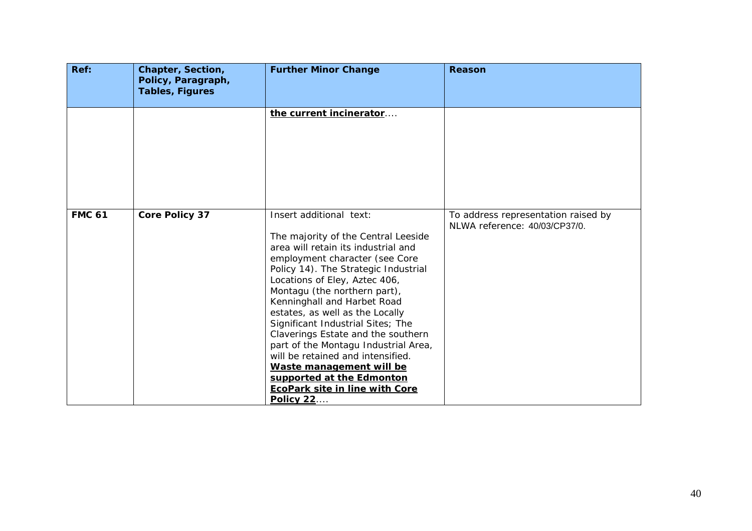| Ref: | Chapter, Section, Policy, Paragraph, Tables, Figures | Further Minor Change | Reason |
|---|---|---|---|
| | | **<u>the current incinerator</u>**.... | |
| **FMC 61** | **Core Policy 37** | Insert additional text:<br><br>The majority of the Central Leeside area will retain its industrial and employment character (see Core Policy 14). The Strategic Industrial Locations of Eley, Aztec 406, Montagu (the northern part), Kenninghall and Harbet Road estates, as well as the Locally Significant Industrial Sites; The Claverings Estate and the southern part of the Montagu Industrial Area, will be retained and intensified. **<u>Waste management will be supported at the Edmonton EcoPark site in line with Core Policy 22</u>**.... | To address representation raised by NLWA reference: 40/03/CP37/0. |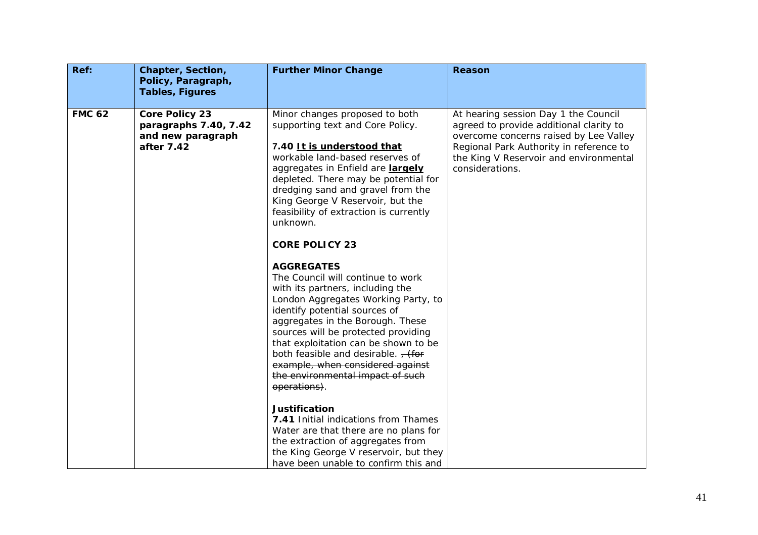| Ref: | Chapter, Section, Policy, Paragraph, Tables, Figures | Further Minor Change | Reason |
|---|---|---|---|
| **FMC 62** | **Core Policy 23 paragraphs 7.40, 7.42 and new paragraph after 7.42** | Minor changes proposed to both supporting text and Core Policy.<br><br>**7.40 <u>It is understood that</u>** workable land-based reserves of aggregates in Enfield are **<u>largely</u>** depleted. There may be potential for dredging sand and gravel from the King George V Reservoir, but the feasibility of extraction is currently unknown.<br><br>**CORE POLICY 23**<br><br>**AGGREGATES**<br>The Council will continue to work with its partners, including the London Aggregates Working Party, to identify potential sources of aggregates in the Borough. These sources will be protected providing that exploitation can be shown to be both feasible and desirable. ~~, (for example, when considered against the environmental impact of such operations)~~.<br><br>**Justification**<br>**7.41** Initial indications from Thames Water are that there are no plans for the extraction of aggregates from the King George V reservoir, but they have been unable to confirm this and | At hearing session Day 1 the Council agreed to provide additional clarity to overcome concerns raised by Lee Valley Regional Park Authority in reference to the King V Reservoir and environmental considerations. |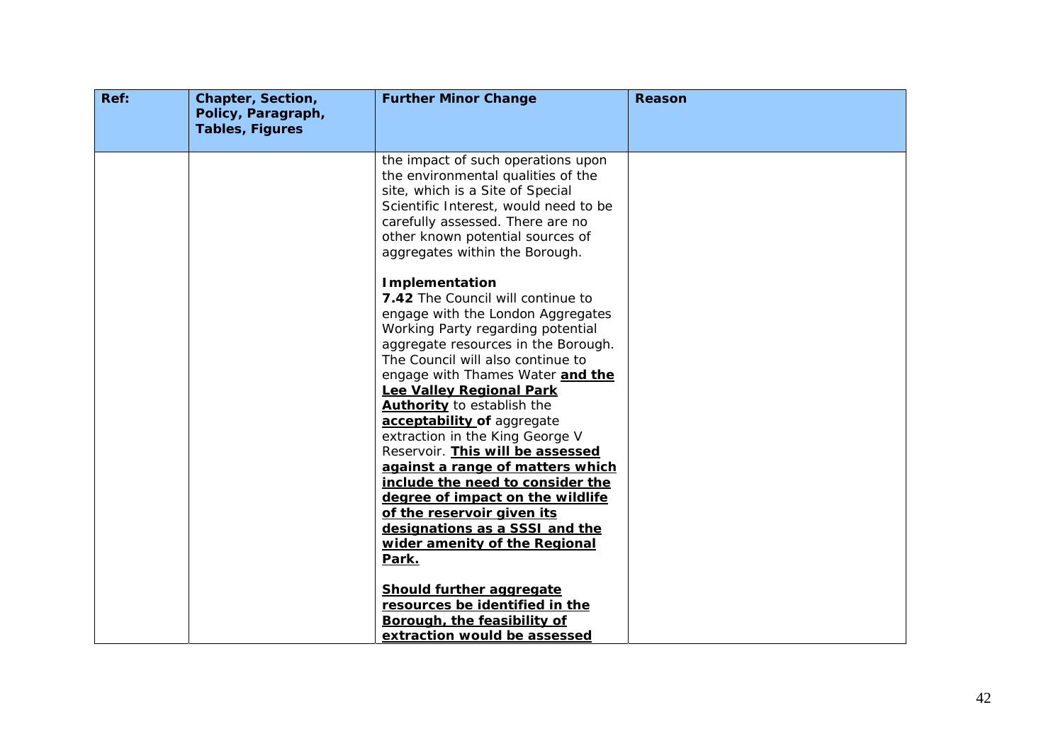| Ref: | Chapter, Section, Policy, Paragraph, Tables, Figures | Further Minor Change | Reason |
|---|---|---|---|
| | | the impact of such operations upon the environmental qualities of the site, which is a Site of Special Scientific Interest, would need to be carefully assessed. There are no other known potential sources of aggregates within the Borough.<br><br>**Implementation**<br>**7.42** The Council will continue to engage with the London Aggregates Working Party regarding potential aggregate resources in the Borough. The Council will also continue to engage with Thames Water **<u>and the Lee Valley Regional Park Authority</u>** to establish the **<u>acceptability of</u>** aggregate extraction in the King George V Reservoir. **<u>This will be assessed against a range of matters which include the need to consider the degree of impact on the wildlife of the reservoir given its designations as a SSSI and the wider amenity of the Regional Park.</u>**<br><br>**<u>Should further aggregate resources be identified in the Borough, the feasibility of extraction would be assessed</u>** | |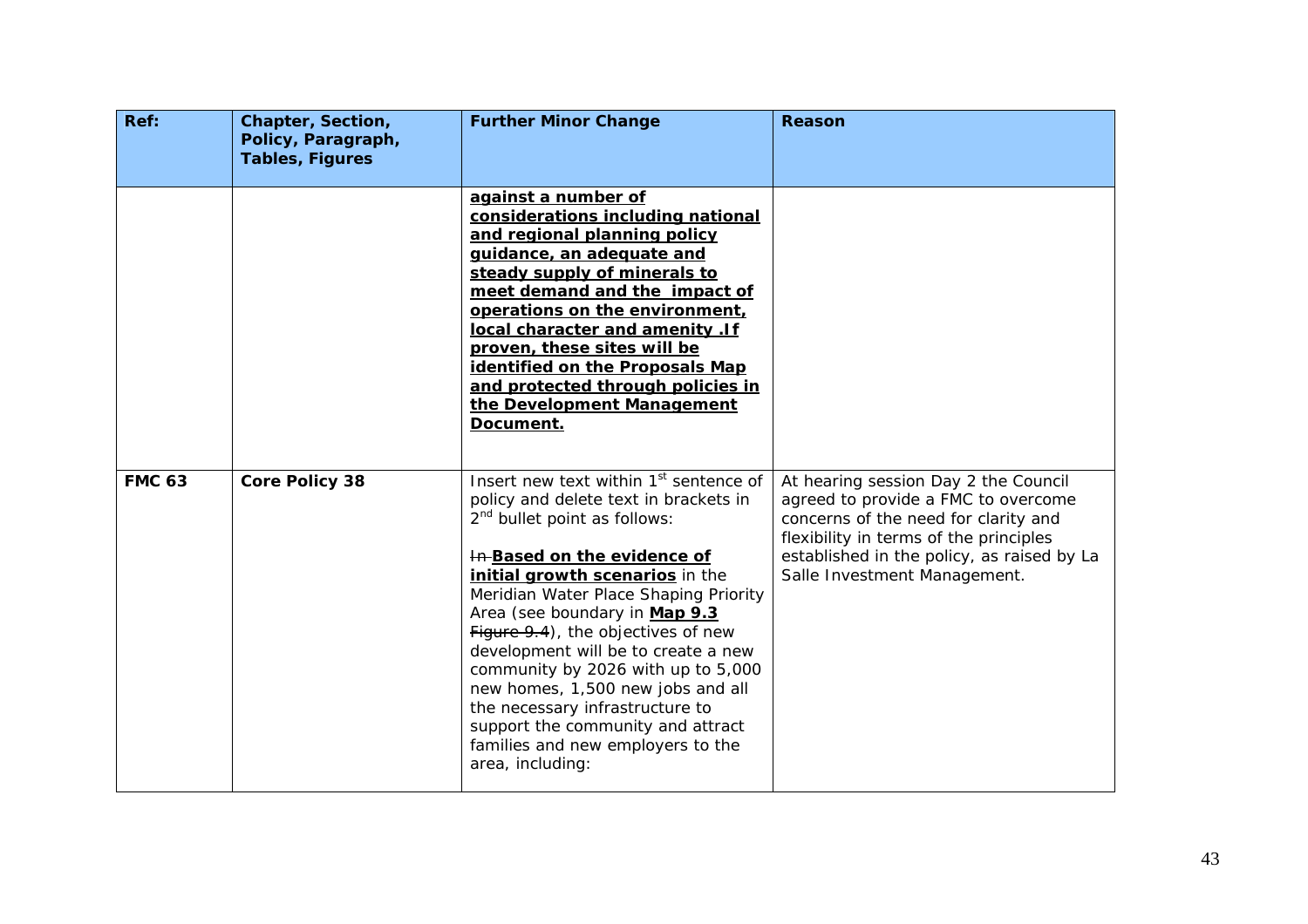| Ref: | Chapter, Section, Policy, Paragraph, Tables, Figures | Further Minor Change | Reason |
|---|---|---|---|
| | | **<u>against a number of considerations including national and regional planning policy guidance, an adequate and steady supply of minerals to meet demand and the impact of operations on the environment, local character and amenity .If proven, these sites will be identified on the Proposals Map and protected through policies in the Development Management Document.</u>** | |
| **FMC 63** | **Core Policy 38** | Insert new text within 1st sentence of policy and delete text in brackets in 2nd bullet point as follows:<br><br>~~In~~ **<u>Based on the evidence of initial growth scenarios</u>** in the Meridian Water Place Shaping Priority Area (see boundary in **<u>Map 9.3</u>** ~~Figure 9.4~~), the objectives of new development will be to create a new community by 2026 with up to 5,000 new homes, 1,500 new jobs and all the necessary infrastructure to support the community and attract families and new employers to the area, including: | At hearing session Day 2 the Council agreed to provide a FMC to overcome concerns of the need for clarity and flexibility in terms of the principles established in the policy, as raised by La Salle Investment Management. |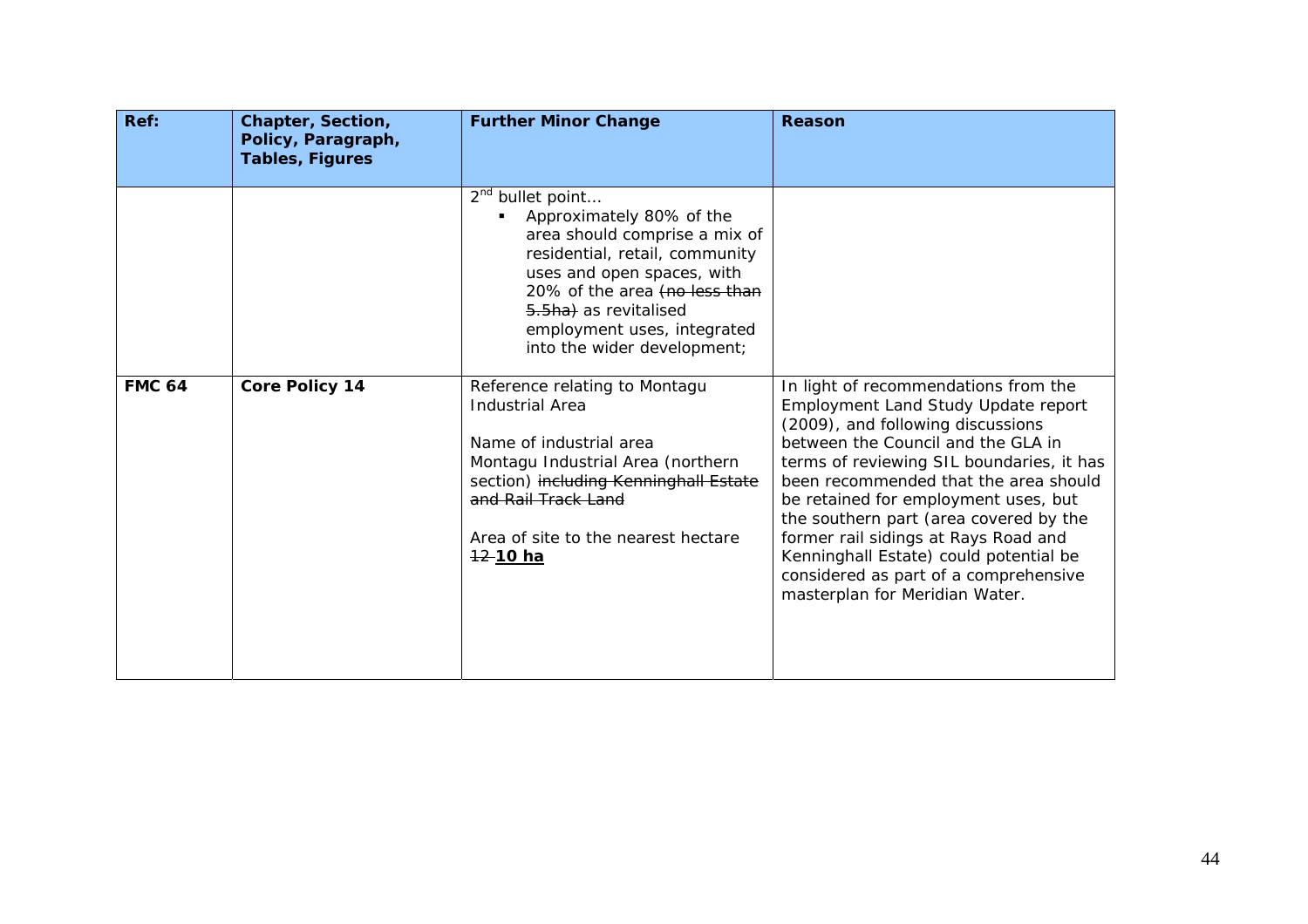| Ref: | Chapter, Section, Policy, Paragraph, Tables, Figures | Further Minor Change | Reason |
|---|---|---|---|
| | | 2nd bullet point…<br>▪ Approximately 80% of the area should comprise a mix of residential, retail, community uses and open spaces, with 20% of the area ~~(no less than 5.5ha)~~ as revitalised employment uses, integrated into the wider development; | |
| **FMC 64** | **Core Policy 14** | Reference relating to Montagu Industrial Area<br><br>Name of industrial area<br>Montagu Industrial Area (northern section) ~~including Kenninghall Estate and Rail Track Land~~<br><br>Area of site to the nearest hectare<br>~~12~~ **<u>10 ha</u>** | In light of recommendations from the Employment Land Study Update report (2009), and following discussions between the Council and the GLA in terms of reviewing SIL boundaries, it has been recommended that the area should be retained for employment uses, but the southern part (area covered by the former rail sidings at Rays Road and Kenninghall Estate) could potential be considered as part of a comprehensive masterplan for Meridian Water. |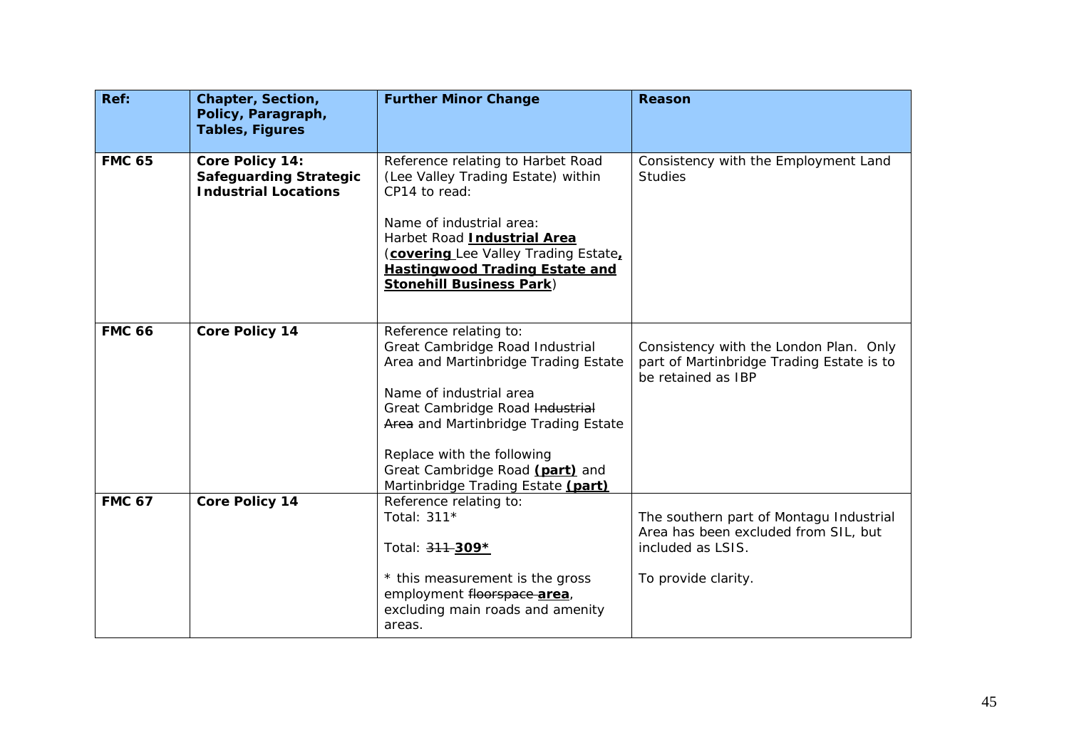| Ref: | Chapter, Section, Policy, Paragraph, Tables, Figures | Further Minor Change | Reason |
|---|---|---|---|
| **FMC 65** | **Core Policy 14: Safeguarding Strategic Industrial Locations** | Reference relating to Harbet Road (Lee Valley Trading Estate) within CP14 to read:<br><br>Name of industrial area:<br>Harbet Road **<u>Industrial Area</u>** (**<u>covering</u>** Lee Valley Trading Estate**<u>, Hastingwood Trading Estate and Stonehill Business Park</u>**) | Consistency with the Employment Land Studies |
| **FMC 66** | **Core Policy 14** | Reference relating to:<br>Great Cambridge Road Industrial Area and Martinbridge Trading Estate<br><br>Name of industrial area<br>Great Cambridge Road ~~Industrial Area~~ and Martinbridge Trading Estate<br><br>Replace with the following<br>Great Cambridge Road **<u>(part)</u>** and Martinbridge Trading Estate **<u>(part)</u>** | Consistency with the London Plan. Only part of Martinbridge Trading Estate is to be retained as IBP |
| **FMC 67** | **Core Policy 14** | Reference relating to:<br>Total: 311*<br><br>Total: ~~311~~ **<u>309*</u>**<br><br>* this measurement is the gross employment ~~floorspace~~ **<u>area</u>**, excluding main roads and amenity areas. | The southern part of Montagu Industrial Area has been excluded from SIL, but included as LSIS.<br><br>To provide clarity. |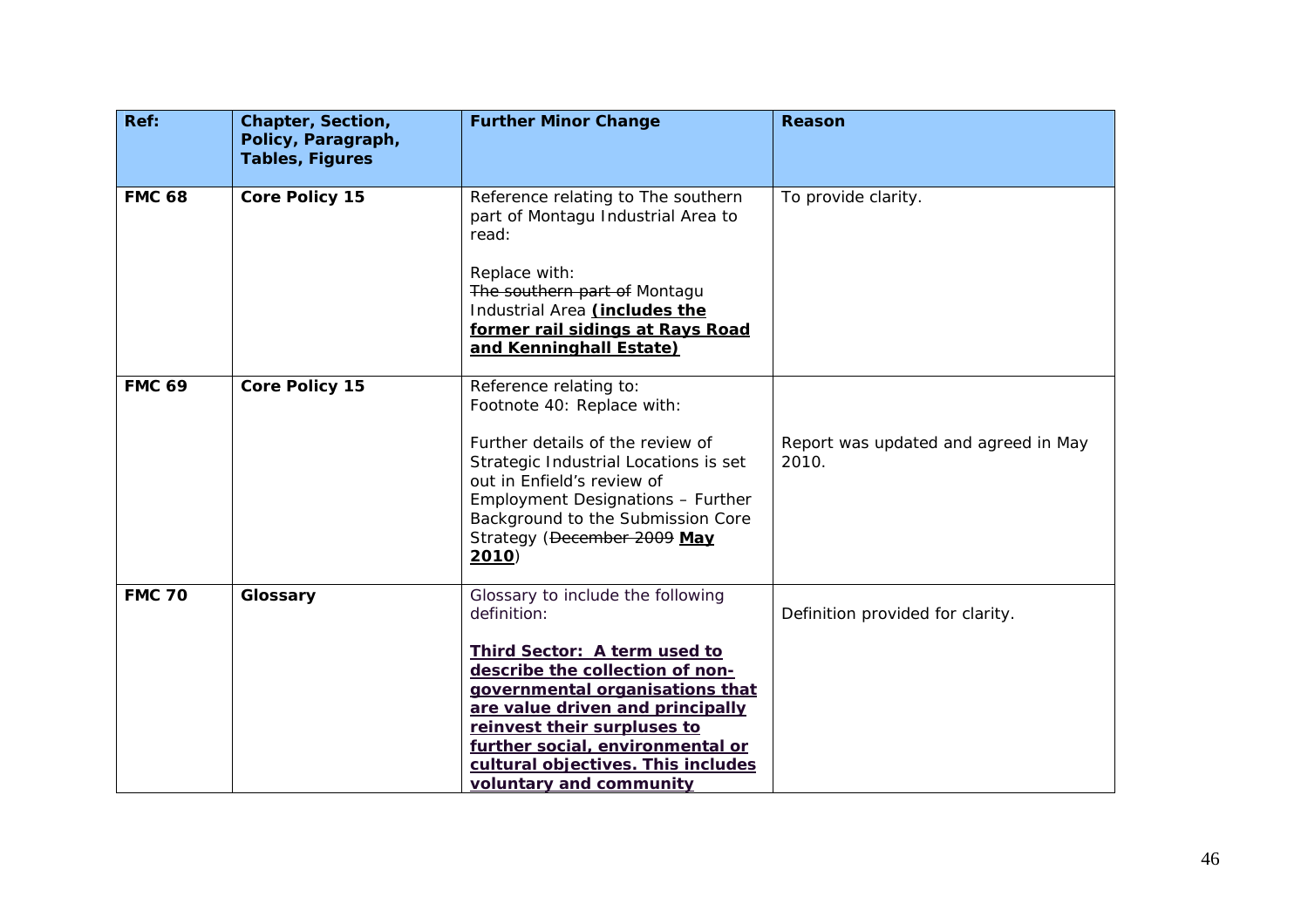| Ref: | Chapter, Section, Policy, Paragraph, Tables, Figures | Further Minor Change | Reason |
|---|---|---|---|
| **FMC 68** | **Core Policy 15** | Reference relating to The southern part of Montagu Industrial Area to read:<br><br>Replace with:<br>~~The southern part of~~ Montagu Industrial Area <u>**(includes the former rail sidings at Rays Road and Kenninghall Estate)**</u> | To provide clarity. |
| **FMC 69** | **Core Policy 15** | Reference relating to:<br>Footnote 40: Replace with:<br><br>Further details of the review of Strategic Industrial Locations is set out in Enfield's review of Employment Designations – Further Background to the Submission Core Strategy (~~December 2009~~ <u>**May 2010**</u>) | Report was updated and agreed in May 2010. |
| **FMC 70** | **Glossary** | Glossary to include the following definition:<br><br><u>**Third Sector: A term used to describe the collection of non-governmental organisations that are value driven and principally reinvest their surpluses to further social, environmental or cultural objectives. This includes voluntary and community**</u> | Definition provided for clarity. |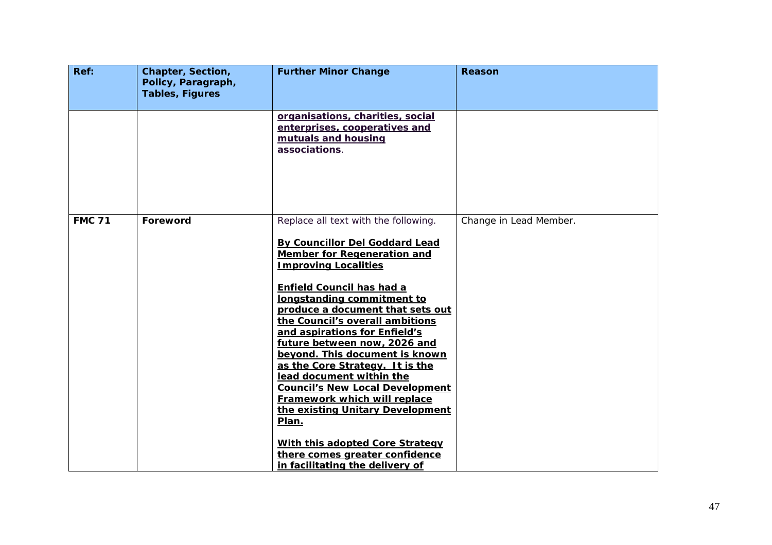| Ref: | Chapter, Section, Policy, Paragraph, Tables, Figures | Further Minor Change | Reason |
|---|---|---|---|
| | | **organisations, charities, social enterprises, cooperatives and mutuals and housing associations**. | |
| **FMC 71** | **Foreword** | Replace all text with the following.<br><br>**By Councillor Del Goddard Lead Member for Regeneration and Improving Localities**<br><br>**Enfield Council has had a longstanding commitment to produce a document that sets out the Council's overall ambitions and aspirations for Enfield's future between now, 2026 and beyond. This document is known as the Core Strategy. It is the lead document within the Council's New Local Development Framework which will replace the existing Unitary Development Plan.**<br><br>**With this adopted Core Strategy there comes greater confidence in facilitating the delivery of** | Change in Lead Member. |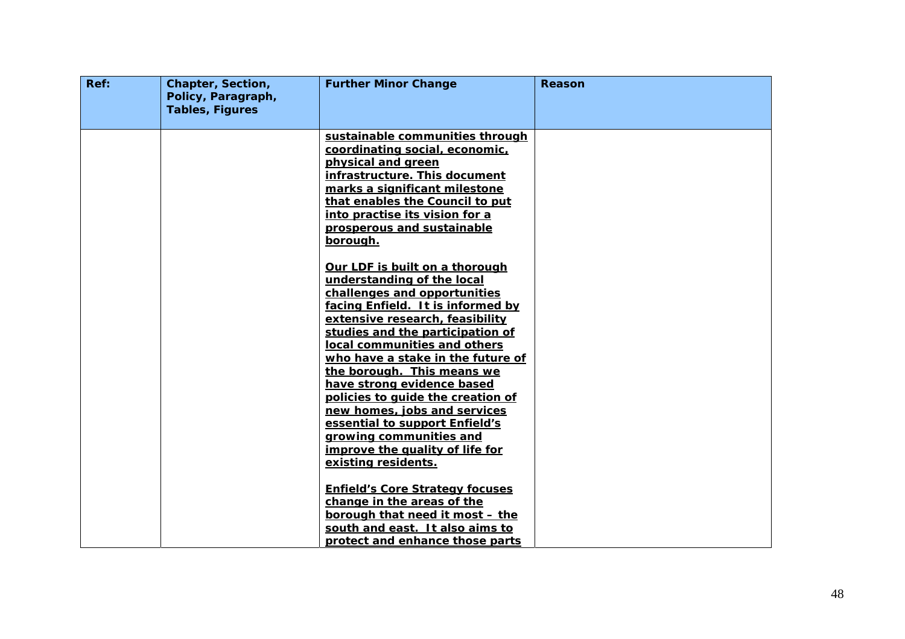| Ref: | Chapter, Section, Policy, Paragraph, Tables, Figures | Further Minor Change | Reason |
|---|---|---|---|
| | | <u>**sustainable communities through coordinating social, economic, physical and green infrastructure. This document marks a significant milestone that enables the Council to put into practise its vision for a prosperous and sustainable borough.**</u><br><br><u>**Our LDF is built on a thorough understanding of the local challenges and opportunities facing Enfield. It is informed by extensive research, feasibility studies and the participation of local communities and others who have a stake in the future of the borough. This means we have strong evidence based policies to guide the creation of new homes, jobs and services essential to support Enfield's growing communities and improve the quality of life for existing residents.**</u><br><br><u>**Enfield's Core Strategy focuses change in the areas of the borough that need it most – the south and east. It also aims to protect and enhance those parts**</u> | |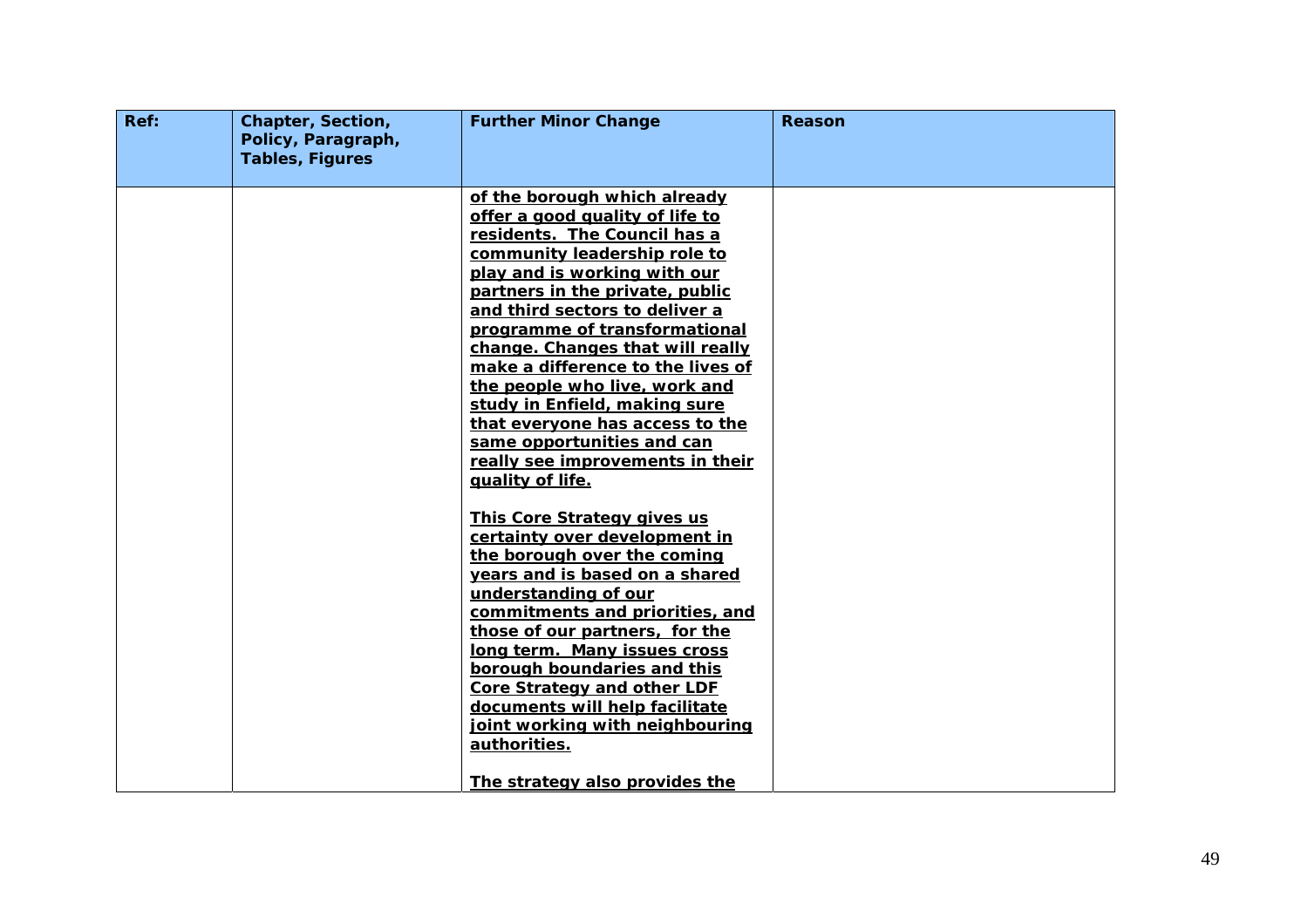| Ref: | Chapter, Section, Policy, Paragraph, Tables, Figures | Further Minor Change | Reason |
|---|---|---|---|
| | | <u>**of the borough which already offer a good quality of life to residents. The Council has a community leadership role to play and is working with our partners in the private, public and third sectors to deliver a programme of transformational change. Changes that will really make a difference to the lives of the people who live, work and study in Enfield, making sure that everyone has access to the same opportunities and can really see improvements in their quality of life.**</u><br><br><u>**This Core Strategy gives us certainty over development in the borough over the coming years and is based on a shared understanding of our commitments and priorities, and those of our partners, for the long term. Many issues cross borough boundaries and this Core Strategy and other LDF documents will help facilitate joint working with neighbouring authorities.**</u><br><br><u>**The strategy also provides the**</u> | |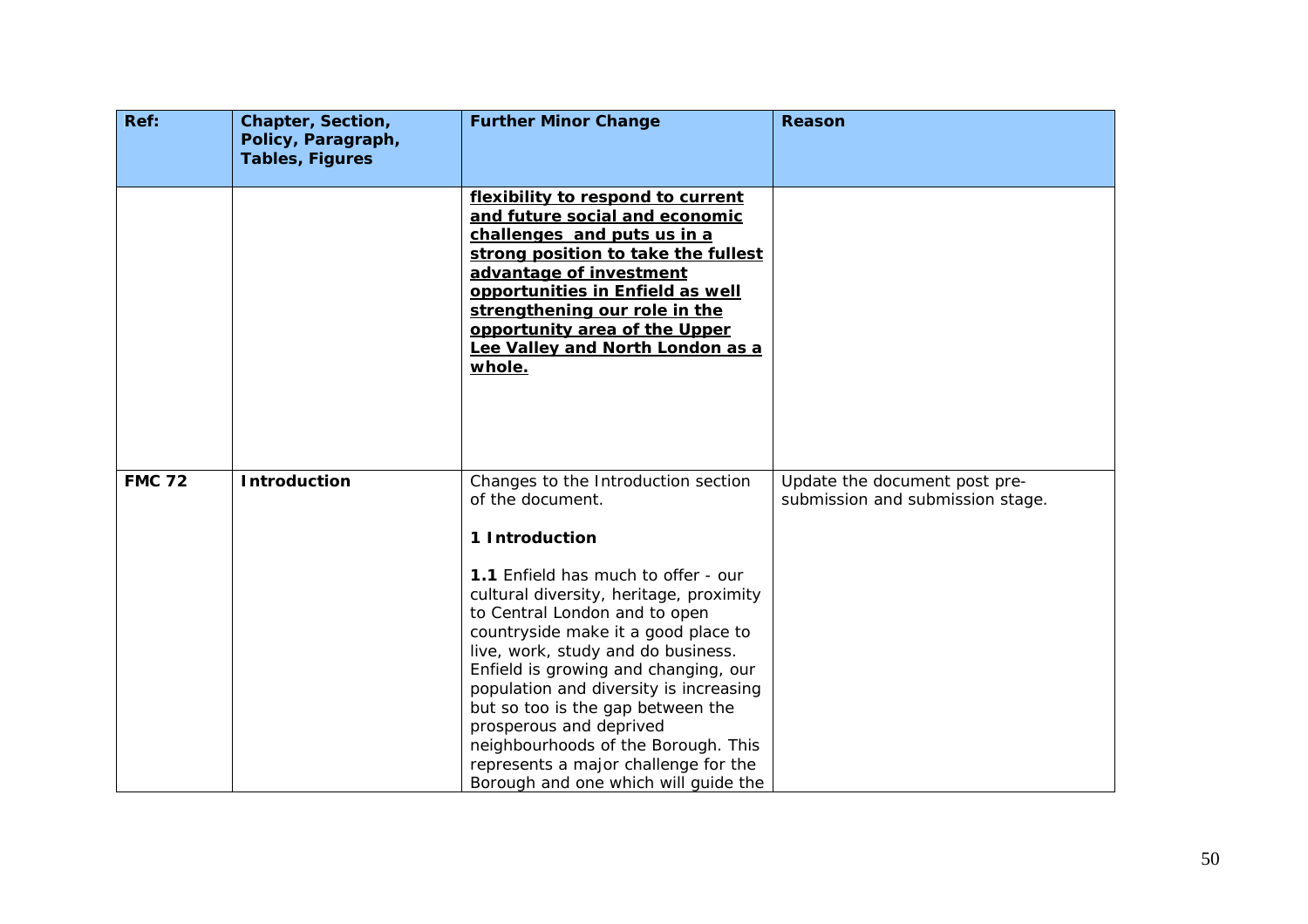| Ref: | Chapter, Section, Policy, Paragraph, Tables, Figures | Further Minor Change | Reason |
|---|---|---|---|
| | | **<u>flexibility to respond to current and future social and economic challenges and puts us in a strong position to take the fullest advantage of investment opportunities in Enfield as well strengthening our role in the opportunity area of the Upper Lee Valley and North London as a whole.</u>** | |
| **FMC 72** | **Introduction** | Changes to the Introduction section of the document.<br><br>**1 Introduction**<br><br>**1.1** Enfield has much to offer - our cultural diversity, heritage, proximity to Central London and to open countryside make it a good place to live, work, study and do business. Enfield is growing and changing, our population and diversity is increasing but so too is the gap between the prosperous and deprived neighbourhoods of the Borough. This represents a major challenge for the Borough and one which will guide the | Update the document post pre-submission and submission stage. |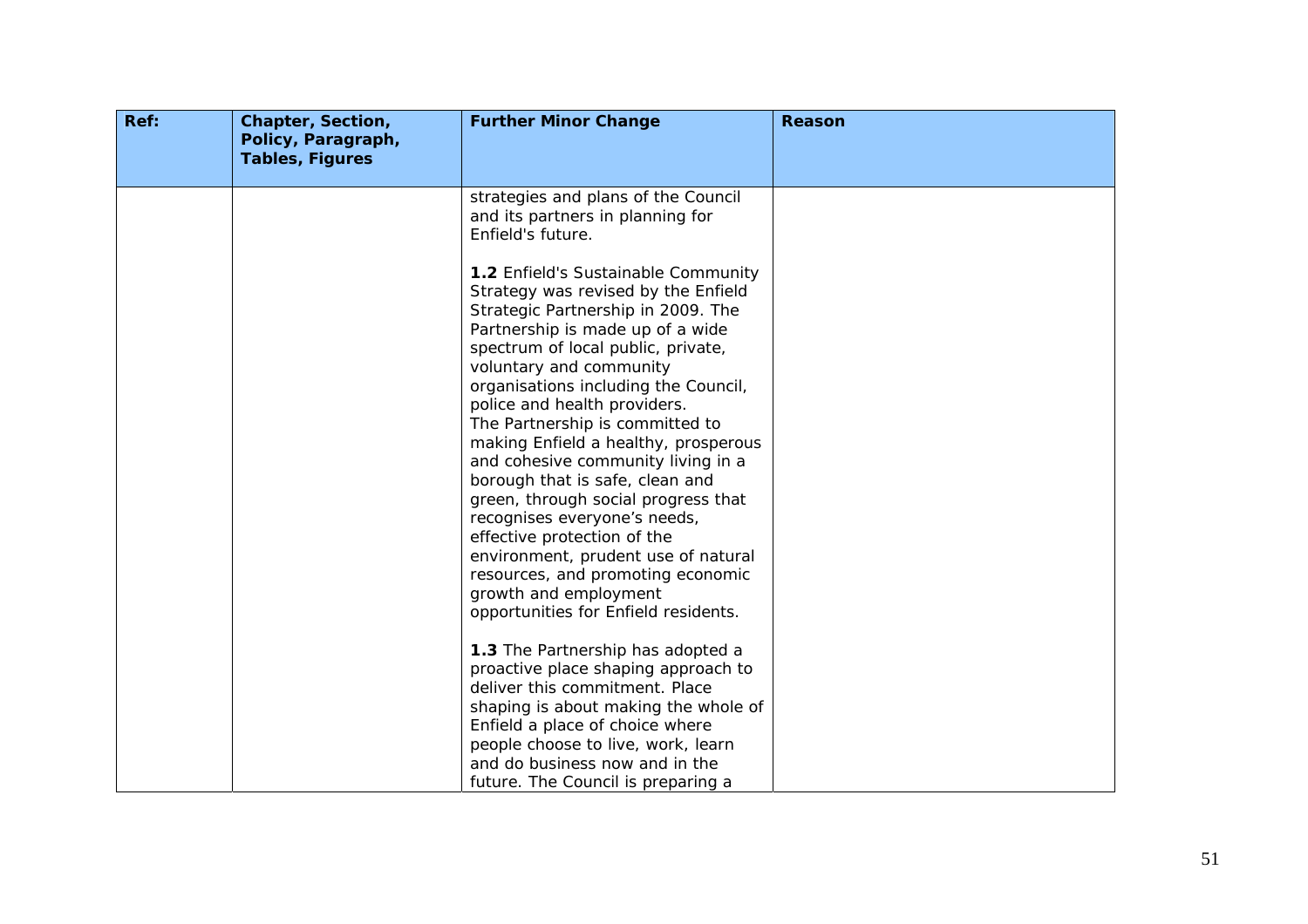| Ref: | Chapter, Section, Policy, Paragraph, Tables, Figures | Further Minor Change | Reason |
|---|---|---|---|
| | | strategies and plans of the Council and its partners in planning for Enfield's future.<br><br>**1.2** Enfield's Sustainable Community Strategy was revised by the Enfield Strategic Partnership in 2009. The Partnership is made up of a wide spectrum of local public, private, voluntary and community organisations including the Council, police and health providers. The Partnership is committed to making Enfield a healthy, prosperous and cohesive community living in a borough that is safe, clean and green, through social progress that recognises everyone's needs, effective protection of the environment, prudent use of natural resources, and promoting economic growth and employment opportunities for Enfield residents.<br><br>**1.3** The Partnership has adopted a proactive place shaping approach to deliver this commitment. Place shaping is about making the whole of Enfield a place of choice where people choose to live, work, learn and do business now and in the future. The Council is preparing a | |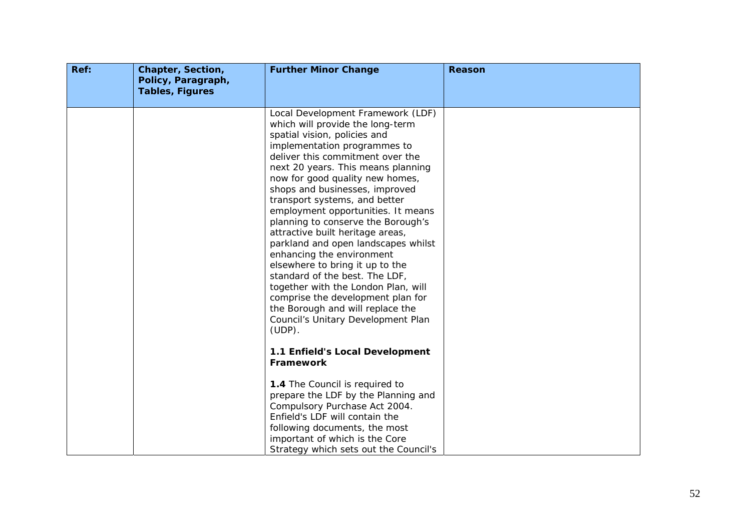| Ref: | Chapter, Section, Policy, Paragraph, Tables, Figures | Further Minor Change | Reason |
|---|---|---|---|
| | | Local Development Framework (LDF) which will provide the long-term spatial vision, policies and implementation programmes to deliver this commitment over the next 20 years. This means planning now for good quality new homes, shops and businesses, improved transport systems, and better employment opportunities. It means planning to conserve the Borough's attractive built heritage areas, parkland and open landscapes whilst enhancing the environment elsewhere to bring it up to the standard of the best. The LDF, together with the London Plan, will comprise the development plan for the Borough and will replace the Council's Unitary Development Plan (UDP).<br><br>**1.1 Enfield's Local Development Framework**<br><br>**1.4** The Council is required to prepare the LDF by the Planning and Compulsory Purchase Act 2004. Enfield's LDF will contain the following documents, the most important of which is the Core Strategy which sets out the Council's | |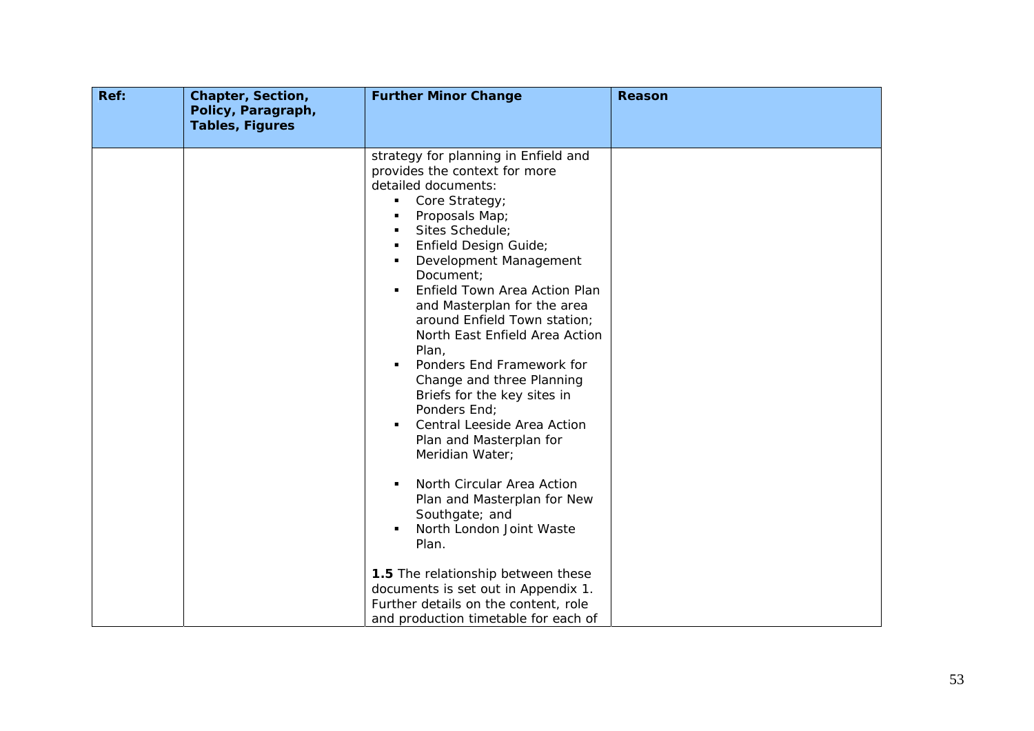| Ref: | Chapter, Section, Policy, Paragraph, Tables, Figures | Further Minor Change | Reason |
|---|---|---|---|
| | | strategy for planning in Enfield and provides the context for more detailed documents:<br>▪ Core Strategy;<br>▪ Proposals Map;<br>▪ Sites Schedule;<br>▪ Enfield Design Guide;<br>▪ Development Management Document;<br>▪ Enfield Town Area Action Plan and Masterplan for the area around Enfield Town station; North East Enfield Area Action Plan,<br>▪ Ponders End Framework for Change and three Planning Briefs for the key sites in Ponders End;<br>▪ Central Leeside Area Action Plan and Masterplan for Meridian Water;<br><br>▪ North Circular Area Action Plan and Masterplan for New Southgate; and<br>▪ North London Joint Waste Plan.<br><br>**1.5** The relationship between these documents is set out in Appendix 1. Further details on the content, role and production timetable for each of | |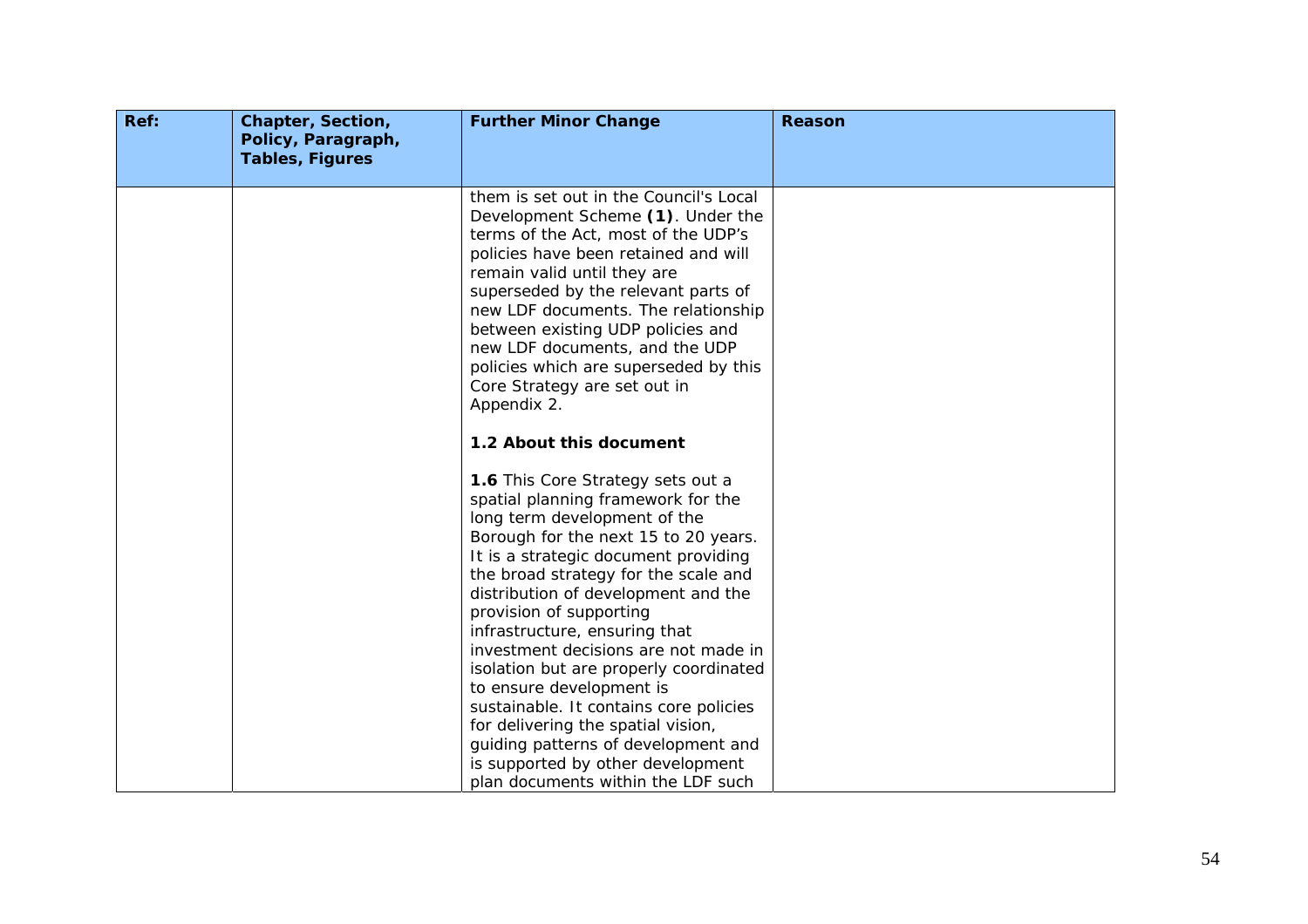| Ref: | Chapter, Section, Policy, Paragraph, Tables, Figures | Further Minor Change | Reason |
|---|---|---|---|
| | | them is set out in the Council's Local Development Scheme **(1)**. Under the terms of the Act, most of the UDP's policies have been retained and will remain valid until they are superseded by the relevant parts of new LDF documents. The relationship between existing UDP policies and new LDF documents, and the UDP policies which are superseded by this Core Strategy are set out in Appendix 2.<br><br>**1.2 About this document**<br><br>**1.6** This Core Strategy sets out a spatial planning framework for the long term development of the Borough for the next 15 to 20 years. It is a strategic document providing the broad strategy for the scale and distribution of development and the provision of supporting infrastructure, ensuring that investment decisions are not made in isolation but are properly coordinated to ensure development is sustainable. It contains core policies for delivering the spatial vision, guiding patterns of development and is supported by other development plan documents within the LDF such | |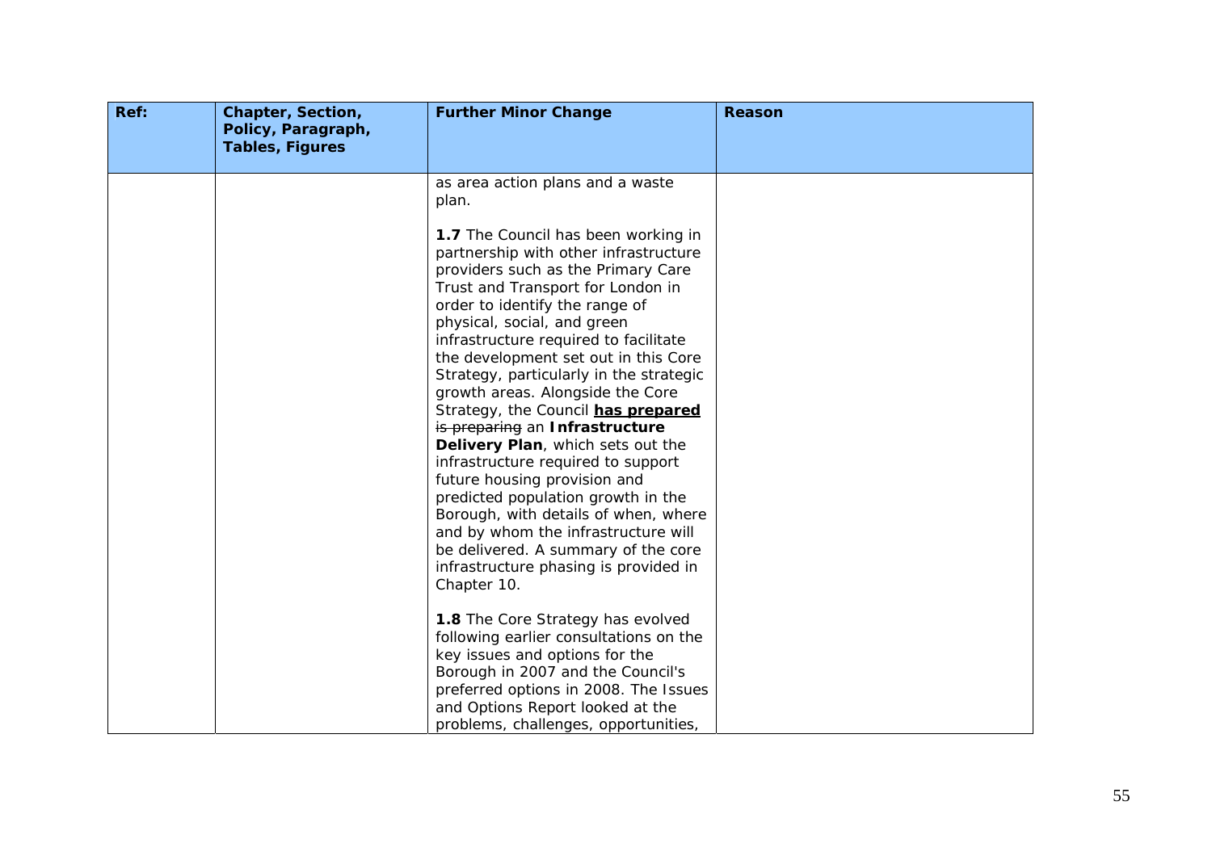| Ref: | Chapter, Section, Policy, Paragraph, Tables, Figures | Further Minor Change | Reason |
|---|---|---|---|
| | | as area action plans and a waste plan.<br><br>**1.7** The Council has been working in partnership with other infrastructure providers such as the Primary Care Trust and Transport for London in order to identify the range of physical, social, and green infrastructure required to facilitate the development set out in this Core Strategy, particularly in the strategic growth areas. Alongside the Core Strategy, the Council **<u>has prepared</u>** ~~is preparing~~ an **Infrastructure Delivery Plan**, which sets out the infrastructure required to support future housing provision and predicted population growth in the Borough, with details of when, where and by whom the infrastructure will be delivered. A summary of the core infrastructure phasing is provided in Chapter 10.<br><br>**1.8** The Core Strategy has evolved following earlier consultations on the key issues and options for the Borough in 2007 and the Council's preferred options in 2008. The Issues and Options Report looked at the problems, challenges, opportunities, | |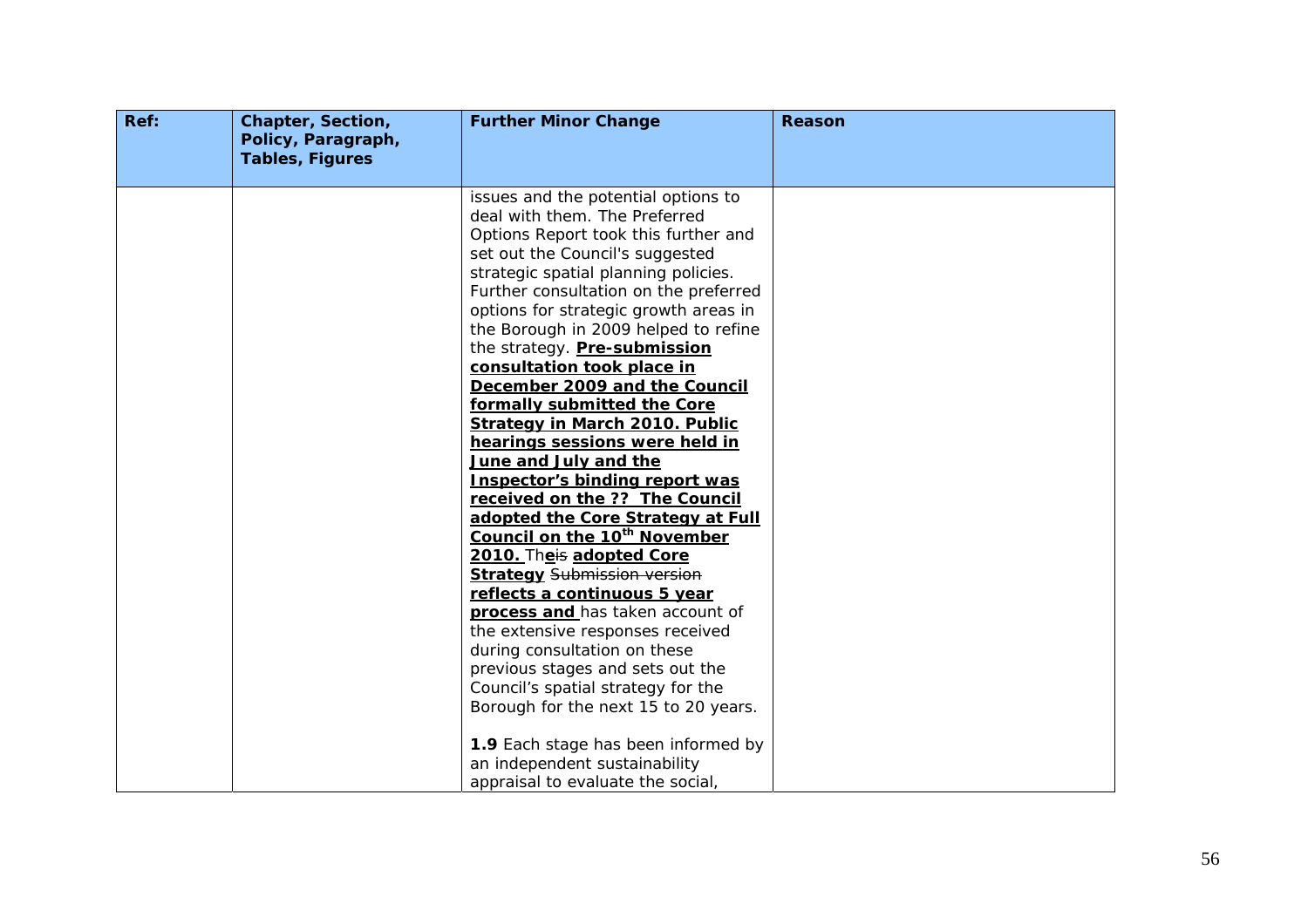| Ref: | Chapter, Section, Policy, Paragraph, Tables, Figures | Further Minor Change | Reason |
|---|---|---|---|
| | | issues and the potential options to deal with them. The Preferred Options Report took this further and set out the Council's suggested strategic spatial planning policies. Further consultation on the preferred options for strategic growth areas in the Borough in 2009 helped to refine the strategy. **Pre-submission consultation took place in December 2009 and the Council formally submitted the Core Strategy in March 2010. Public hearings sessions were held in June and July and the Inspector's binding report was received on the ?? The Council adopted the Core Strategy at Full Council on the 10th November 2010.** Th**e**~~is~~ **adopted Core Strategy** ~~Submission version~~ **reflects a continuous 5 year process and** has taken account of the extensive responses received during consultation on these previous stages and sets out the Council's spatial strategy for the Borough for the next 15 to 20 years.<br><br>**1.9** Each stage has been informed by an independent sustainability appraisal to evaluate the social, | |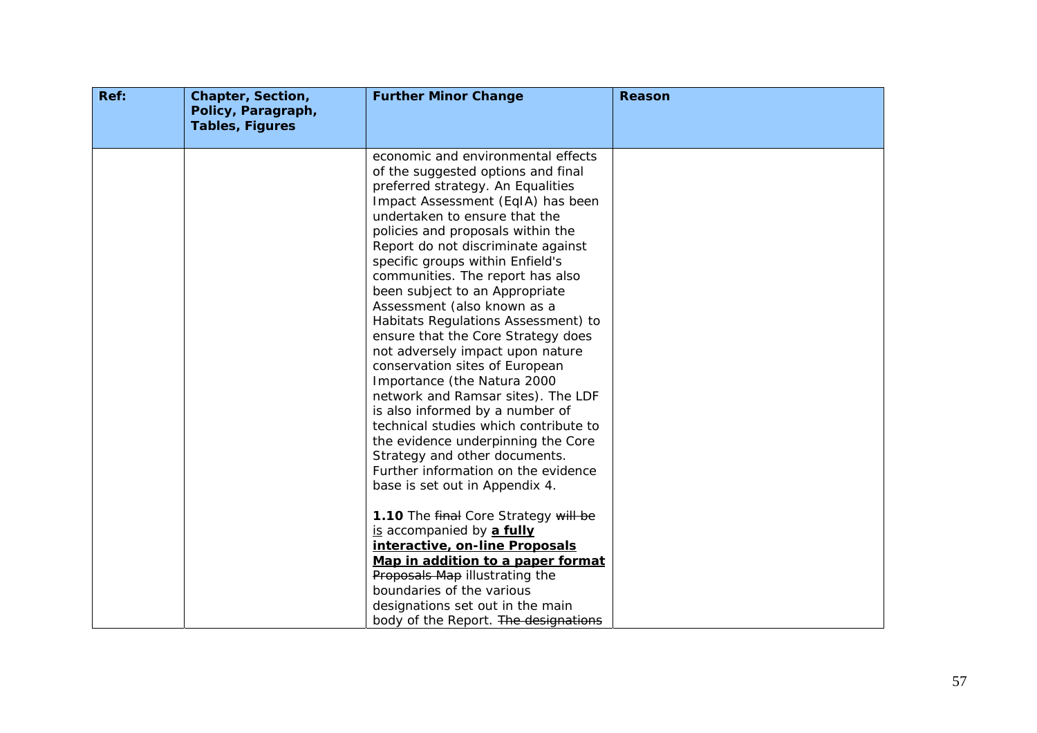| Ref: | Chapter, Section, Policy, Paragraph, Tables, Figures | Further Minor Change | Reason |
|---|---|---|---|
| | | economic and environmental effects of the suggested options and final preferred strategy. An Equalities Impact Assessment (EqIA) has been undertaken to ensure that the policies and proposals within the Report do not discriminate against specific groups within Enfield's communities. The report has also been subject to an Appropriate Assessment (also known as a Habitats Regulations Assessment) to ensure that the Core Strategy does not adversely impact upon nature conservation sites of European Importance (the Natura 2000 network and Ramsar sites). The LDF is also informed by a number of technical studies which contribute to the evidence underpinning the Core Strategy and other documents. Further information on the evidence base is set out in Appendix 4.<br><br>**1.10** The ~~final~~ Core Strategy ~~will be~~ <u>is</u> accompanied by <u>**a fully interactive, on-line Proposals Map in addition to a paper format**</u> ~~Proposals Map~~ illustrating the boundaries of the various designations set out in the main body of the Report. ~~The designations~~ | |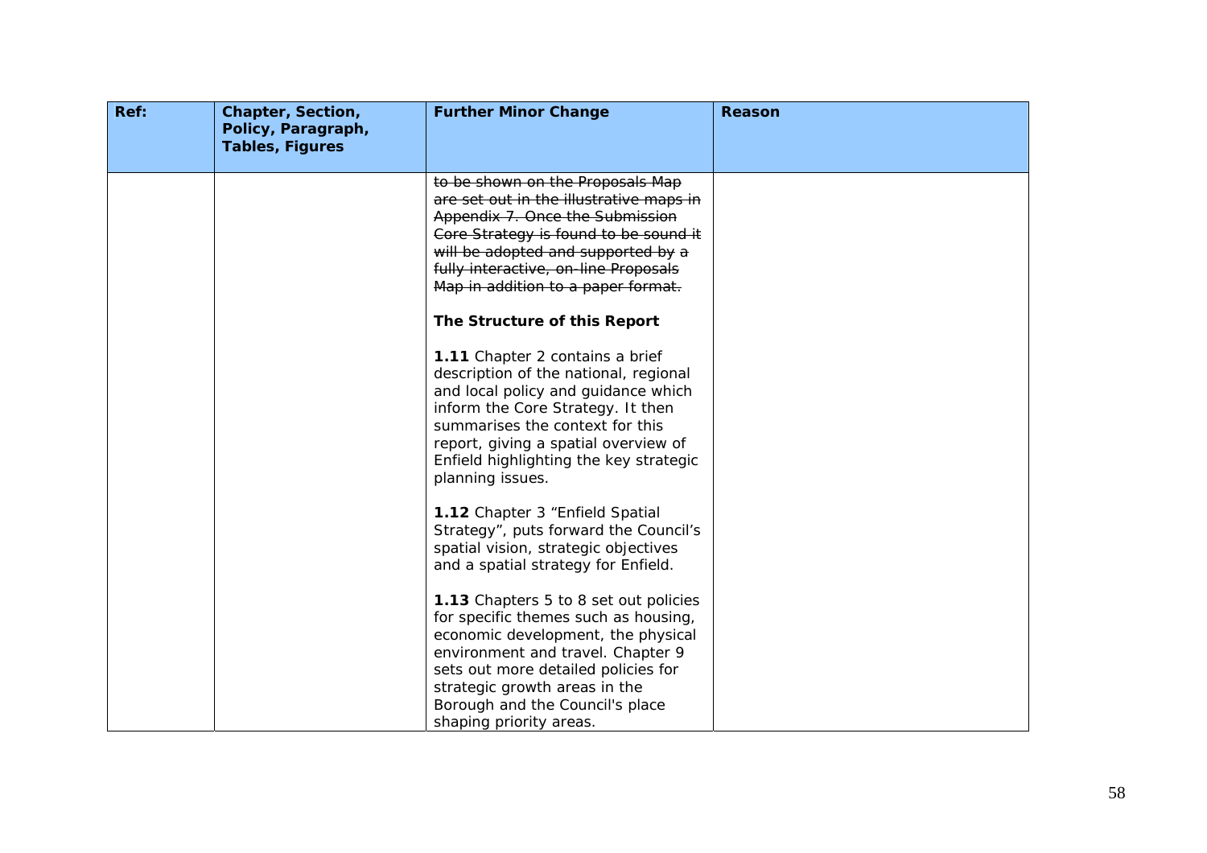| Ref: | Chapter, Section, Policy, Paragraph, Tables, Figures | Further Minor Change | Reason |
|---|---|---|---|
| | | ~~to be shown on the Proposals Map are set out in the illustrative maps in Appendix 7. Once the Submission Core Strategy is found to be sound it will be adopted and supported by a fully interactive, on-line Proposals Map in addition to a paper format.~~<br><br>**The Structure of this Report**<br><br>**1.11** Chapter 2 contains a brief description of the national, regional and local policy and guidance which inform the Core Strategy. It then summarises the context for this report, giving a spatial overview of Enfield highlighting the key strategic planning issues.<br><br>**1.12** Chapter 3 "Enfield Spatial Strategy", puts forward the Council's spatial vision, strategic objectives and a spatial strategy for Enfield.<br><br>**1.13** Chapters 5 to 8 set out policies for specific themes such as housing, economic development, the physical environment and travel. Chapter 9 sets out more detailed policies for strategic growth areas in the Borough and the Council's place shaping priority areas. | |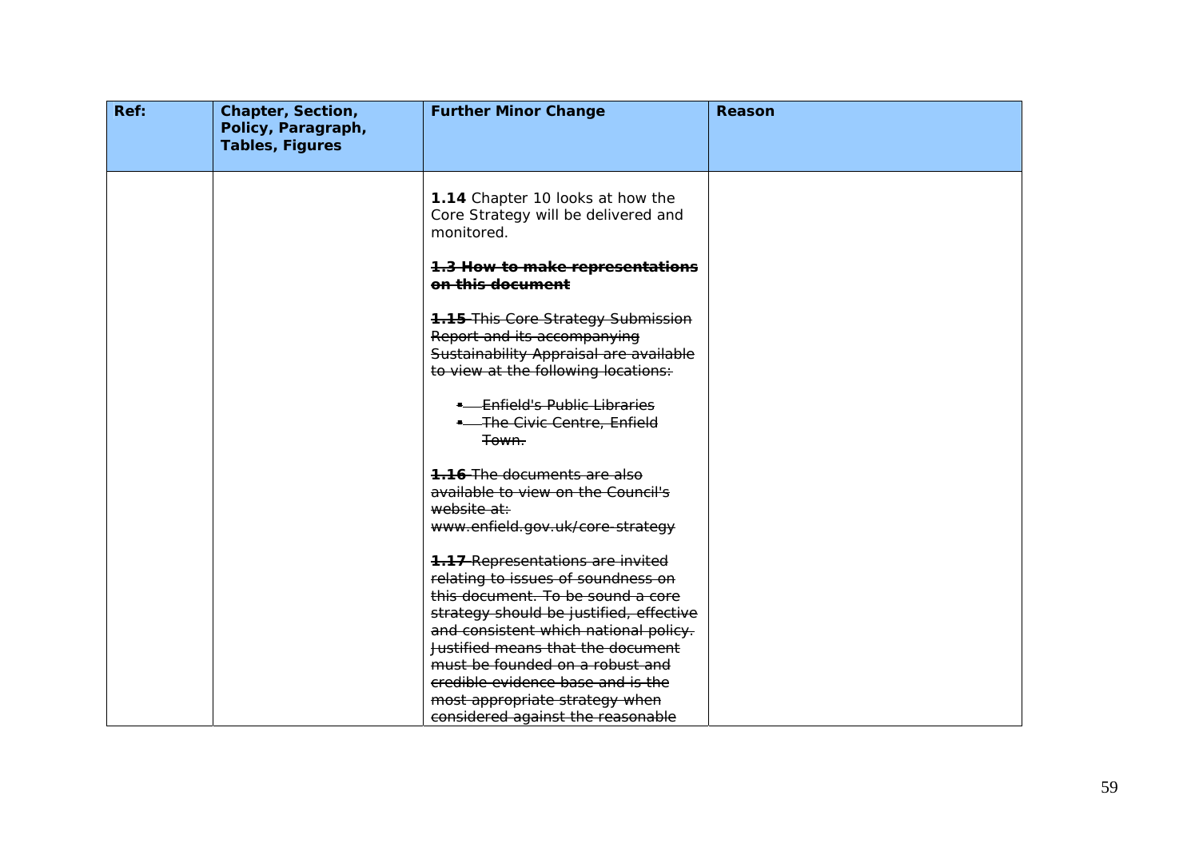| Ref: | Chapter, Section, Policy, Paragraph, Tables, Figures | Further Minor Change | Reason |
|---|---|---|---|
| | | **1.14** Chapter 10 looks at how the Core Strategy will be delivered and monitored.<br><br>~~**1.3 How to make representations on this document**~~<br><br>~~**1.15** This Core Strategy Submission Report and its accompanying Sustainability Appraisal are available to view at the following locations:~~<br><br>• ~~Enfield's Public Libraries~~<br>• ~~The Civic Centre, Enfield Town.~~<br><br>~~**1.16** The documents are also available to view on the Council's website at: www.enfield.gov.uk/core-strategy~~<br><br>~~**1.17** Representations are invited relating to issues of soundness on this document. To be sound a core strategy should be justified, effective and consistent which national policy. Justified means that the document must be founded on a robust and credible evidence base and is the most appropriate strategy when considered against the reasonable~~ | |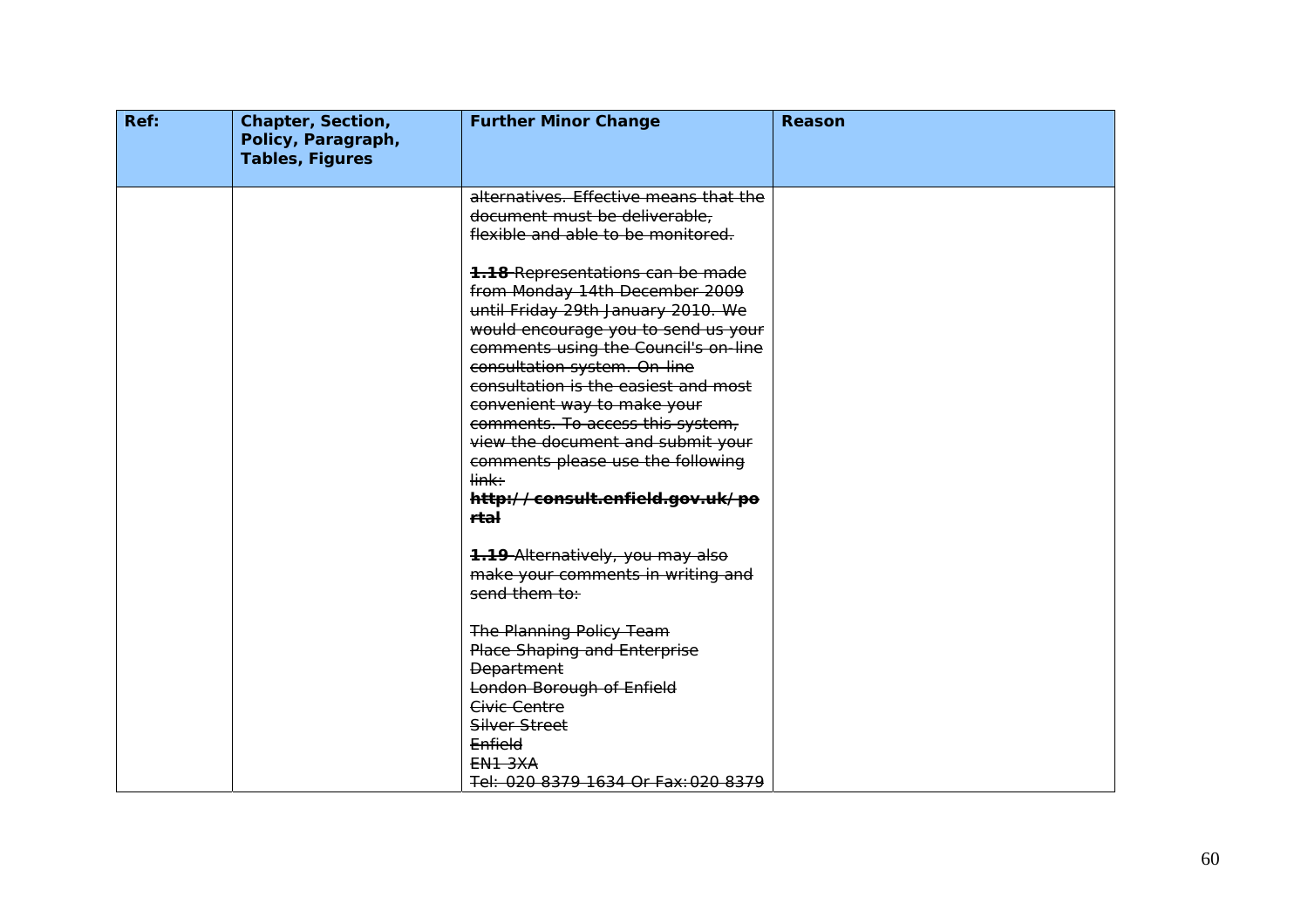| Ref: | Chapter, Section, Policy, Paragraph, Tables, Figures | Further Minor Change | Reason |
|---|---|---|---|
| | | ~~alternatives. Effective means that the document must be deliverable, flexible and able to be monitored.~~<br><br>~~**1.18** Representations can be made from Monday 14th December 2009 until Friday 29th January 2010. We would encourage you to send us your comments using the Council's on-line consultation system. On-line consultation is the easiest and most convenient way to make your comments. To access this system, view the document and submit your comments please use the following link:~~<br>~~**http://consult.enfield.gov.uk/portal**~~<br><br>~~**1.19** Alternatively, you may also make your comments in writing and send them to:~~<br><br>~~The Planning Policy Team~~<br>~~Place Shaping and Enterprise Department~~<br>~~London Borough of Enfield~~<br>~~Civic Centre~~<br>~~Silver Street~~<br>~~Enfield~~<br>~~EN1 3XA~~<br>~~Tel: 020 8379 1634 Or Fax:020 8379~~ | |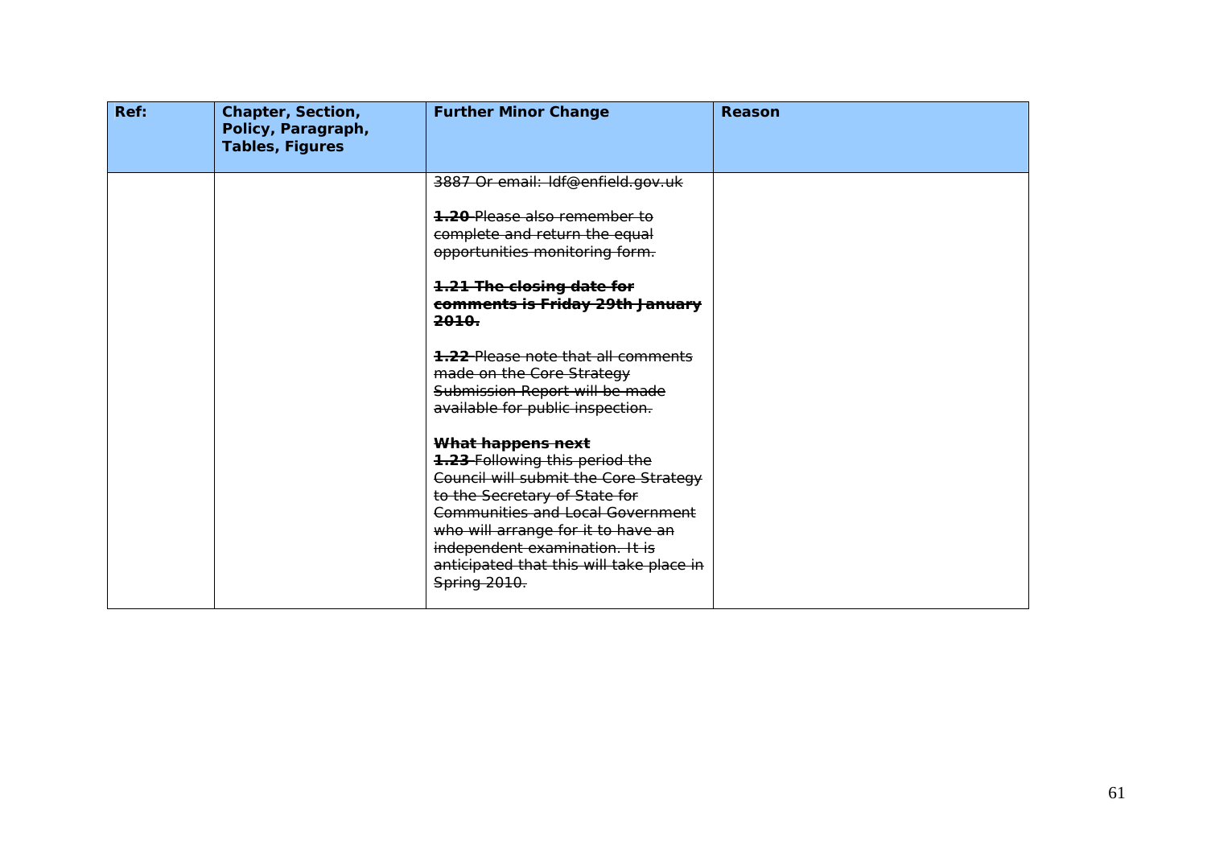| Ref: | Chapter, Section, Policy, Paragraph, Tables, Figures | Further Minor Change | Reason |
|---|---|---|---|
| | | ~~3887 Or email: ldf@enfield.gov.uk~~<br><br>~~**1.20** Please also remember to complete and return the equal opportunities monitoring form.~~<br><br>~~**1.21 The closing date for comments is Friday 29th January 2010.**~~<br><br>~~**1.22** Please note that all comments made on the Core Strategy Submission Report will be made available for public inspection.~~<br><br>~~**What happens next**~~<br>~~**1.23** Following this period the Council will submit the Core Strategy to the Secretary of State for Communities and Local Government who will arrange for it to have an independent examination. It is anticipated that this will take place in Spring 2010.~~ | |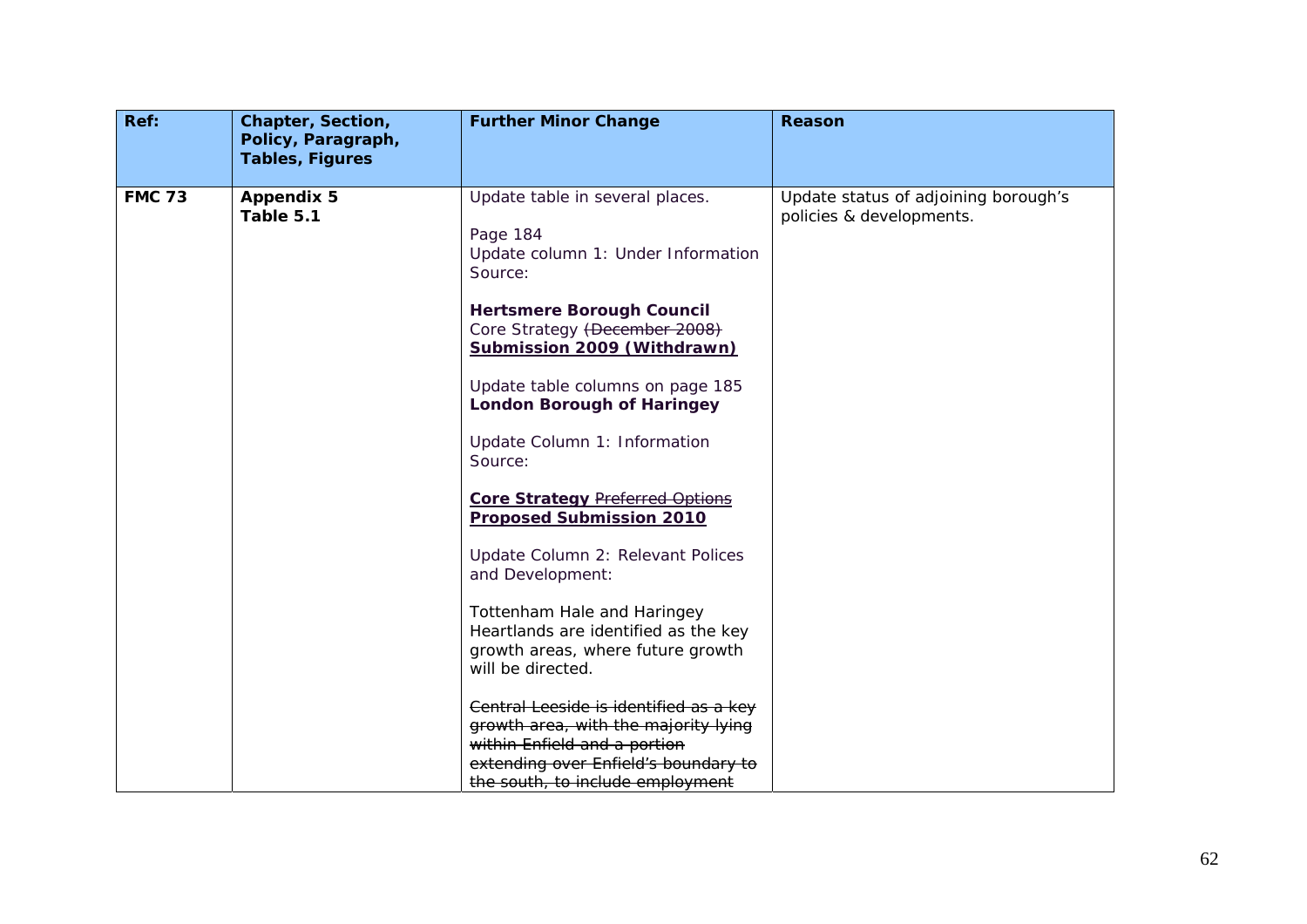| Ref: | Chapter, Section, Policy, Paragraph, Tables, Figures | Further Minor Change | Reason |
|---|---|---|---|
| **FMC 73** | **Appendix 5**<br>**Table 5.1** | Update table in several places.<br><br>Page 184<br>Update column 1: Under Information Source:<br><br>**Hertsmere Borough Council**<br>Core Strategy ~~(December 2008)~~ **<u>Submission 2009 (Withdrawn)</u>**<br><br>Update table columns on page 185<br>**London Borough of Haringey**<br><br>Update Column 1: Information Source:<br><br>**<u>Core Strategy</u>** ~~Preferred Options~~ **<u>Proposed Submission 2010</u>**<br><br>Update Column 2: Relevant Polices and Development:<br><br>Tottenham Hale and Haringey Heartlands are identified as the key growth areas, where future growth will be directed.<br><br>~~Central Leeside is identified as a key growth area, with the majority lying within Enfield and a portion extending over Enfield's boundary to the south, to include employment~~ | Update status of adjoining borough's policies & developments. |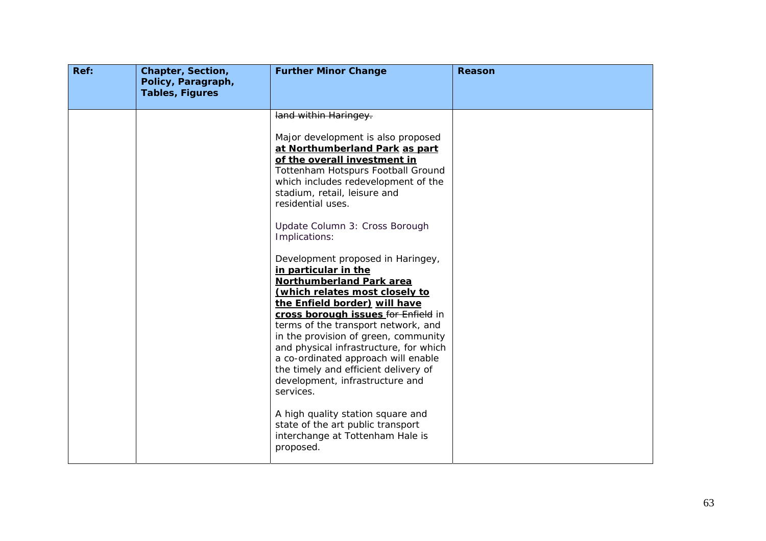| Ref: | Chapter, Section, Policy, Paragraph, Tables, Figures | Further Minor Change | Reason |
|---|---|---|---|
| | | ~~land within Haringey.~~<br><br>Major development is also proposed **<u>at Northumberland Park</u>** **<u>as part of the overall investment in</u>** Tottenham Hotspurs Football Ground which includes redevelopment of the stadium, retail, leisure and residential uses.<br><br>Update Column 3: Cross Borough Implications:<br><br>Development proposed in Haringey, **<u>in particular in the Northumberland Park area (which relates most closely to the Enfield border)</u>** **<u>will have cross borough issues</u>** ~~for Enfield~~ in terms of the transport network, and in the provision of green, community and physical infrastructure, for which a co-ordinated approach will enable the timely and efficient delivery of development, infrastructure and services.<br><br>A high quality station square and state of the art public transport interchange at Tottenham Hale is proposed. | |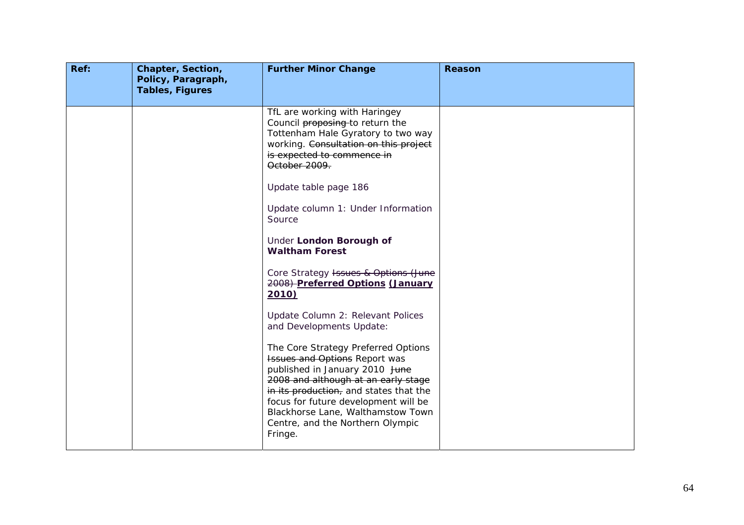| Ref: | Chapter, Section, Policy, Paragraph, Tables, Figures | Further Minor Change | Reason |
|---|---|---|---|
| | | TfL are working with Haringey Council ~~proposing~~ to return the Tottenham Hale Gyratory to two way working. ~~Consultation on this project is expected to commence in October 2009.~~<br><br>Update table page 186<br><br>Update column 1: Under Information Source<br><br>Under **London Borough of Waltham Forest**<br><br>Core Strategy ~~Issues & Options (June 2008)~~ **<u>Preferred Options</u>** **<u>(January 2010)</u>**<br><br>Update Column 2: Relevant Polices and Developments Update:<br><br>The Core Strategy Preferred Options ~~Issues and Options~~ Report was published in January 2010 ~~June 2008 and although at an early stage in its production,~~ and states that the focus for future development will be Blackhorse Lane, Walthamstow Town Centre, and the Northern Olympic Fringe. | |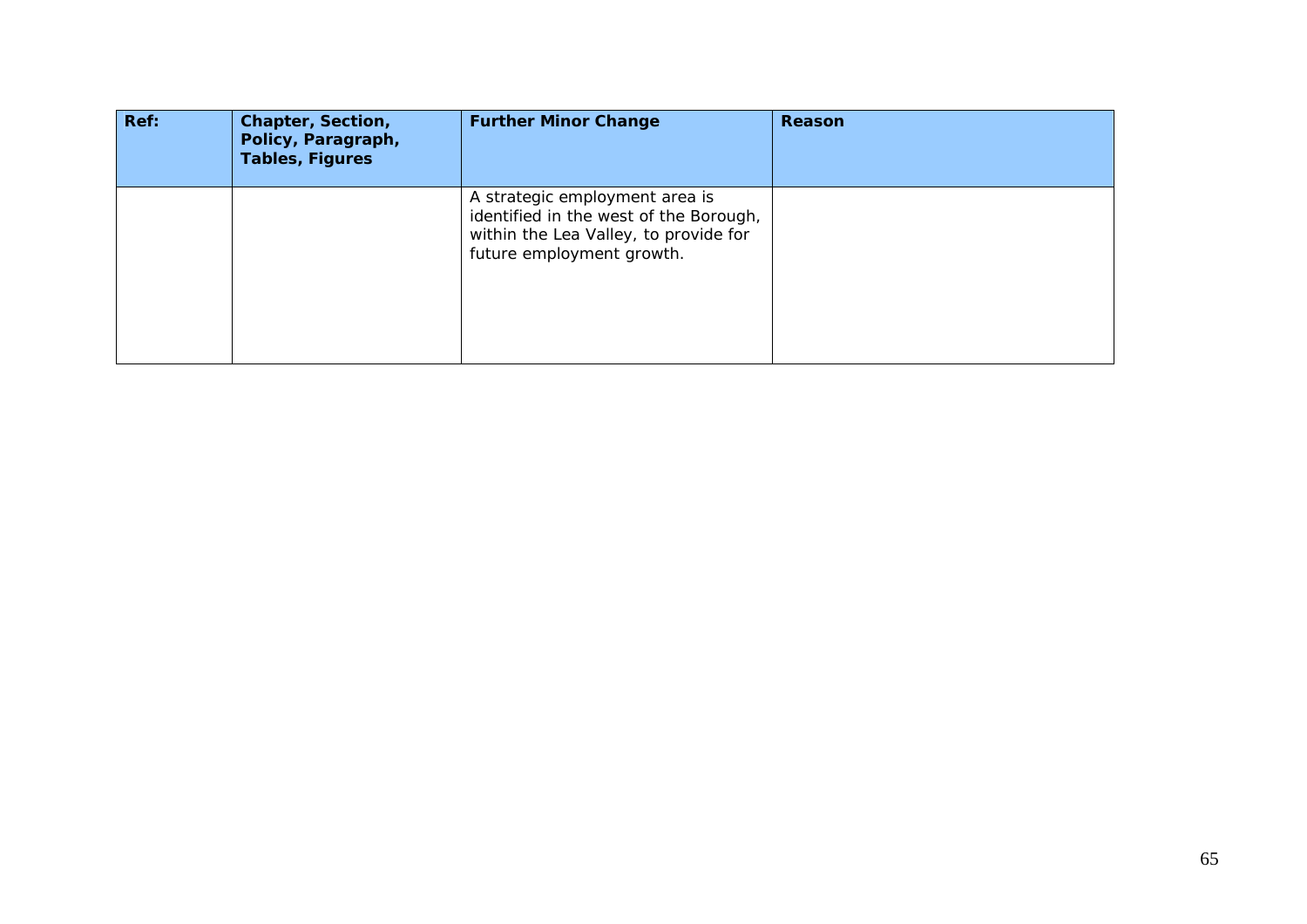| Ref: | Chapter, Section, Policy, Paragraph, Tables, Figures | Further Minor Change | Reason |
|---|---|---|---|
| | | A strategic employment area is identified in the west of the Borough, within the Lea Valley, to provide for future employment growth. | |